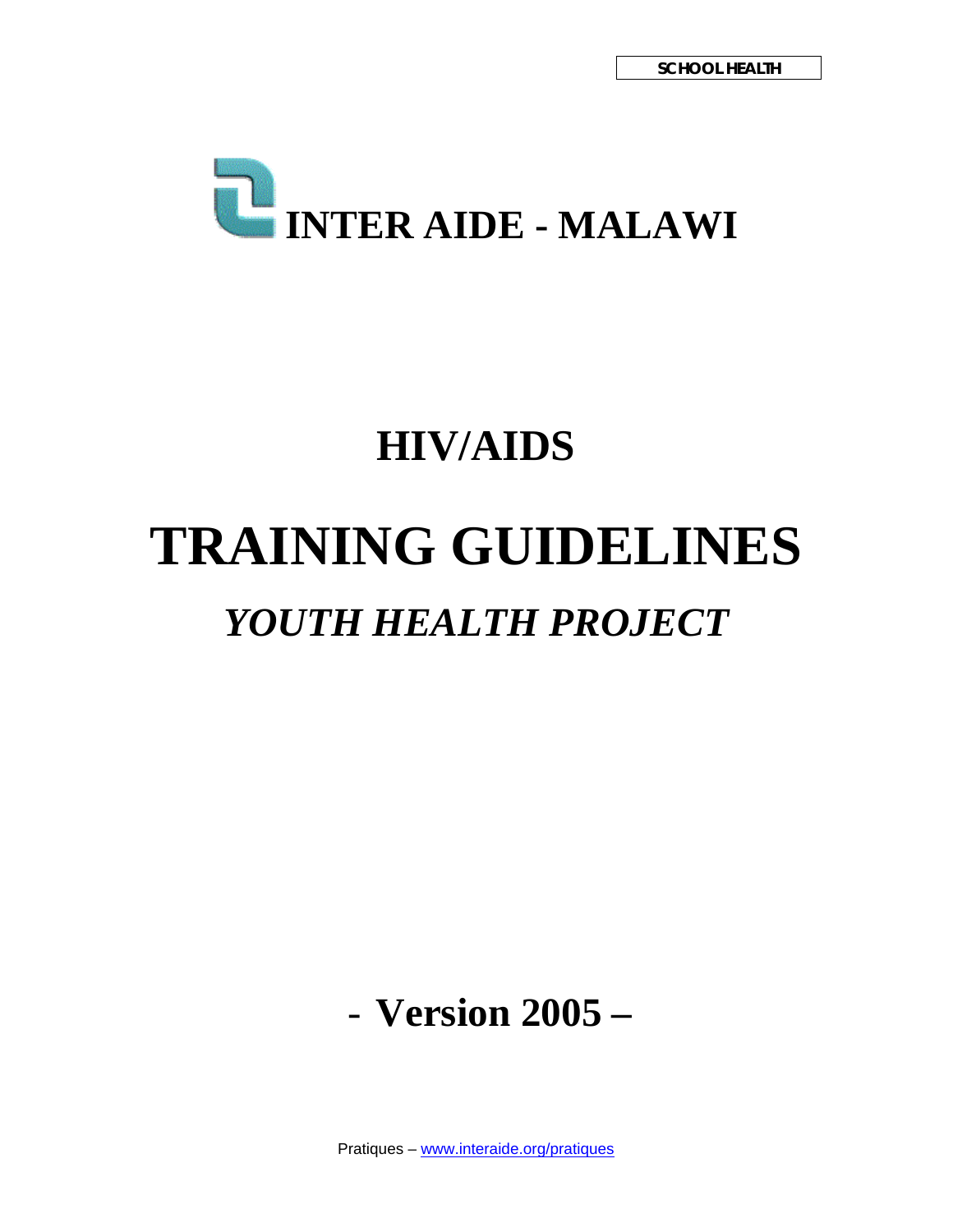SCHOOL HEALTH

# INTER AIDE - MALAWI

# HIV/AIDS

# TRAINING GUIDELINES

## *YOUTH HEALTH PROJECT*

**- Version 2005 –**

Pratiques – [www.interaide.org/pratiques](www.interaide.org/pratiques)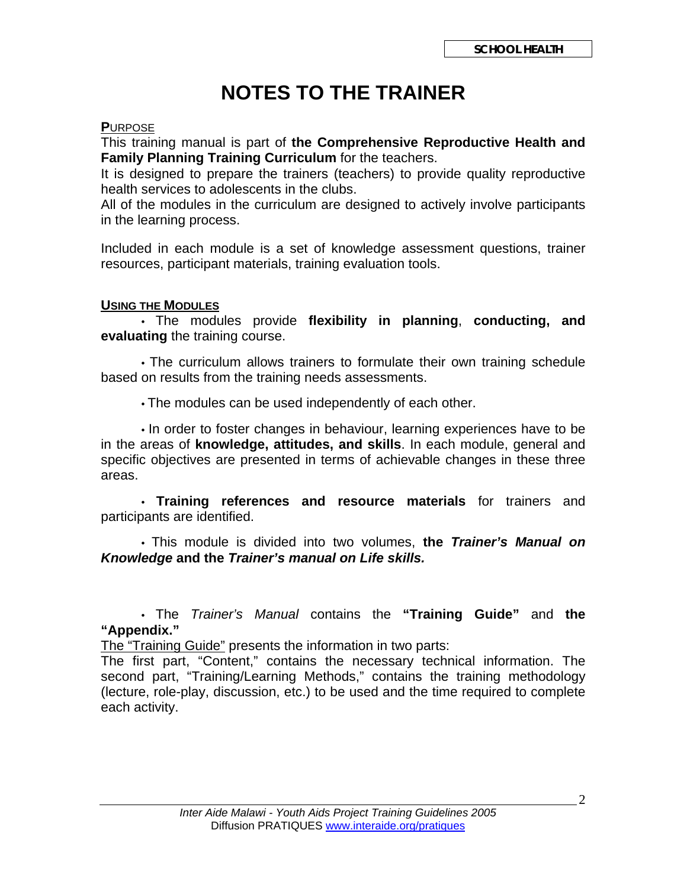# NOTES TO THE TRAINER

**PURPOSE**

This training manual is part of **the Comprehensive Reproductive Health and Family Planning Training Curriculum** for the teachers.

It is designed to prepare the trainers (teachers) to provide quality reproductive health services to adolescents in the clubs.

All of the modules in the curriculum are designed to actively involve participants in the learning process.

Included in each module is a set of knowledge assessment questions, trainer resources, participant materials, training evaluation tools.

**USING THE MODULES**

- The modules provide **flexibility in planning**, **conducting, and evaluating** the training course.

- The curriculum allows trainers to formulate their own training schedule based on results from the training needs assessments.

- The modules can be used independently of each other.

- In order to foster changes in behaviour, learning experiences have to be in the areas of **knowledge, attitudes, and skills**. In each module, general and specific objectives are presented in terms of achievable changes in these three areas.

- **Training references and resource materials** for trainers and participants are identified.

- This module is divided into two volumes, **the *Trainer's Manual on Knowledge* and the *Trainer's manual on Life skills.***

- The *Trainer's Manual* contains the **"Training Guide"** and **the "Appendix."**

The "Training Guide" presents the information in two parts:

The first part, "Content," contains the necessary technical information. The second part, "Training/Learning Methods," contains the training methodology (lecture, role-play, discussion, etc.) to be used and the time required to complete each activity.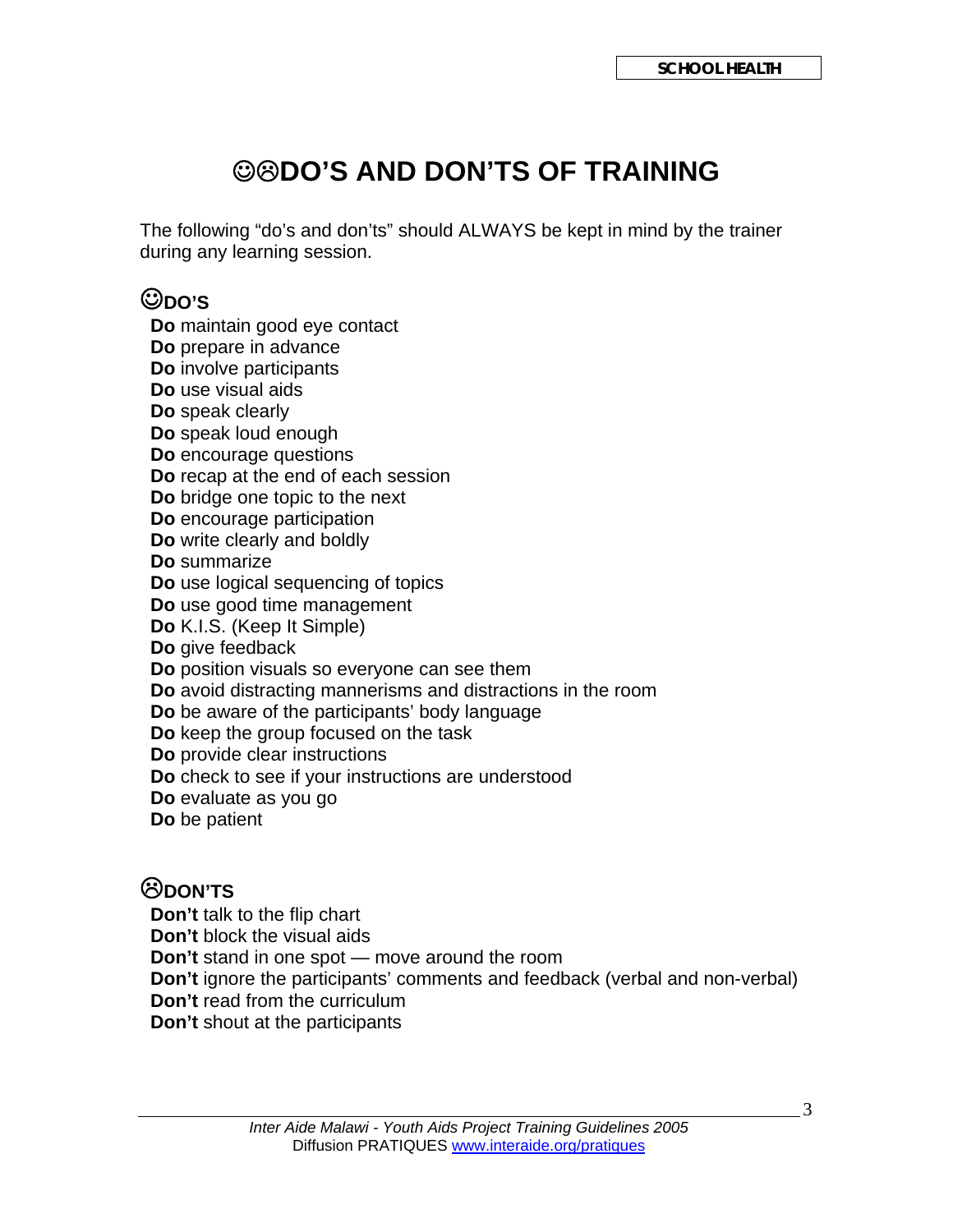# ☺☹DO'S AND DON'TS OF TRAINING

The following "do's and don'ts" should ALWAYS be kept in mind by the trainer during any learning session.

## ☺DO'S

**Do** maintain good eye contact
**Do** prepare in advance
**Do** involve participants
**Do** use visual aids
**Do** speak clearly
**Do** speak loud enough
**Do** encourage questions
**Do** recap at the end of each session
**Do** bridge one topic to the next
**Do** encourage participation
**Do** write clearly and boldly
**Do** summarize
**Do** use logical sequencing of topics
**Do** use good time management
**Do** K.I.S. (Keep It Simple)
**Do** give feedback
**Do** position visuals so everyone can see them
**Do** avoid distracting mannerisms and distractions in the room
**Do** be aware of the participants' body language
**Do** keep the group focused on the task
**Do** provide clear instructions
**Do** check to see if your instructions are understood
**Do** evaluate as you go
**Do** be patient

## ☹DON'TS

**Don't** talk to the flip chart
**Don't** block the visual aids
**Don't** stand in one spot — move around the room
**Don't** ignore the participants' comments and feedback (verbal and non-verbal)
**Don't** read from the curriculum
**Don't** shout at the participants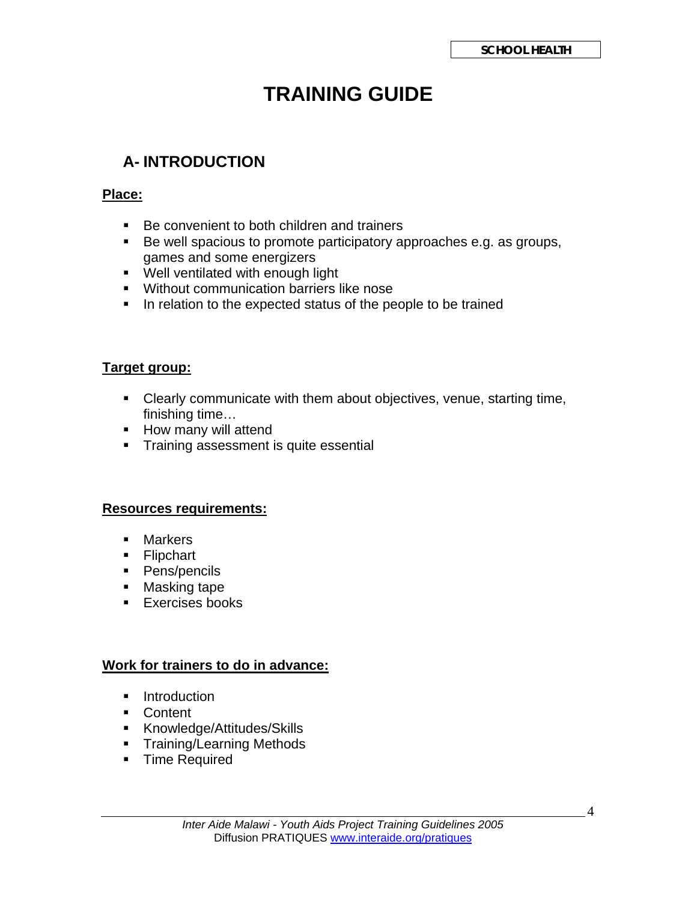# TRAINING GUIDE

## A- INTRODUCTION

**Place:**

- Be convenient to both children and trainers
- Be well spacious to promote participatory approaches e.g. as groups, games and some energizers
- Well ventilated with enough light
- Without communication barriers like nose
- In relation to the expected status of the people to be trained

**Target group:**

- Clearly communicate with them about objectives, venue, starting time, finishing time…
- How many will attend
- Training assessment is quite essential

**Resources requirements:**

- Markers
- Flipchart
- Pens/pencils
- Masking tape
- Exercises books

**Work for trainers to do in advance:**

- Introduction
- Content
- Knowledge/Attitudes/Skills
- Training/Learning Methods
- Time Required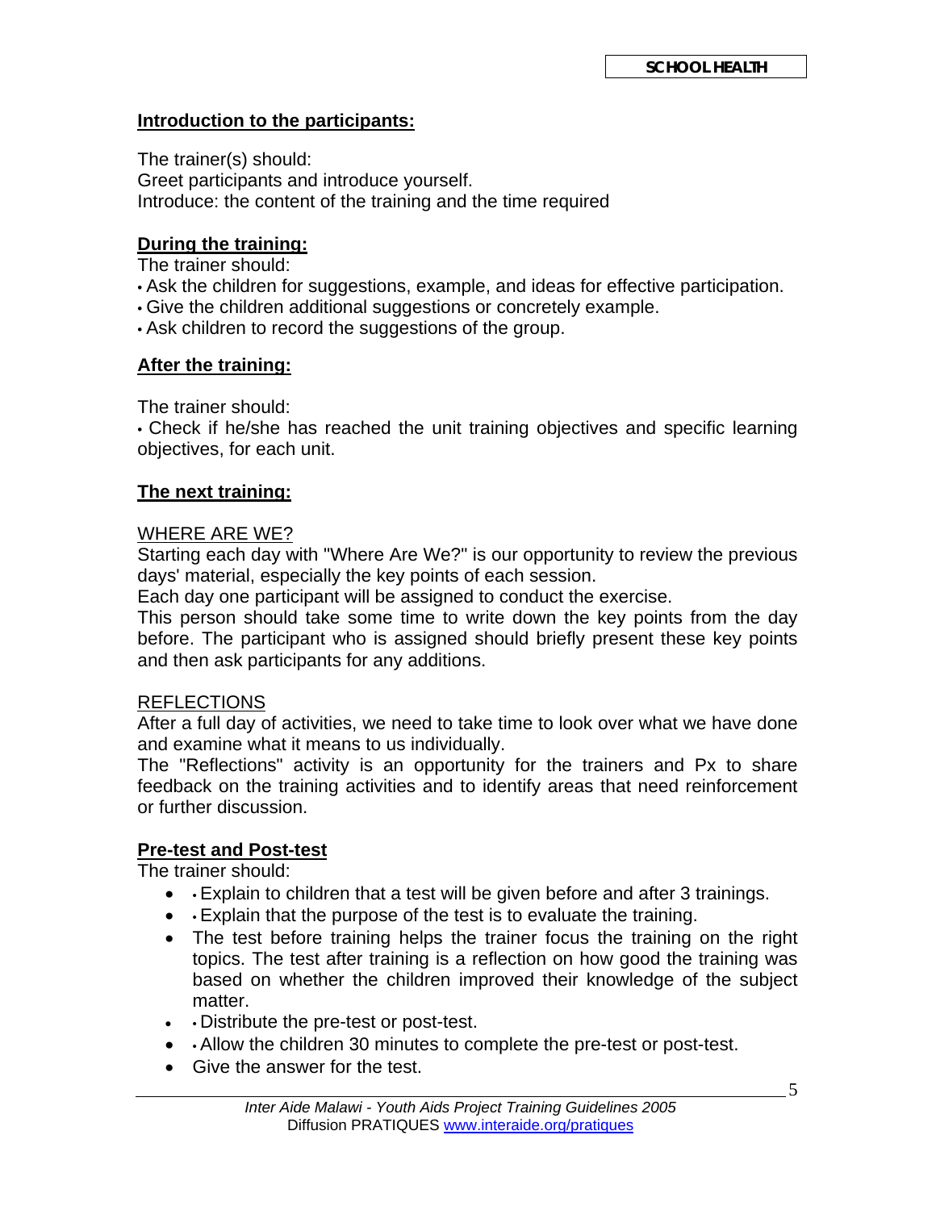**Introduction to the participants:**

The trainer(s) should:
Greet participants and introduce yourself.
Introduce: the content of the training and the time required

**During the training:**

The trainer should:
- Ask the children for suggestions, example, and ideas for effective participation.
- Give the children additional suggestions or concretely example.
- Ask children to record the suggestions of the group.

**After the training:**

The trainer should:
- Check if he/she has reached the unit training objectives and specific learning objectives, for each unit.

**The next training:**

WHERE ARE WE?

Starting each day with "Where Are We?" is our opportunity to review the previous days' material, especially the key points of each session.
Each day one participant will be assigned to conduct the exercise.
This person should take some time to write down the key points from the day before. The participant who is assigned should briefly present these key points and then ask participants for any additions.

REFLECTIONS

After a full day of activities, we need to take time to look over what we have done and examine what it means to us individually.
The "Reflections" activity is an opportunity for the trainers and Px to share feedback on the training activities and to identify areas that need reinforcement or further discussion.

**Pre-test and Post-test**

The trainer should:
- Explain to children that a test will be given before and after 3 trainings.
- Explain that the purpose of the test is to evaluate the training.
- The test before training helps the trainer focus the training on the right topics. The test after training is a reflection on how good the training was based on whether the children improved their knowledge of the subject matter.
- Distribute the pre-test or post-test.
- Allow the children 30 minutes to complete the pre-test or post-test.
- Give the answer for the test.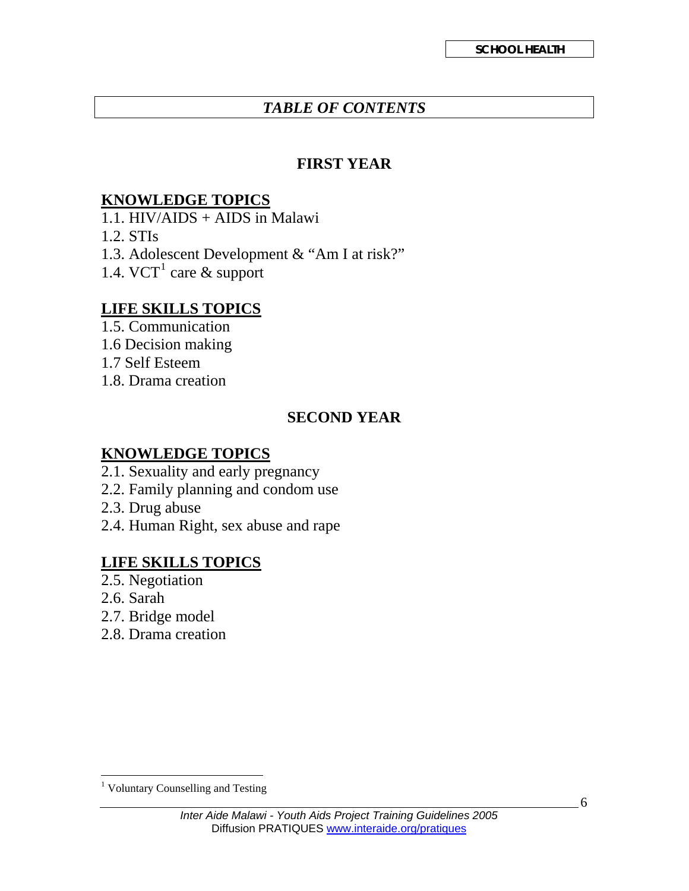# *TABLE OF CONTENTS*

## FIRST YEAR

### KNOWLEDGE TOPICS

1.1. HIV/AIDS + AIDS in Malawi
1.2. STIs
1.3. Adolescent Development & "Am I at risk?"
1.4. VCT[1] care & support

### LIFE SKILLS TOPICS

1.5. Communication
1.6 Decision making
1.7 Self Esteem
1.8. Drama creation

## SECOND YEAR

### KNOWLEDGE TOPICS

2.1. Sexuality and early pregnancy
2.2. Family planning and condom use
2.3. Drug abuse
2.4. Human Right, sex abuse and rape

### LIFE SKILLS TOPICS

2.5. Negotiation
2.6. Sarah
2.7. Bridge model
2.8. Drama creation

---

[1] Voluntary Counselling and Testing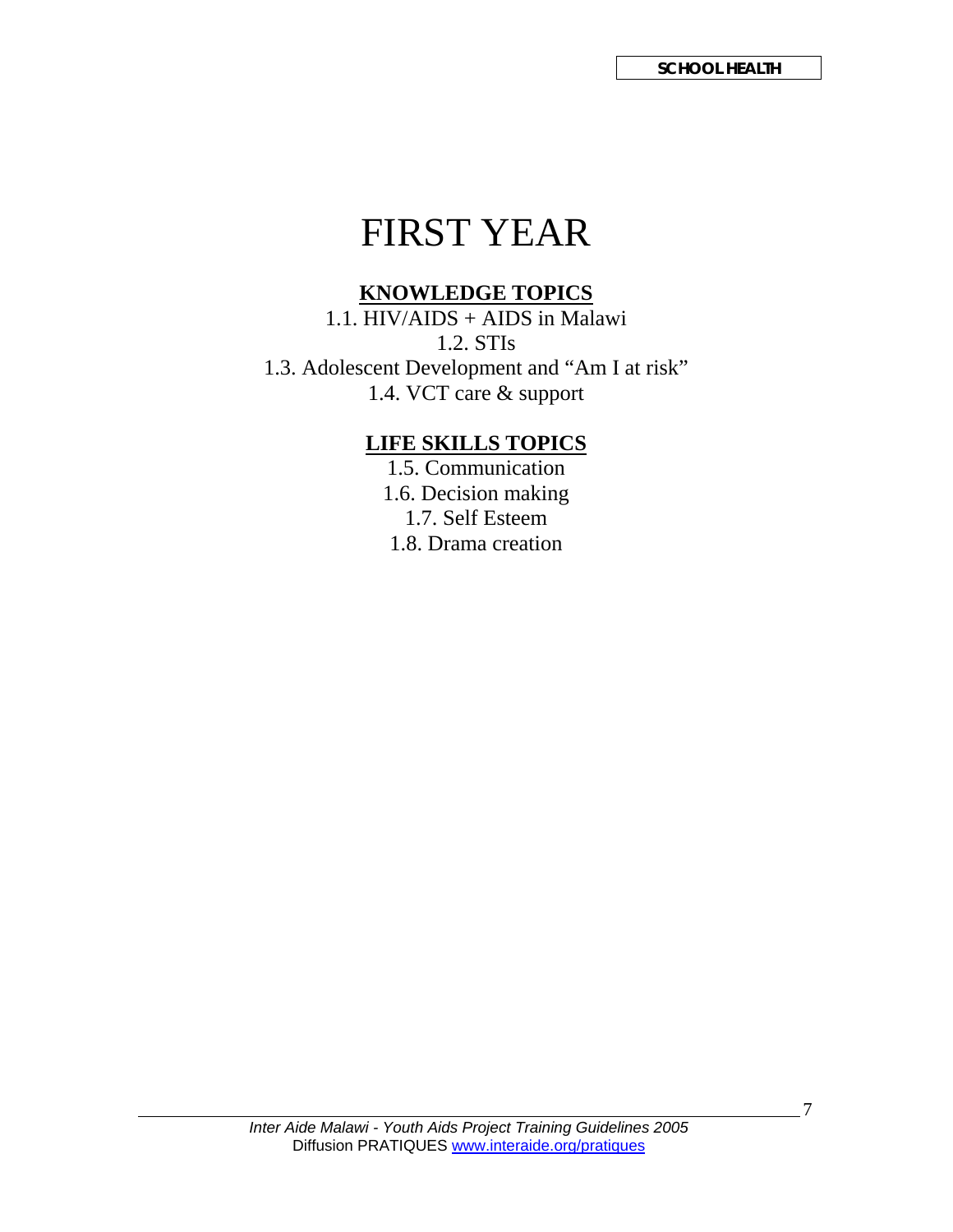# FIRST YEAR

## KNOWLEDGE TOPICS

1.1. HIV/AIDS + AIDS in Malawi
1.2. STIs
1.3. Adolescent Development and "Am I at risk"
1.4. VCT care & support

## LIFE SKILLS TOPICS

1.5. Communication
1.6. Decision making
1.7. Self Esteem
1.8. Drama creation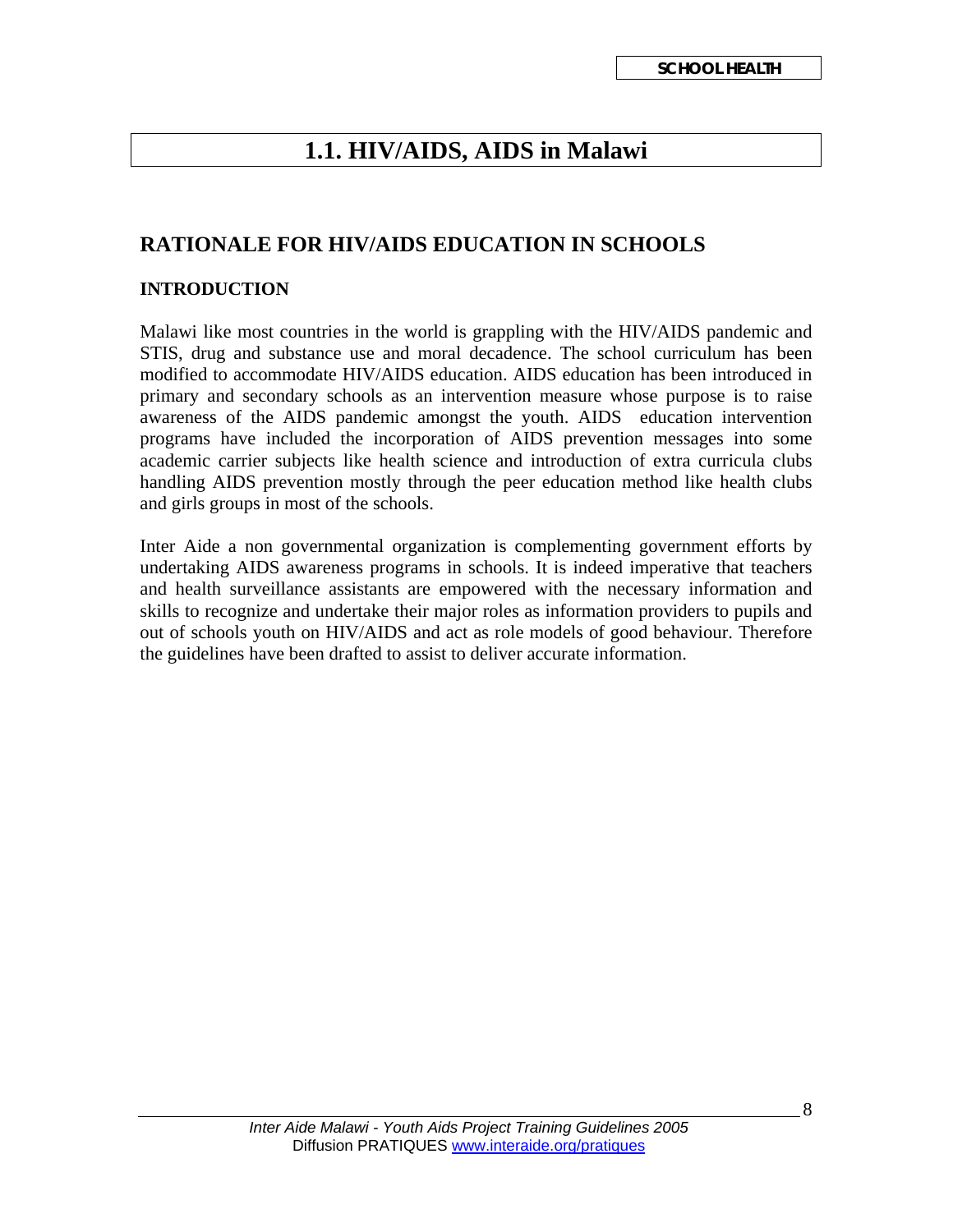# 1.1. HIV/AIDS, AIDS in Malawi

## RATIONALE FOR HIV/AIDS EDUCATION IN SCHOOLS

### INTRODUCTION

Malawi like most countries in the world is grappling with the HIV/AIDS pandemic and STIS, drug and substance use and moral decadence. The school curriculum has been modified to accommodate HIV/AIDS education. AIDS education has been introduced in primary and secondary schools as an intervention measure whose purpose is to raise awareness of the AIDS pandemic amongst the youth. AIDS education intervention programs have included the incorporation of AIDS prevention messages into some academic carrier subjects like health science and introduction of extra curricula clubs handling AIDS prevention mostly through the peer education method like health clubs and girls groups in most of the schools.

Inter Aide a non governmental organization is complementing government efforts by undertaking AIDS awareness programs in schools. It is indeed imperative that teachers and health surveillance assistants are empowered with the necessary information and skills to recognize and undertake their major roles as information providers to pupils and out of schools youth on HIV/AIDS and act as role models of good behaviour. Therefore the guidelines have been drafted to assist to deliver accurate information.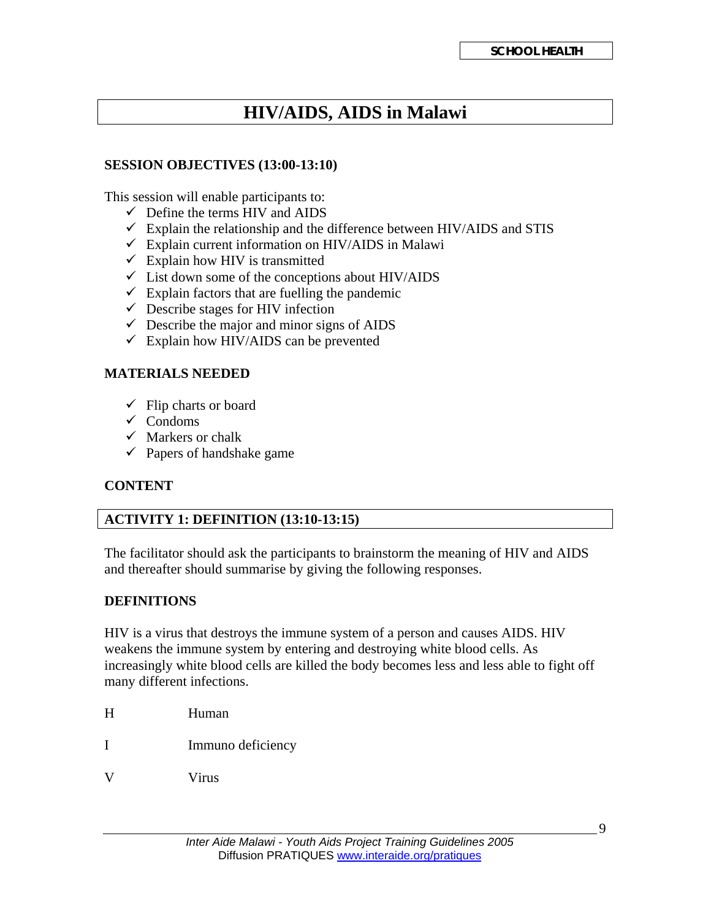# HIV/AIDS, AIDS in Malawi

### SESSION OBJECTIVES (13:00-13:10)

This session will enable participants to:

- ✓ Define the terms HIV and AIDS
- ✓ Explain the relationship and the difference between HIV/AIDS and STIS
- ✓ Explain current information on HIV/AIDS in Malawi
- ✓ Explain how HIV is transmitted
- ✓ List down some of the conceptions about HIV/AIDS
- ✓ Explain factors that are fuelling the pandemic
- ✓ Describe stages for HIV infection
- ✓ Describe the major and minor signs of AIDS
- ✓ Explain how HIV/AIDS can be prevented

### MATERIALS NEEDED

- ✓ Flip charts or board
- ✓ Condoms
- ✓ Markers or chalk
- ✓ Papers of handshake game

### CONTENT

### ACTIVITY 1: DEFINITION (13:10-13:15)

The facilitator should ask the participants to brainstorm the meaning of HIV and AIDS and thereafter should summarise by giving the following responses.

### DEFINITIONS

HIV is a virus that destroys the immune system of a person and causes AIDS. HIV weakens the immune system by entering and destroying white blood cells. As increasingly white blood cells are killed the body becomes less and less able to fight off many different infections.

| | |
|---|---|
| H | Human |
| I | Immuno deficiency |
| V | Virus |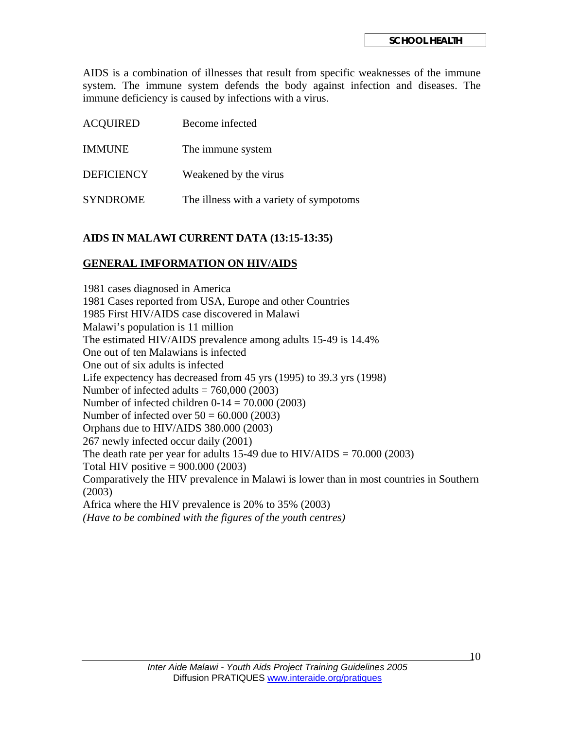AIDS is a combination of illnesses that result from specific weaknesses of the immune system. The immune system defends the body against infection and diseases. The immune deficiency is caused by infections with a virus.

| | |
|---|---|
| ACQUIRED | Become infected |
| IMMUNE | The immune system |
| DEFICIENCY | Weakened by the virus |
| SYNDROME | The illness with a variety of sympotoms |

**AIDS IN MALAWI CURRENT DATA (13:15-13:35)**

**GENERAL IMFORMATION ON HIV/AIDS**

1981 cases diagnosed in America
1981 Cases reported from USA, Europe and other Countries
1985 First HIV/AIDS case discovered in Malawi
Malawi's population is 11 million
The estimated HIV/AIDS prevalence among adults 15-49 is 14.4%
One out of ten Malawians is infected
One out of six adults is infected
Life expectency has decreased from 45 yrs (1995) to 39.3 yrs (1998)
Number of infected adults = 760,000 (2003)
Number of infected children 0-14 = 70.000 (2003)
Number of infected over 50 = 60.000 (2003)
Orphans due to HIV/AIDS 380.000 (2003)
267 newly infected occur daily (2001)
The death rate per year for adults 15-49 due to HIV/AIDS = 70.000 (2003)
Total HIV positive = 900.000 (2003)
Comparatively the HIV prevalence in Malawi is lower than in most countries in Southern (2003)
Africa where the HIV prevalence is 20% to 35% (2003)
*(Have to be combined with the figures of the youth centres)*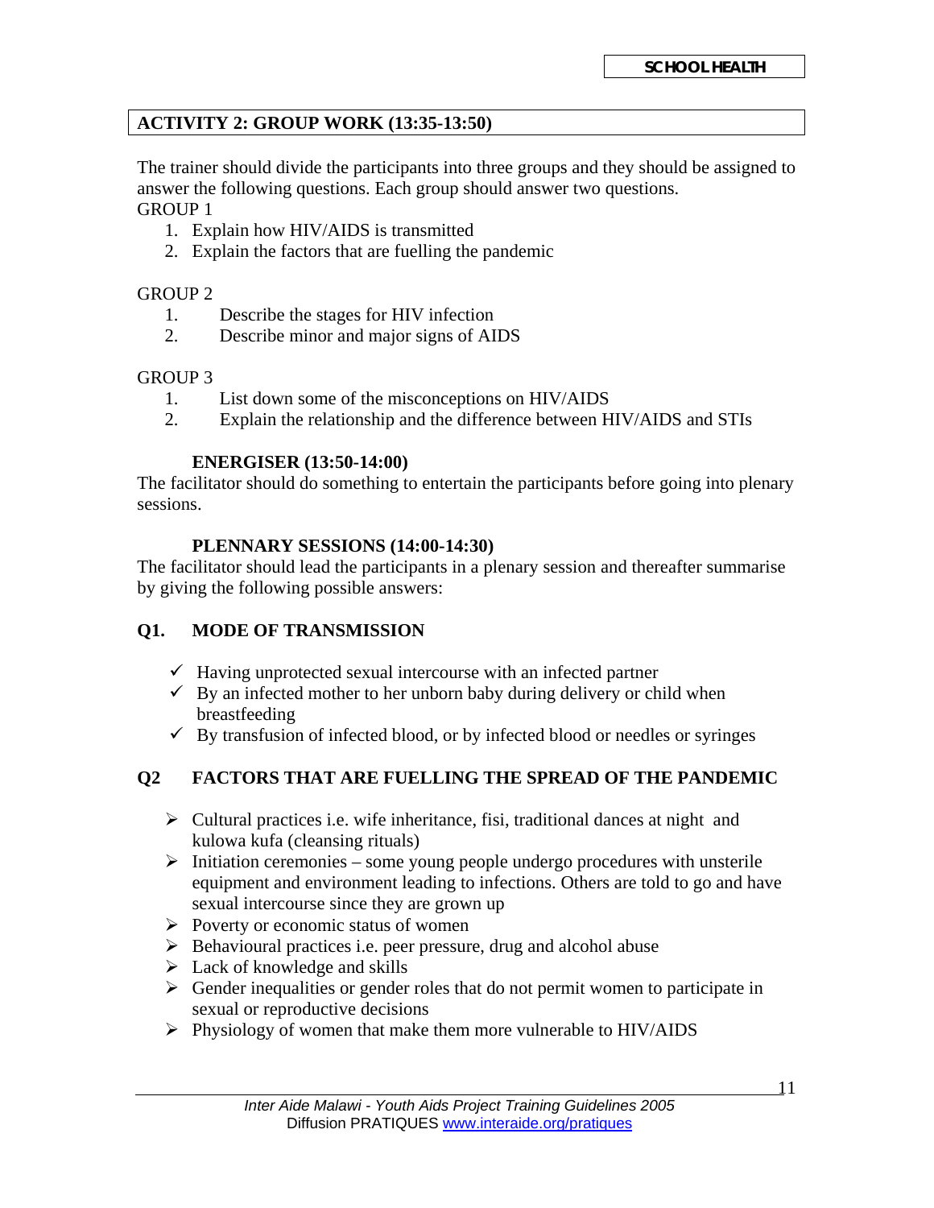## ACTIVITY 2: GROUP WORK (13:35-13:50)

The trainer should divide the participants into three groups and they should be assigned to answer the following questions. Each group should answer two questions.

GROUP 1

1. Explain how HIV/AIDS is transmitted
2. Explain the factors that are fuelling the pandemic

GROUP 2

1. Describe the stages for HIV infection
2. Describe minor and major signs of AIDS

GROUP 3

1. List down some of the misconceptions on HIV/AIDS
2. Explain the relationship and the difference between HIV/AIDS and STIs

**ENERGISER (13:50-14:00)**

The facilitator should do something to entertain the participants before going into plenary sessions.

**PLENNARY SESSIONS (14:00-14:30)**

The facilitator should lead the participants in a plenary session and thereafter summarise by giving the following possible answers:

**Q1. MODE OF TRANSMISSION**

- ✓ Having unprotected sexual intercourse with an infected partner
- ✓ By an infected mother to her unborn baby during delivery or child when breastfeeding
- ✓ By transfusion of infected blood, or by infected blood or needles or syringes

**Q2 FACTORS THAT ARE FUELLING THE SPREAD OF THE PANDEMIC**

- Cultural practices i.e. wife inheritance, fisi, traditional dances at night and kulowa kufa (cleansing rituals)
- Initiation ceremonies – some young people undergo procedures with unsterile equipment and environment leading to infections. Others are told to go and have sexual intercourse since they are grown up
- Poverty or economic status of women
- Behavioural practices i.e. peer pressure, drug and alcohol abuse
- Lack of knowledge and skills
- Gender inequalities or gender roles that do not permit women to participate in sexual or reproductive decisions
- Physiology of women that make them more vulnerable to HIV/AIDS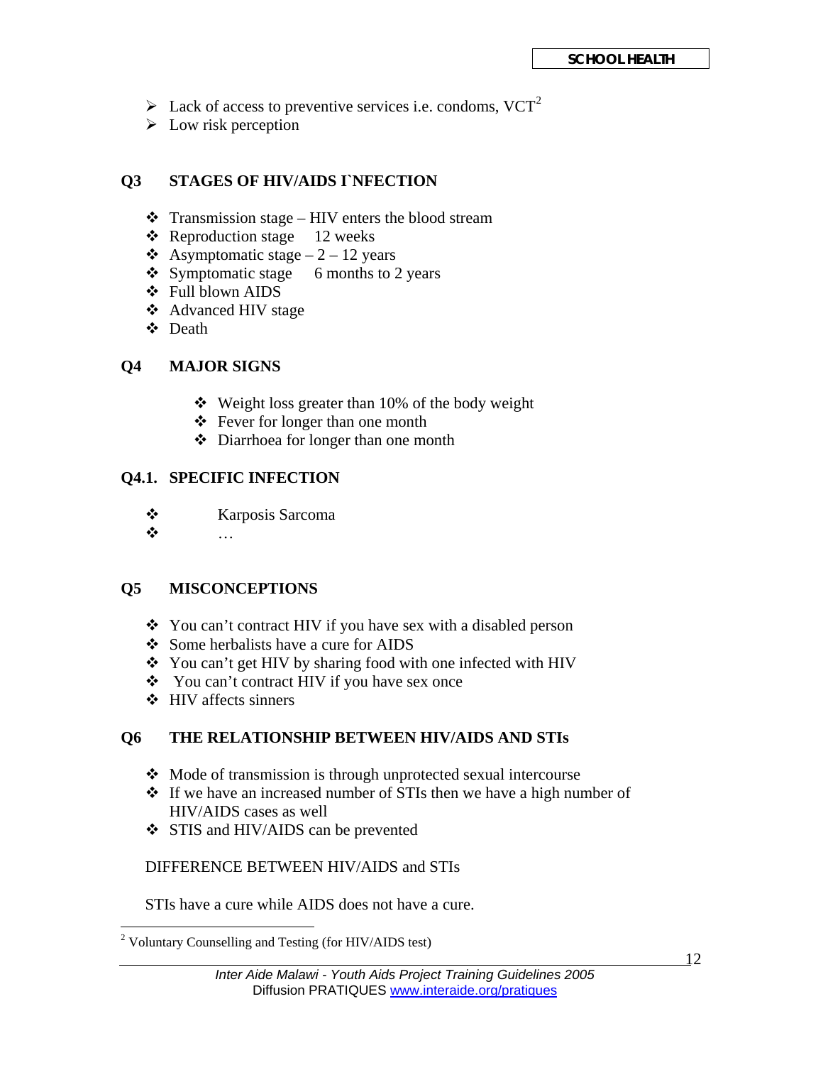- Lack of access to preventive services i.e. condoms, VCT[2]
- Low risk perception

### Q3 STAGES OF HIV/AIDS I`NFECTION

- Transmission stage – HIV enters the blood stream
- Reproduction stage 12 weeks
- Asymptomatic stage – 2 – 12 years
- Symptomatic stage 6 months to 2 years
- Full blown AIDS
- Advanced HIV stage
- Death

### Q4 MAJOR SIGNS

- Weight loss greater than 10% of the body weight
- Fever for longer than one month
- Diarrhoea for longer than one month

### Q4.1. SPECIFIC INFECTION

- Karposis Sarcoma
- …

### Q5 MISCONCEPTIONS

- You can't contract HIV if you have sex with a disabled person
- Some herbalists have a cure for AIDS
- You can't get HIV by sharing food with one infected with HIV
- You can't contract HIV if you have sex once
- HIV affects sinners

### Q6 THE RELATIONSHIP BETWEEN HIV/AIDS AND STIs

- Mode of transmission is through unprotected sexual intercourse
- If we have an increased number of STIs then we have a high number of HIV/AIDS cases as well
- STIS and HIV/AIDS can be prevented

DIFFERENCE BETWEEN HIV/AIDS and STIs

STIs have a cure while AIDS does not have a cure.

---

[2] Voluntary Counselling and Testing (for HIV/AIDS test)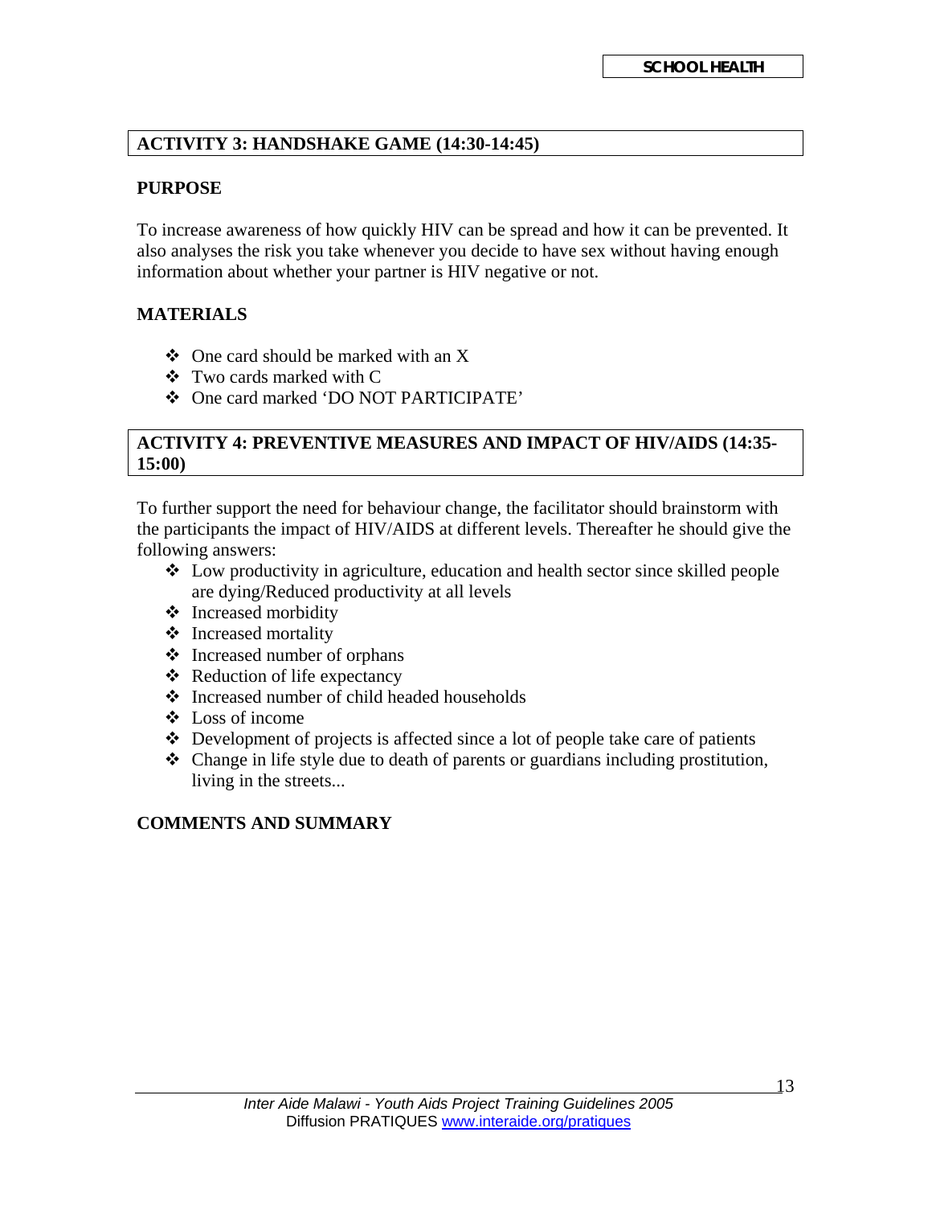## ACTIVITY 3: HANDSHAKE GAME (14:30-14:45)

### PURPOSE

To increase awareness of how quickly HIV can be spread and how it can be prevented. It also analyses the risk you take whenever you decide to have sex without having enough information about whether your partner is HIV negative or not.

### MATERIALS

- One card should be marked with an X
- Two cards marked with C
- One card marked 'DO NOT PARTICIPATE'

## ACTIVITY 4: PREVENTIVE MEASURES AND IMPACT OF HIV/AIDS (14:35-15:00)

To further support the need for behaviour change, the facilitator should brainstorm with the participants the impact of HIV/AIDS at different levels. Thereafter he should give the following answers:

- Low productivity in agriculture, education and health sector since skilled people are dying/Reduced productivity at all levels
- Increased morbidity
- Increased mortality
- Increased number of orphans
- Reduction of life expectancy
- Increased number of child headed households
- Loss of income
- Development of projects is affected since a lot of people take care of patients
- Change in life style due to death of parents or guardians including prostitution, living in the streets...

### COMMENTS AND SUMMARY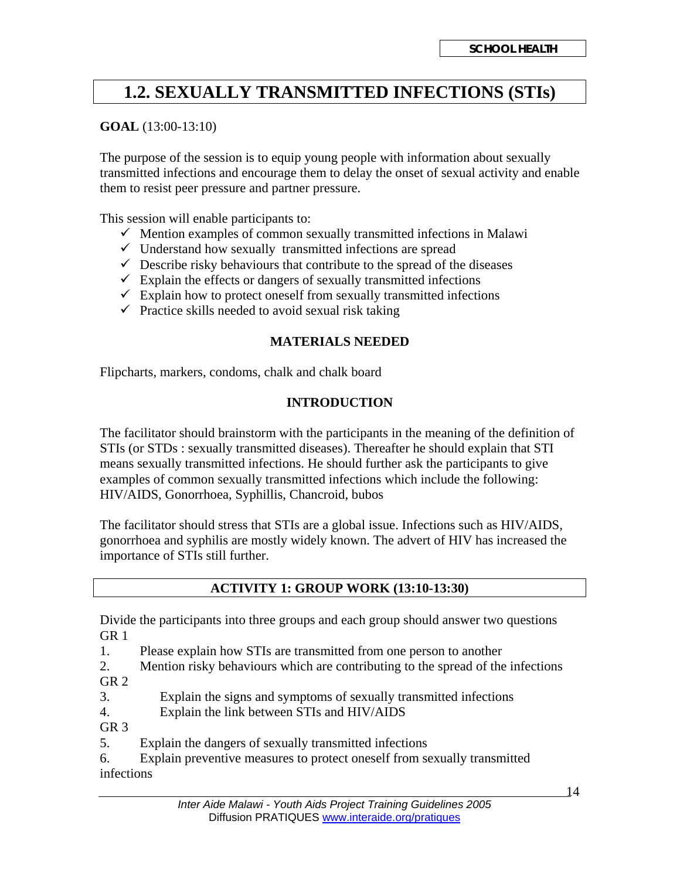## 1.2. SEXUALLY TRANSMITTED INFECTIONS (STIs)

**GOAL** (13:00-13:10)

The purpose of the session is to equip young people with information about sexually transmitted infections and encourage them to delay the onset of sexual activity and enable them to resist peer pressure and partner pressure.

This session will enable participants to:

- ✓ Mention examples of common sexually transmitted infections in Malawi
- ✓ Understand how sexually transmitted infections are spread
- ✓ Describe risky behaviours that contribute to the spread of the diseases
- ✓ Explain the effects or dangers of sexually transmitted infections
- ✓ Explain how to protect oneself from sexually transmitted infections
- ✓ Practice skills needed to avoid sexual risk taking

### MATERIALS NEEDED

Flipcharts, markers, condoms, chalk and chalk board

### INTRODUCTION

The facilitator should brainstorm with the participants in the meaning of the definition of STIs (or STDs : sexually transmitted diseases). Thereafter he should explain that STI means sexually transmitted infections. He should further ask the participants to give examples of common sexually transmitted infections which include the following: HIV/AIDS, Gonorrhoea, Syphillis, Chancroid, bubos

The facilitator should stress that STIs are a global issue. Infections such as HIV/AIDS, gonorrhoea and syphilis are mostly widely known. The advert of HIV has increased the importance of STIs still further.

### ACTIVITY 1: GROUP WORK (13:10-13:30)

Divide the participants into three groups and each group should answer two questions

GR 1

1. Please explain how STIs are transmitted from one person to another
2. Mention risky behaviours which are contributing to the spread of the infections

GR 2

3. Explain the signs and symptoms of sexually transmitted infections
4. Explain the link between STIs and HIV/AIDS

GR 3

5. Explain the dangers of sexually transmitted infections
6. Explain preventive measures to protect oneself from sexually transmitted infections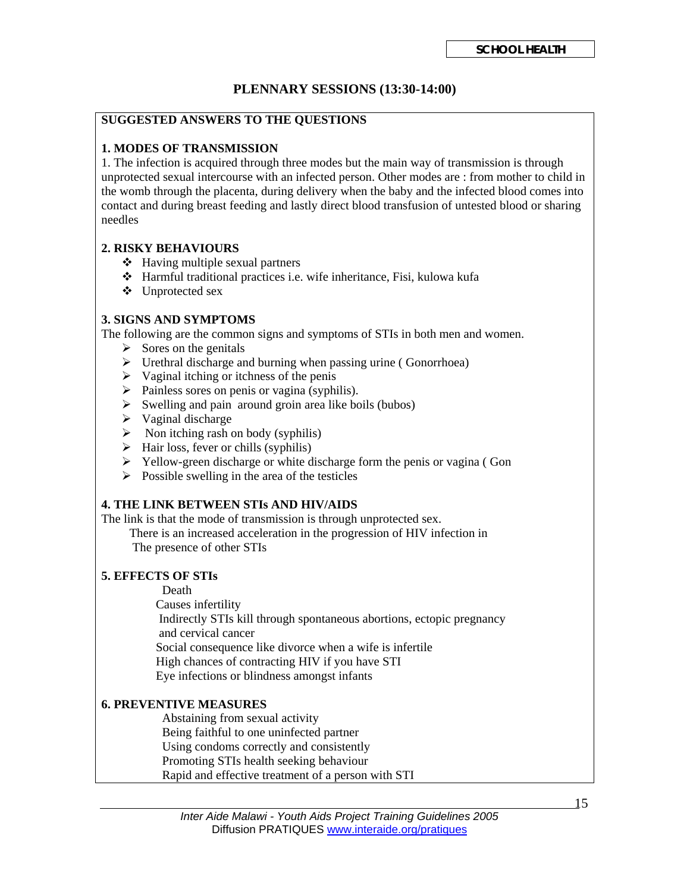## PLENNARY SESSIONS (13:30-14:00)

**SUGGESTED ANSWERS TO THE QUESTIONS**

**1. MODES OF TRANSMISSION**

1. The infection is acquired through three modes but the main way of transmission is through unprotected sexual intercourse with an infected person. Other modes are : from mother to child in the womb through the placenta, during delivery when the baby and the infected blood comes into contact and during breast feeding and lastly direct blood transfusion of untested blood or sharing needles

**2. RISKY BEHAVIOURS**

- Having multiple sexual partners
- Harmful traditional practices i.e. wife inheritance, Fisi, kulowa kufa
- Unprotected sex

**3. SIGNS AND SYMPTOMS**

The following are the common signs and symptoms of STIs in both men and women.

- Sores on the genitals
- Urethral discharge and burning when passing urine ( Gonorrhoea)
- Vaginal itching or itchness of the penis
- Painless sores on penis or vagina (syphilis).
- Swelling and pain around groin area like boils (bubos)
- Vaginal discharge
- Non itching rash on body (syphilis)
- Hair loss, fever or chills (syphilis)
- Yellow-green discharge or white discharge form the penis or vagina ( Gon
- Possible swelling in the area of the testicles

**4. THE LINK BETWEEN STIs AND HIV/AIDS**

The link is that the mode of transmission is through unprotected sex.

There is an increased acceleration in the progression of HIV infection in The presence of other STIs

**5. EFFECTS OF STIs**

Death
Causes infertility
Indirectly STIs kill through spontaneous abortions, ectopic pregnancy and cervical cancer
Social consequence like divorce when a wife is infertile
High chances of contracting HIV if you have STI
Eye infections or blindness amongst infants

**6. PREVENTIVE MEASURES**

Abstaining from sexual activity
Being faithful to one uninfected partner
Using condoms correctly and consistently
Promoting STIs health seeking behaviour
Rapid and effective treatment of a person with STI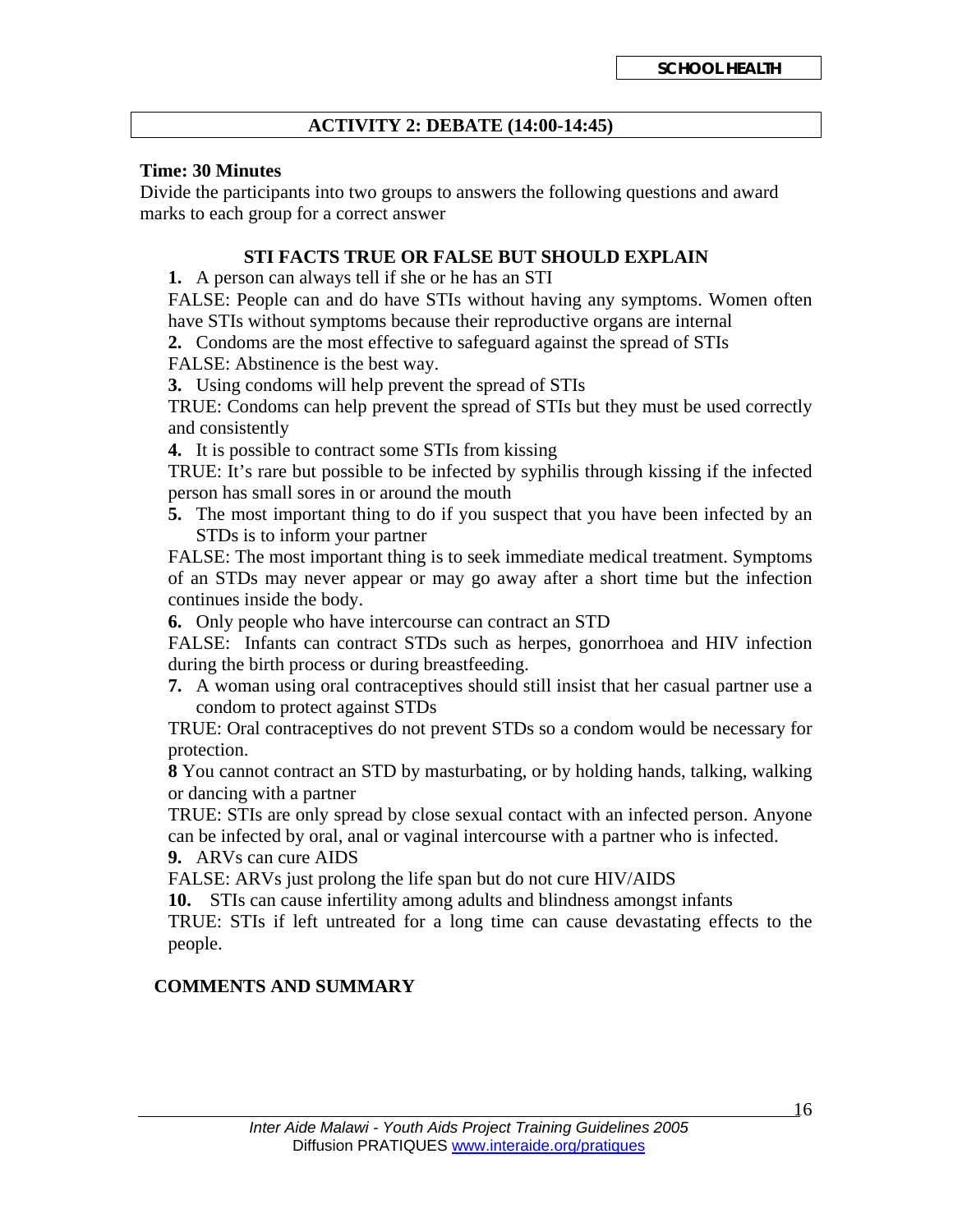## ACTIVITY 2: DEBATE (14:00-14:45)

**Time: 30 Minutes**

Divide the participants into two groups to answers the following questions and award marks to each group for a correct answer

### STI FACTS TRUE OR FALSE BUT SHOULD EXPLAIN

**1.** A person can always tell if she or he has an STI

FALSE: People can and do have STIs without having any symptoms. Women often have STIs without symptoms because their reproductive organs are internal

**2.** Condoms are the most effective to safeguard against the spread of STIs

FALSE: Abstinence is the best way.

**3.** Using condoms will help prevent the spread of STIs

TRUE: Condoms can help prevent the spread of STIs but they must be used correctly and consistently

**4.** It is possible to contract some STIs from kissing

TRUE: It's rare but possible to be infected by syphilis through kissing if the infected person has small sores in or around the mouth

**5.** The most important thing to do if you suspect that you have been infected by an STDs is to inform your partner

FALSE: The most important thing is to seek immediate medical treatment. Symptoms of an STDs may never appear or may go away after a short time but the infection continues inside the body.

**6.** Only people who have intercourse can contract an STD

FALSE: Infants can contract STDs such as herpes, gonorrhoea and HIV infection during the birth process or during breastfeeding.

**7.** A woman using oral contraceptives should still insist that her casual partner use a condom to protect against STDs

TRUE: Oral contraceptives do not prevent STDs so a condom would be necessary for protection.

**8** You cannot contract an STD by masturbating, or by holding hands, talking, walking or dancing with a partner

TRUE: STIs are only spread by close sexual contact with an infected person. Anyone can be infected by oral, anal or vaginal intercourse with a partner who is infected.

**9.** ARVs can cure AIDS

FALSE: ARVs just prolong the life span but do not cure HIV/AIDS

**10.** STIs can cause infertility among adults and blindness amongst infants

TRUE: STIs if left untreated for a long time can cause devastating effects to the people.

**COMMENTS AND SUMMARY**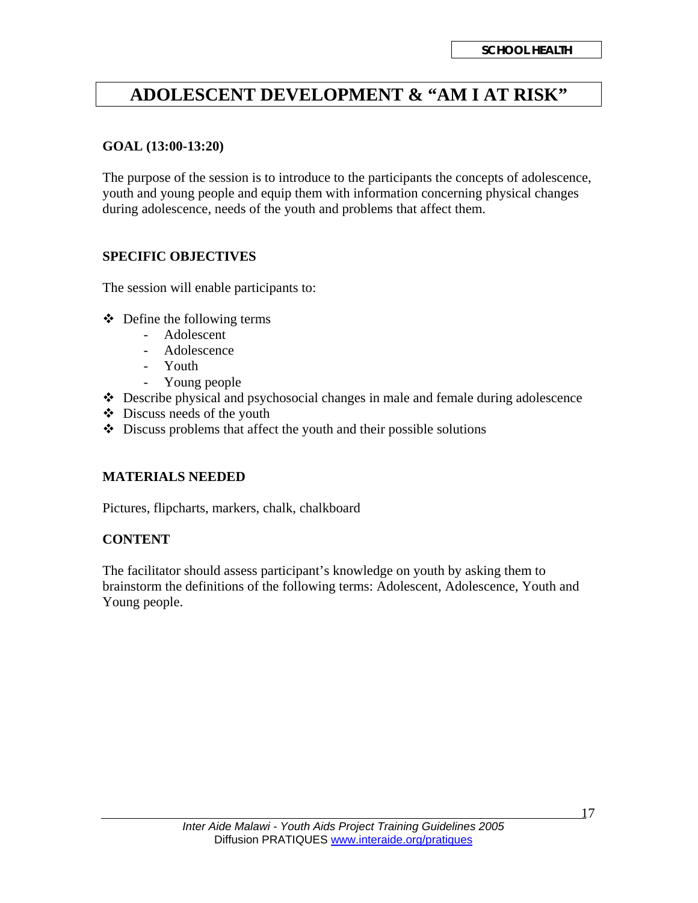# ADOLESCENT DEVELOPMENT & "AM I AT RISK"

## GOAL (13:00-13:20)

The purpose of the session is to introduce to the participants the concepts of adolescence, youth and young people and equip them with information concerning physical changes during adolescence, needs of the youth and problems that affect them.

## SPECIFIC OBJECTIVES

The session will enable participants to:

- Define the following terms
  - Adolescent
  - Adolescence
  - Youth
  - Young people
- Describe physical and psychosocial changes in male and female during adolescence
- Discuss needs of the youth
- Discuss problems that affect the youth and their possible solutions

## MATERIALS NEEDED

Pictures, flipcharts, markers, chalk, chalkboard

## CONTENT

The facilitator should assess participant's knowledge on youth by asking them to brainstorm the definitions of the following terms: Adolescent, Adolescence, Youth and Young people.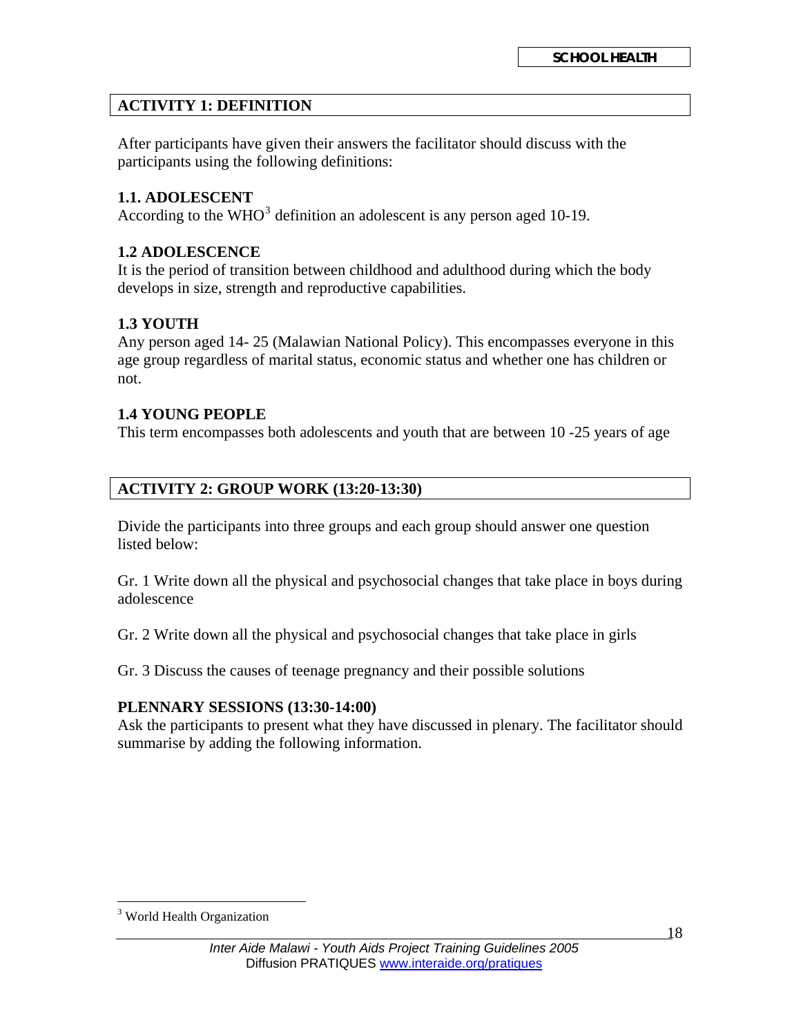## ACTIVITY 1: DEFINITION

After participants have given their answers the facilitator should discuss with the participants using the following definitions:

### 1.1. ADOLESCENT

According to the WHO[3] definition an adolescent is any person aged 10-19.

### 1.2 ADOLESCENCE

It is the period of transition between childhood and adulthood during which the body develops in size, strength and reproductive capabilities.

### 1.3 YOUTH

Any person aged 14- 25 (Malawian National Policy). This encompasses everyone in this age group regardless of marital status, economic status and whether one has children or not.

### 1.4 YOUNG PEOPLE

This term encompasses both adolescents and youth that are between 10 -25 years of age

## ACTIVITY 2: GROUP WORK (13:20-13:30)

Divide the participants into three groups and each group should answer one question listed below:

Gr. 1 Write down all the physical and psychosocial changes that take place in boys during adolescence

Gr. 2 Write down all the physical and psychosocial changes that take place in girls

Gr. 3 Discuss the causes of teenage pregnancy and their possible solutions

### PLENNARY SESSIONS (13:30-14:00)

Ask the participants to present what they have discussed in plenary. The facilitator should summarise by adding the following information.

---

[3] World Health Organization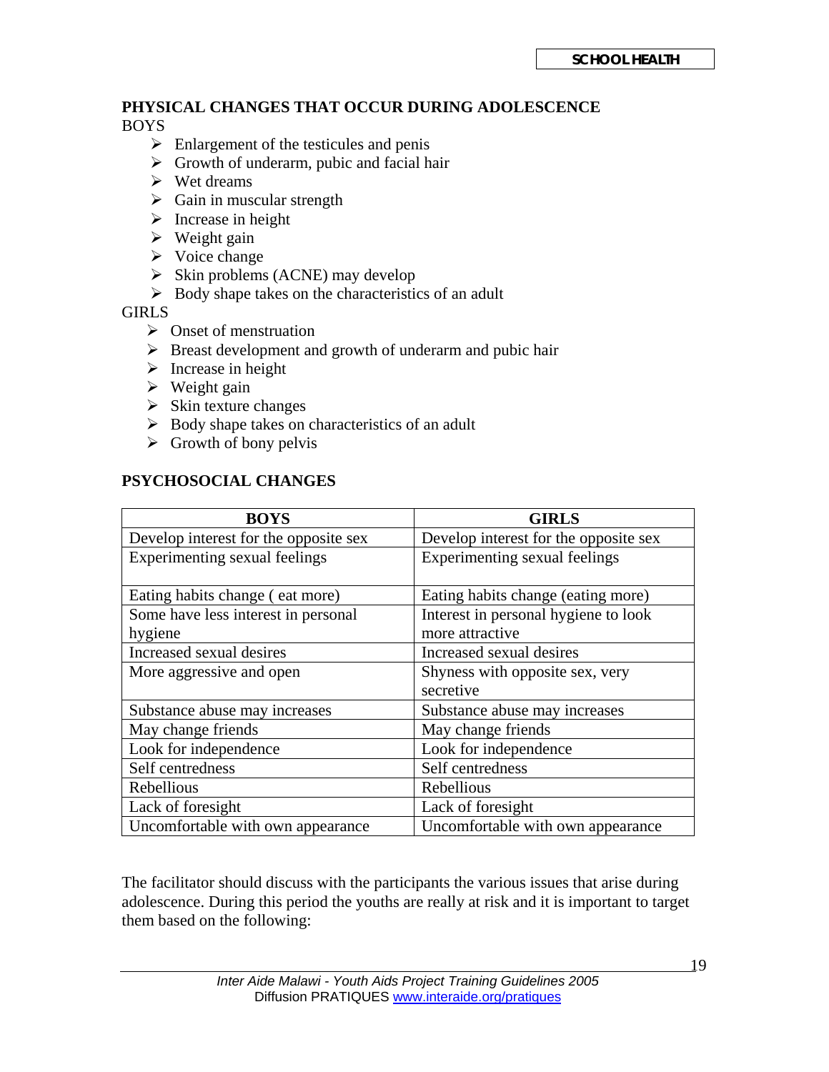## PHYSICAL CHANGES THAT OCCUR DURING ADOLESCENCE

BOYS

- Enlargement of the testicules and penis
- Growth of underarm, pubic and facial hair
- Wet dreams
- Gain in muscular strength
- Increase in height
- Weight gain
- Voice change
- Skin problems (ACNE) may develop
- Body shape takes on the characteristics of an adult

GIRLS

- Onset of menstruation
- Breast development and growth of underarm and pubic hair
- Increase in height
- Weight gain
- Skin texture changes
- Body shape takes on characteristics of an adult
- Growth of bony pelvis

## PSYCHOSOCIAL CHANGES

| BOYS | GIRLS |
|---|---|
| Develop interest for the opposite sex | Develop interest for the opposite sex |
| Experimenting sexual feelings | Experimenting sexual feelings |
| Eating habits change ( eat more) | Eating habits change (eating more) |
| Some have less interest in personal hygiene | Interest in personal hygiene to look more attractive |
| Increased sexual desires | Increased sexual desires |
| More aggressive and open | Shyness with opposite sex, very secretive |
| Substance abuse may increases | Substance abuse may increases |
| May change friends | May change friends |
| Look for independence | Look for independence |
| Self centredness | Self centredness |
| Rebellious | Rebellious |
| Lack of foresight | Lack of foresight |
| Uncomfortable with own appearance | Uncomfortable with own appearance |

The facilitator should discuss with the participants the various issues that arise during adolescence. During this period the youths are really at risk and it is important to target them based on the following: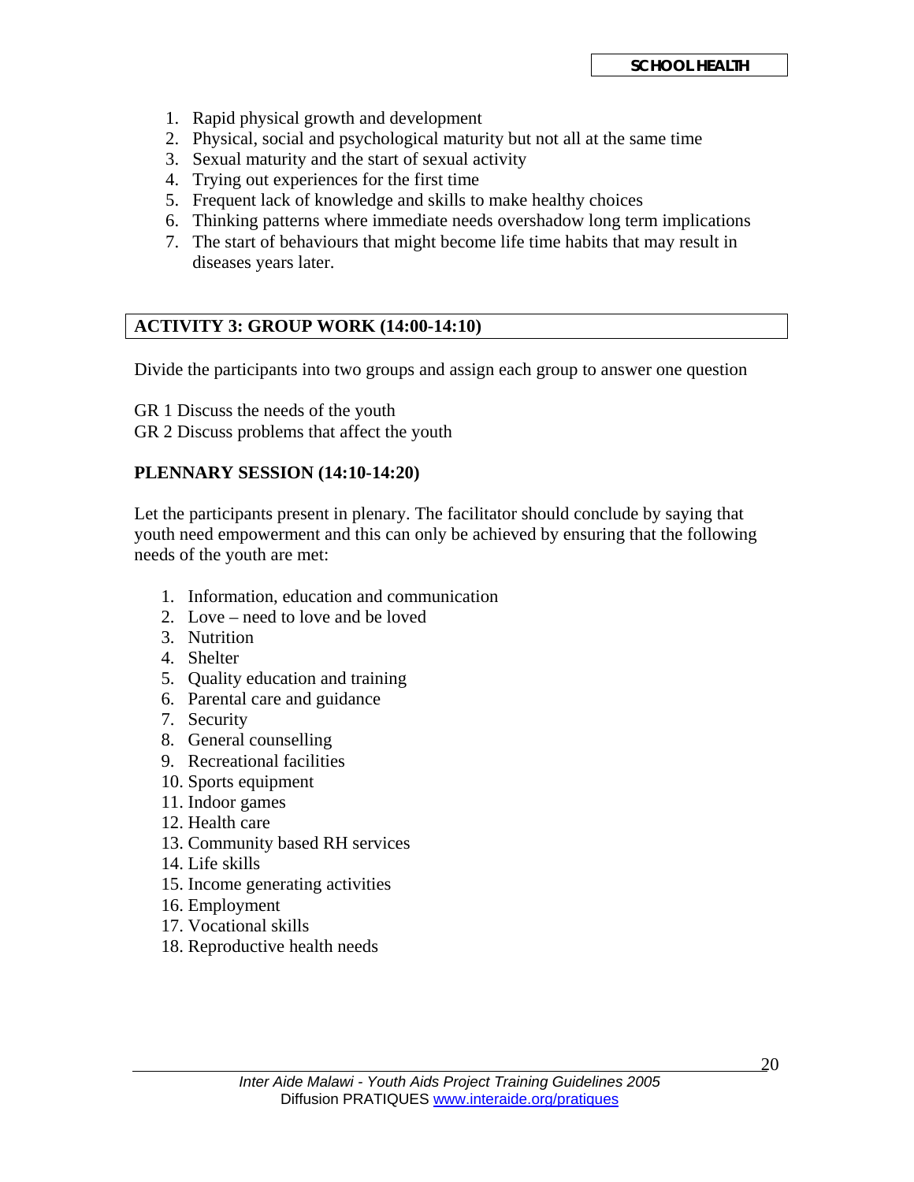1. Rapid physical growth and development
2. Physical, social and psychological maturity but not all at the same time
3. Sexual maturity and the start of sexual activity
4. Trying out experiences for the first time
5. Frequent lack of knowledge and skills to make healthy choices
6. Thinking patterns where immediate needs overshadow long term implications
7. The start of behaviours that might become life time habits that may result in diseases years later.

## ACTIVITY 3: GROUP WORK (14:00-14:10)

Divide the participants into two groups and assign each group to answer one question

GR 1 Discuss the needs of the youth
GR 2 Discuss problems that affect the youth

**PLENNARY SESSION (14:10-14:20)**

Let the participants present in plenary. The facilitator should conclude by saying that youth need empowerment and this can only be achieved by ensuring that the following needs of the youth are met:

1. Information, education and communication
2. Love – need to love and be loved
3. Nutrition
4. Shelter
5. Quality education and training
6. Parental care and guidance
7. Security
8. General counselling
9. Recreational facilities
10. Sports equipment
11. Indoor games
12. Health care
13. Community based RH services
14. Life skills
15. Income generating activities
16. Employment
17. Vocational skills
18. Reproductive health needs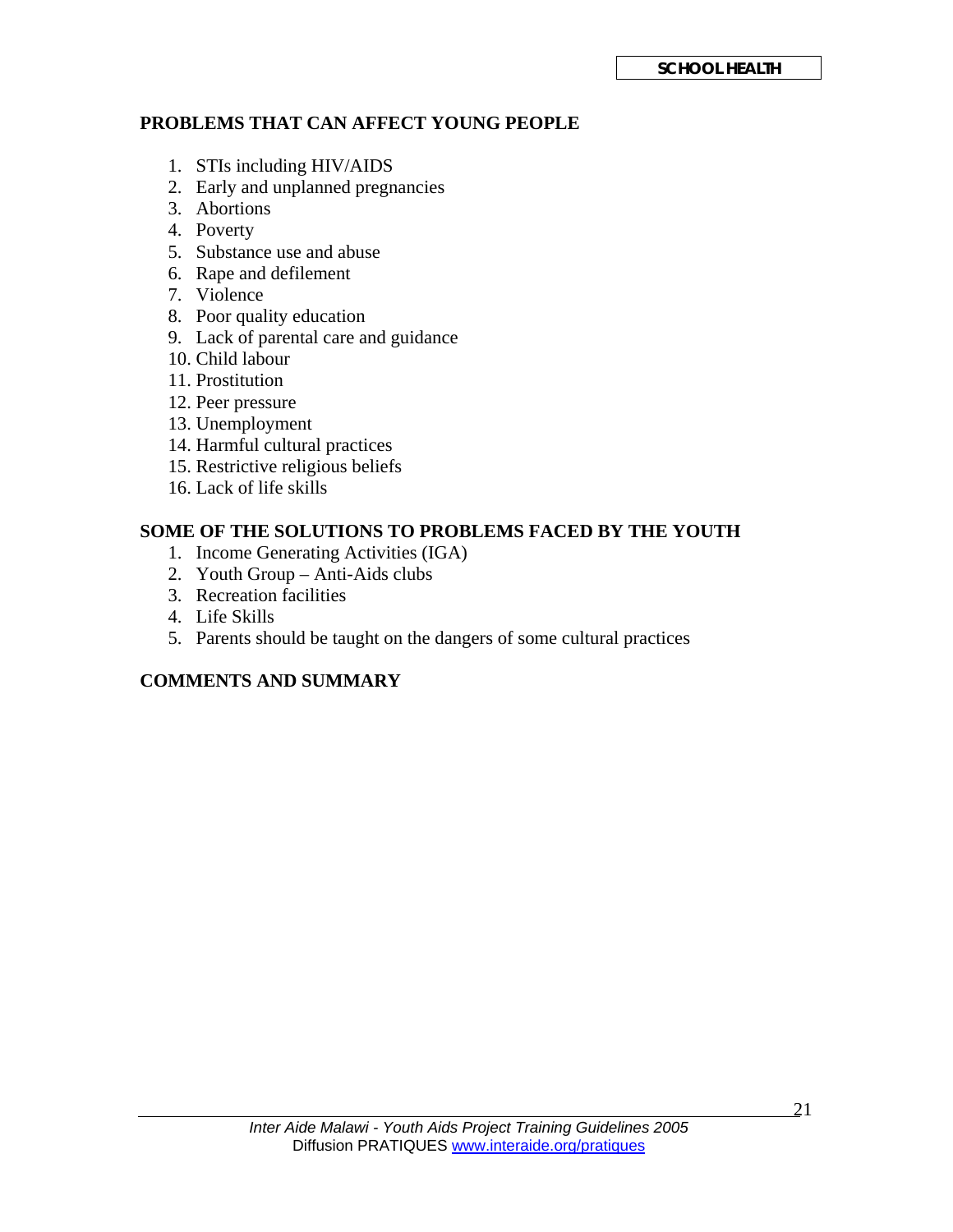## PROBLEMS THAT CAN AFFECT YOUNG PEOPLE

1. STIs including HIV/AIDS
2. Early and unplanned pregnancies
3. Abortions
4. Poverty
5. Substance use and abuse
6. Rape and defilement
7. Violence
8. Poor quality education
9. Lack of parental care and guidance
10. Child labour
11. Prostitution
12. Peer pressure
13. Unemployment
14. Harmful cultural practices
15. Restrictive religious beliefs
16. Lack of life skills

## SOME OF THE SOLUTIONS TO PROBLEMS FACED BY THE YOUTH

1. Income Generating Activities (IGA)
2. Youth Group – Anti-Aids clubs
3. Recreation facilities
4. Life Skills
5. Parents should be taught on the dangers of some cultural practices

## COMMENTS AND SUMMARY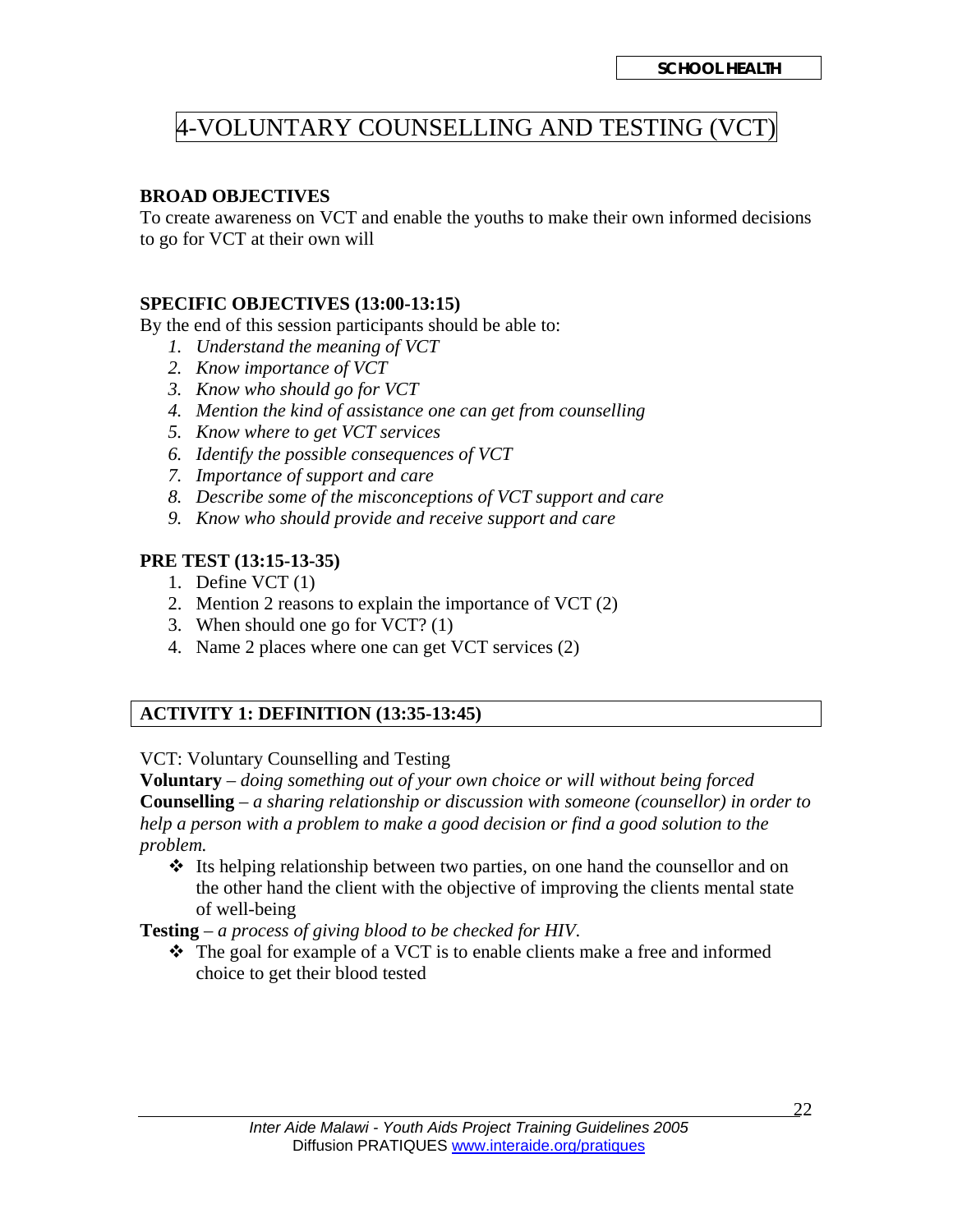# 4-VOLUNTARY COUNSELLING AND TESTING (VCT)

**BROAD OBJECTIVES**

To create awareness on VCT and enable the youths to make their own informed decisions to go for VCT at their own will

**SPECIFIC OBJECTIVES (13:00-13:15)**

By the end of this session participants should be able to:

1. *Understand the meaning of VCT*
2. *Know importance of VCT*
3. *Know who should go for VCT*
4. *Mention the kind of assistance one can get from counselling*
5. *Know where to get VCT services*
6. *Identify the possible consequences of VCT*
7. *Importance of support and care*
8. *Describe some of the misconceptions of VCT support and care*
9. *Know who should provide and receive support and care*

**PRE TEST (13:15-13-35)**

1. Define VCT (1)
2. Mention 2 reasons to explain the importance of VCT (2)
3. When should one go for VCT? (1)
4. Name 2 places where one can get VCT services (2)

**ACTIVITY 1: DEFINITION (13:35-13:45)**

VCT: Voluntary Counselling and Testing

**Voluntary** – *doing something out of your own choice or will without being forced*

**Counselling** – *a sharing relationship or discussion with someone (counsellor) in order to help a person with a problem to make a good decision or find a good solution to the problem.*

- Its helping relationship between two parties, on one hand the counsellor and on the other hand the client with the objective of improving the clients mental state of well-being

**Testing** – *a process of giving blood to be checked for HIV.*

- The goal for example of a VCT is to enable clients make a free and informed choice to get their blood tested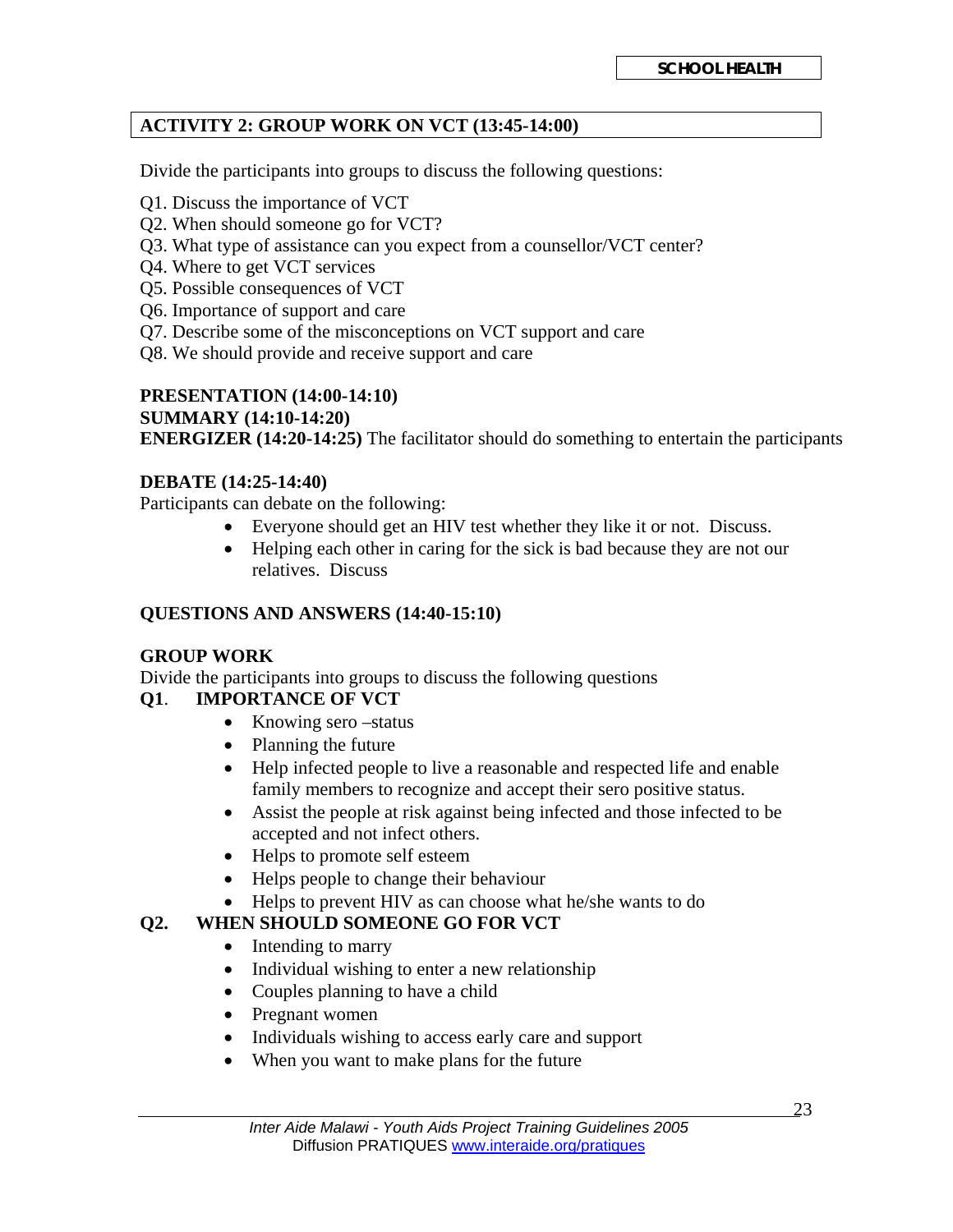## ACTIVITY 2: GROUP WORK ON VCT (13:45-14:00)

Divide the participants into groups to discuss the following questions:

Q1. Discuss the importance of VCT
Q2. When should someone go for VCT?
Q3. What type of assistance can you expect from a counsellor/VCT center?
Q4. Where to get VCT services
Q5. Possible consequences of VCT
Q6. Importance of support and care
Q7. Describe some of the misconceptions on VCT support and care
Q8. We should provide and receive support and care

**PRESENTATION (14:00-14:10)**
**SUMMARY (14:10-14:20)**
**ENERGIZER (14:20-14:25)** The facilitator should do something to entertain the participants

**DEBATE (14:25-14:40)**
Participants can debate on the following:

- Everyone should get an HIV test whether they like it or not. Discuss.
- Helping each other in caring for the sick is bad because they are not our relatives. Discuss

**QUESTIONS AND ANSWERS (14:40-15:10)**

**GROUP WORK**
Divide the participants into groups to discuss the following questions

**Q1. IMPORTANCE OF VCT**

- Knowing sero –status
- Planning the future
- Help infected people to live a reasonable and respected life and enable family members to recognize and accept their sero positive status.
- Assist the people at risk against being infected and those infected to be accepted and not infect others.
- Helps to promote self esteem
- Helps people to change their behaviour
- Helps to prevent HIV as can choose what he/she wants to do

**Q2. WHEN SHOULD SOMEONE GO FOR VCT**

- Intending to marry
- Individual wishing to enter a new relationship
- Couples planning to have a child
- Pregnant women
- Individuals wishing to access early care and support
- When you want to make plans for the future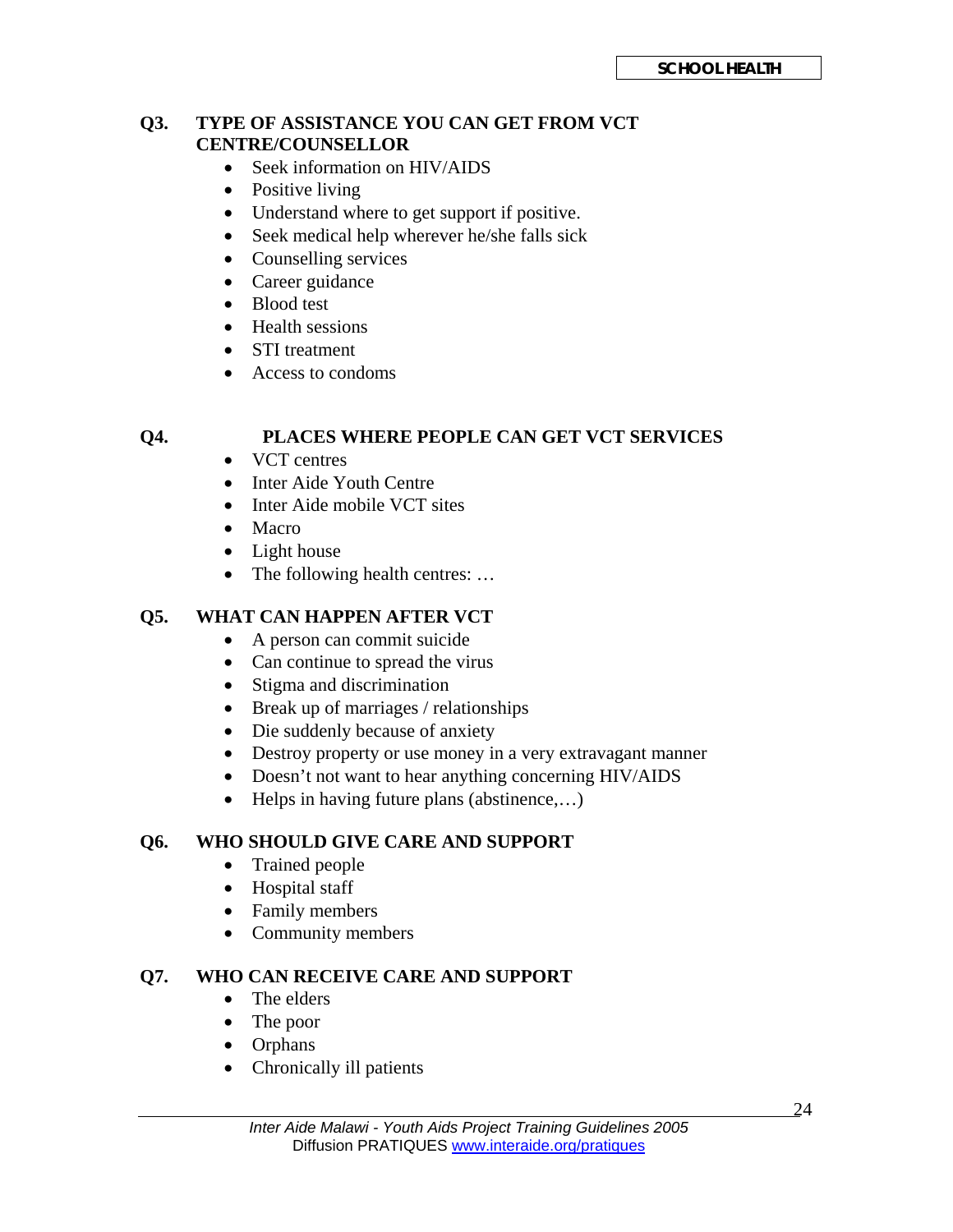### Q3. TYPE OF ASSISTANCE YOU CAN GET FROM VCT CENTRE/COUNSELLOR

- Seek information on HIV/AIDS
- Positive living
- Understand where to get support if positive.
- Seek medical help wherever he/she falls sick
- Counselling services
- Career guidance
- Blood test
- Health sessions
- STI treatment
- Access to condoms

### Q4. PLACES WHERE PEOPLE CAN GET VCT SERVICES

- VCT centres
- Inter Aide Youth Centre
- Inter Aide mobile VCT sites
- Macro
- Light house
- The following health centres: …

### Q5. WHAT CAN HAPPEN AFTER VCT

- A person can commit suicide
- Can continue to spread the virus
- Stigma and discrimination
- Break up of marriages / relationships
- Die suddenly because of anxiety
- Destroy property or use money in a very extravagant manner
- Doesn't not want to hear anything concerning HIV/AIDS
- Helps in having future plans (abstinence,…)

### Q6. WHO SHOULD GIVE CARE AND SUPPORT

- Trained people
- Hospital staff
- Family members
- Community members

### Q7. WHO CAN RECEIVE CARE AND SUPPORT

- The elders
- The poor
- Orphans
- Chronically ill patients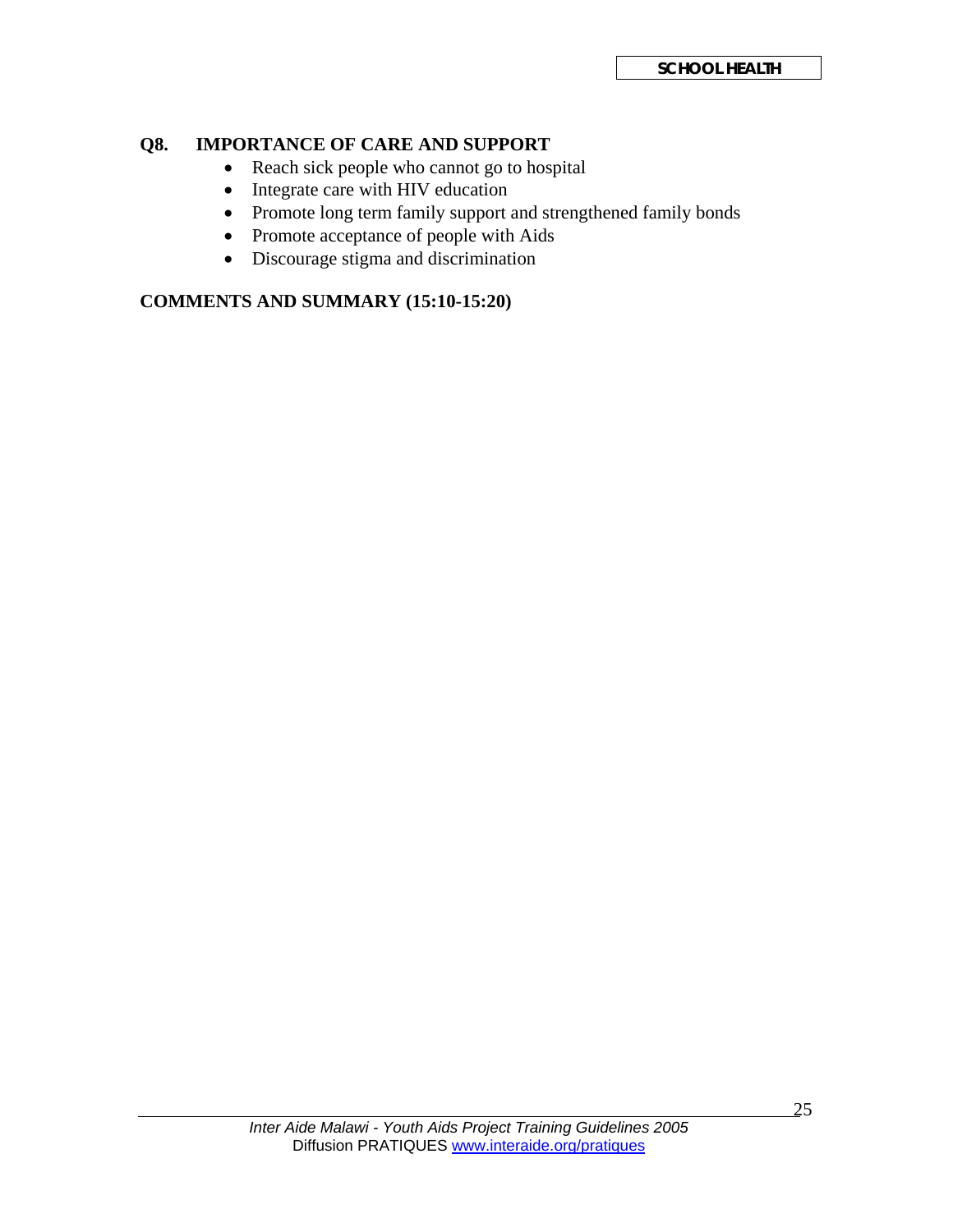## Q8. IMPORTANCE OF CARE AND SUPPORT

- Reach sick people who cannot go to hospital
- Integrate care with HIV education
- Promote long term family support and strengthened family bonds
- Promote acceptance of people with Aids
- Discourage stigma and discrimination

**COMMENTS AND SUMMARY (15:10-15:20)**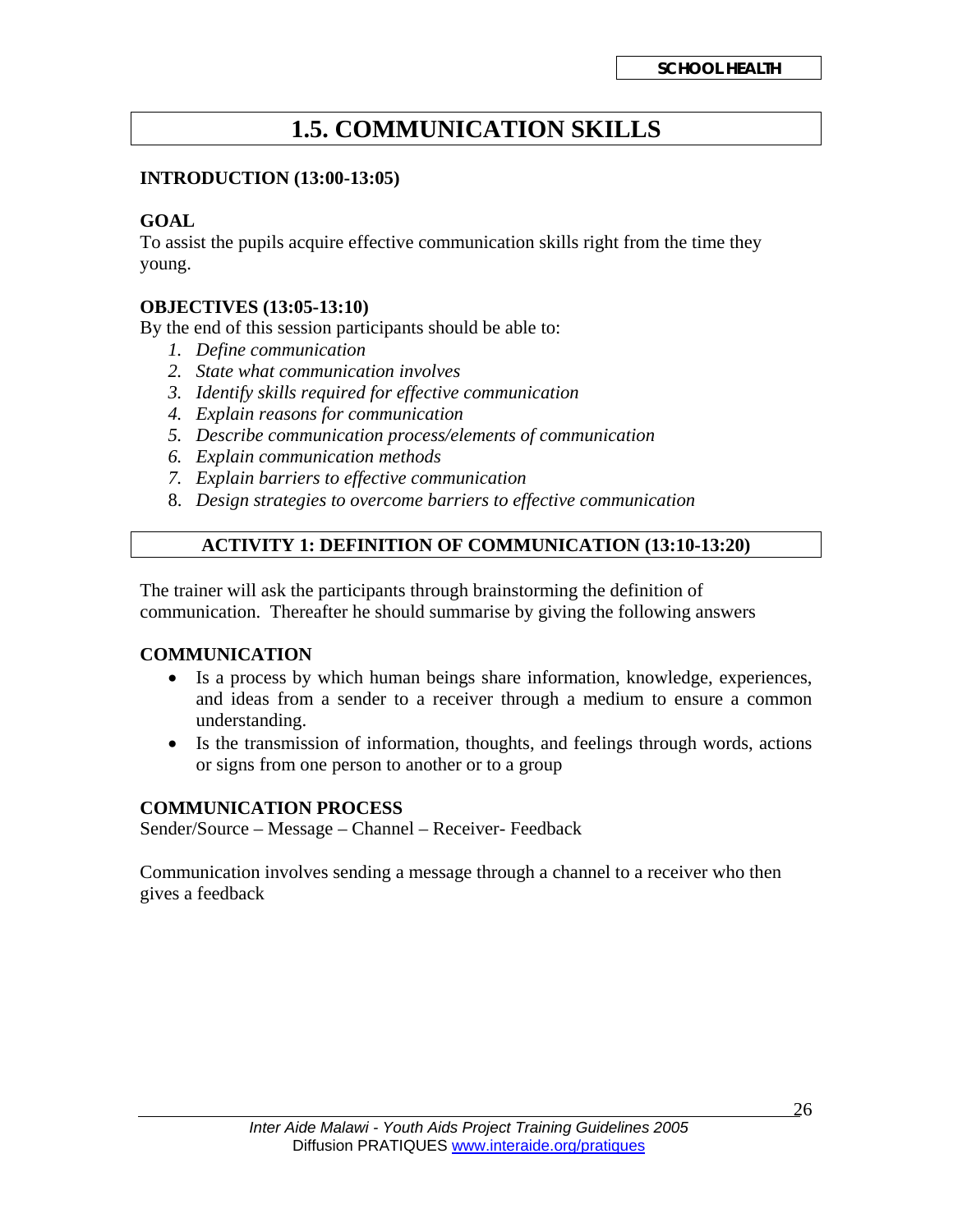# 1.5. COMMUNICATION SKILLS

**INTRODUCTION (13:00-13:05)**

**GOAL**

To assist the pupils acquire effective communication skills right from the time they young.

**OBJECTIVES (13:05-13:10)**

By the end of this session participants should be able to:

1. *Define communication*
2. *State what communication involves*
3. *Identify skills required for effective communication*
4. *Explain reasons for communication*
5. *Describe communication process/elements of communication*
6. *Explain communication methods*
7. *Explain barriers to effective communication*
8. *Design strategies to overcome barriers to effective communication*

## ACTIVITY 1: DEFINITION OF COMMUNICATION (13:10-13:20)

The trainer will ask the participants through brainstorming the definition of communication. Thereafter he should summarise by giving the following answers

**COMMUNICATION**

- Is a process by which human beings share information, knowledge, experiences, and ideas from a sender to a receiver through a medium to ensure a common understanding.
- Is the transmission of information, thoughts, and feelings through words, actions or signs from one person to another or to a group

**COMMUNICATION PROCESS**

Sender/Source – Message – Channel – Receiver- Feedback

Communication involves sending a message through a channel to a receiver who then gives a feedback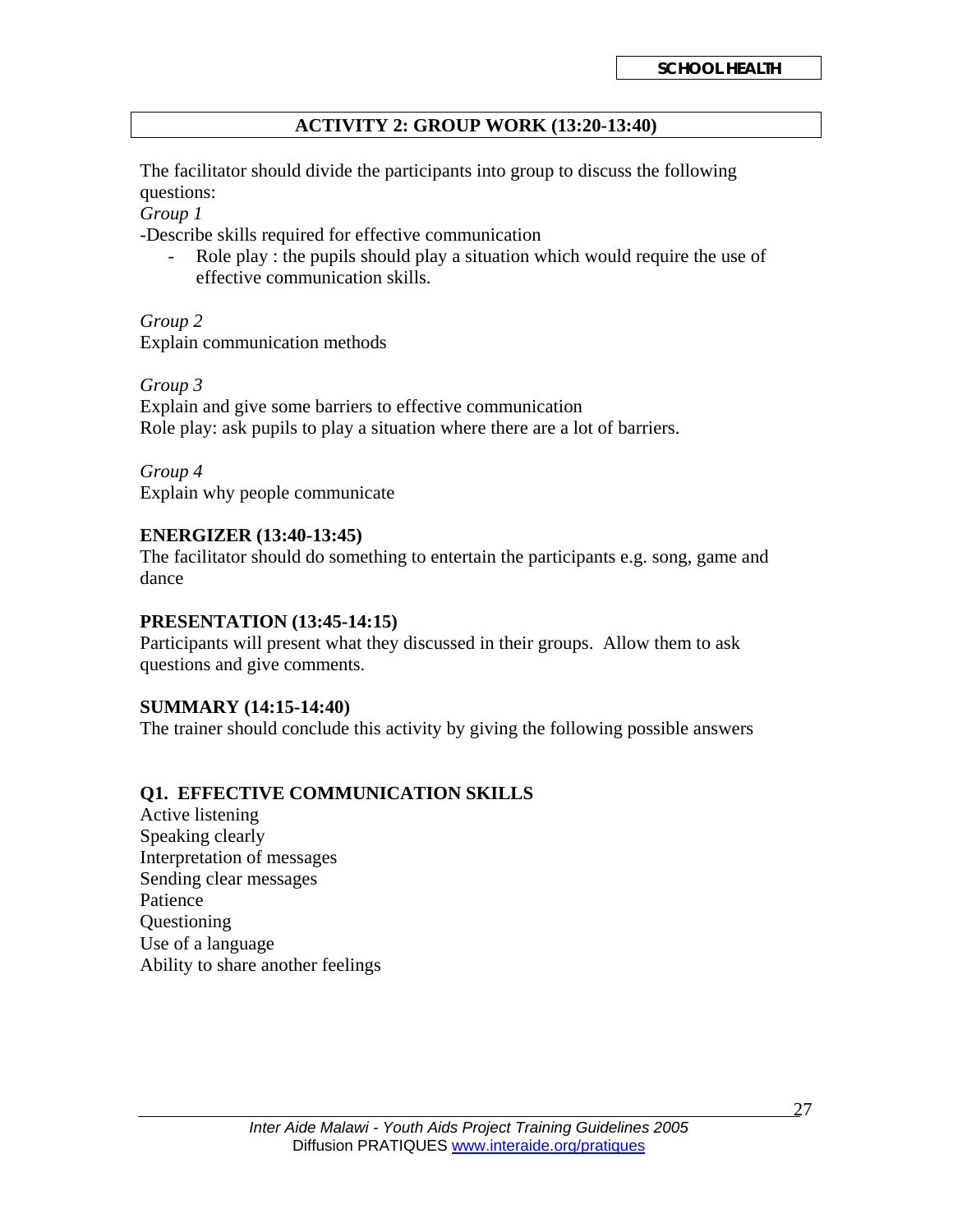## ACTIVITY 2: GROUP WORK (13:20-13:40)

The facilitator should divide the participants into group to discuss the following questions:

*Group 1*

-Describe skills required for effective communication

- Role play : the pupils should play a situation which would require the use of effective communication skills.

*Group 2*

Explain communication methods

*Group 3*

Explain and give some barriers to effective communication

Role play: ask pupils to play a situation where there are a lot of barriers.

*Group 4*

Explain why people communicate

**ENERGIZER (13:40-13:45)**

The facilitator should do something to entertain the participants e.g. song, game and dance

**PRESENTATION (13:45-14:15)**

Participants will present what they discussed in their groups. Allow them to ask questions and give comments.

**SUMMARY (14:15-14:40)**

The trainer should conclude this activity by giving the following possible answers

**Q1. EFFECTIVE COMMUNICATION SKILLS**

Active listening
Speaking clearly
Interpretation of messages
Sending clear messages
Patience
Questioning
Use of a language
Ability to share another feelings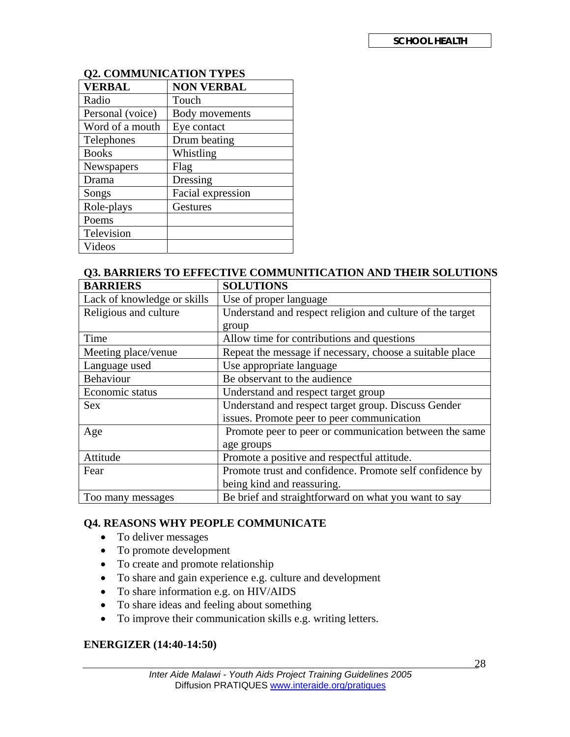### Q2. COMMUNICATION TYPES

| VERBAL | NON VERBAL |
| --- | --- |
| Radio | Touch |
| Personal (voice) | Body movements |
| Word of a mouth | Eye contact |
| Telephones | Drum beating |
| Books | Whistling |
| Newspapers | Flag |
| Drama | Dressing |
| Songs | Facial expression |
| Role-plays | Gestures |
| Poems | |
| Television | |
| Videos | |

### Q3. BARRIERS TO EFFECTIVE COMMUNITICATION AND THEIR SOLUTIONS

| BARRIERS | SOLUTIONS |
| --- | --- |
| Lack of knowledge or skills | Use of proper language |
| Religious and culture | Understand and respect religion and culture of the target group |
| Time | Allow time for contributions and questions |
| Meeting place/venue | Repeat the message if necessary, choose a suitable place |
| Language used | Use appropriate language |
| Behaviour | Be observant to the audience |
| Economic status | Understand and respect target group |
| Sex | Understand and respect target group. Discuss Gender issues. Promote peer to peer communication |
| Age | Promote peer to peer or communication between the same age groups |
| Attitude | Promote a positive and respectful attitude. |
| Fear | Promote trust and confidence. Promote self confidence by being kind and reassuring. |
| Too many messages | Be brief and straightforward on what you want to say |

### Q4. REASONS WHY PEOPLE COMMUNICATE

- To deliver messages
- To promote development
- To create and promote relationship
- To share and gain experience e.g. culture and development
- To share information e.g. on HIV/AIDS
- To share ideas and feeling about something
- To improve their communication skills e.g. writing letters.

### ENERGIZER (14:40-14:50)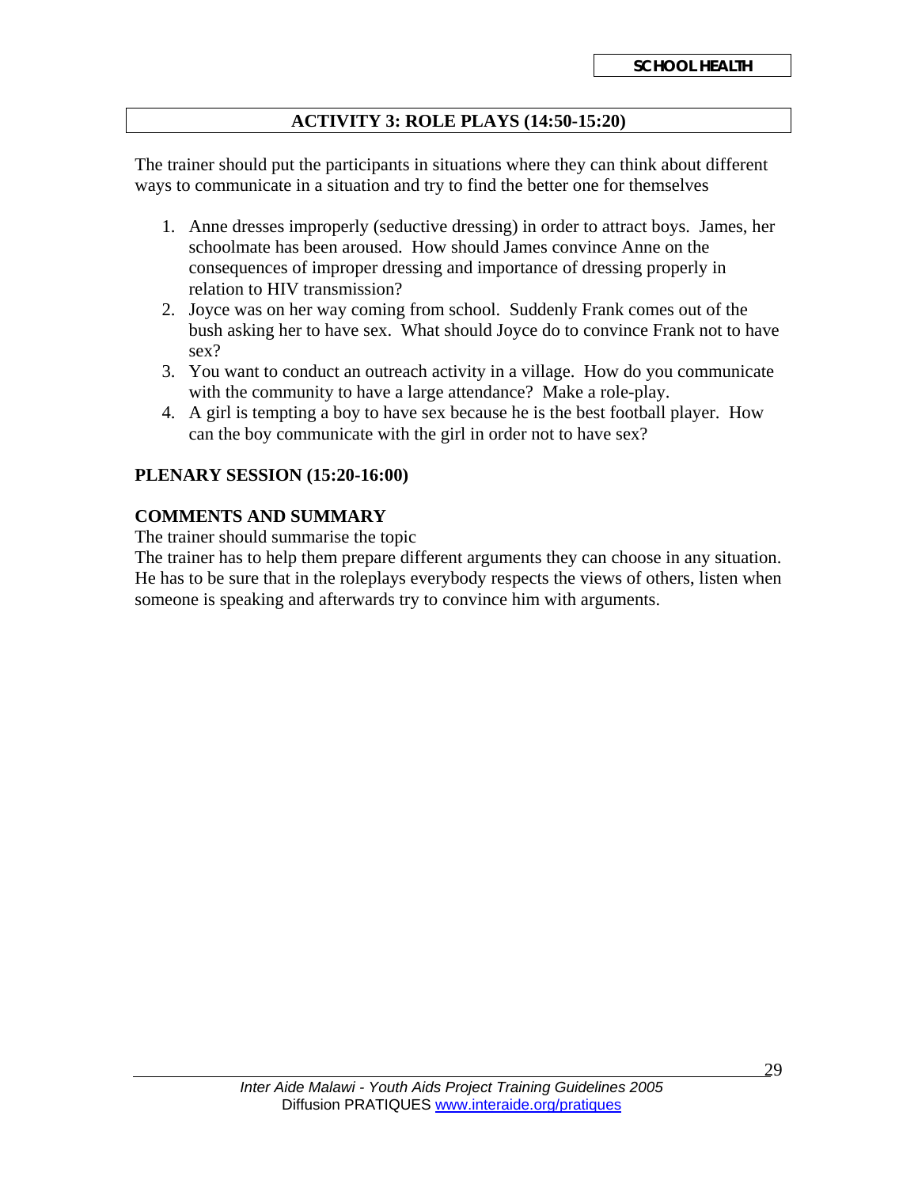## ACTIVITY 3: ROLE PLAYS (14:50-15:20)

The trainer should put the participants in situations where they can think about different ways to communicate in a situation and try to find the better one for themselves

1. Anne dresses improperly (seductive dressing) in order to attract boys. James, her schoolmate has been aroused. How should James convince Anne on the consequences of improper dressing and importance of dressing properly in relation to HIV transmission?
2. Joyce was on her way coming from school. Suddenly Frank comes out of the bush asking her to have sex. What should Joyce do to convince Frank not to have sex?
3. You want to conduct an outreach activity in a village. How do you communicate with the community to have a large attendance? Make a role-play.
4. A girl is tempting a boy to have sex because he is the best football player. How can the boy communicate with the girl in order not to have sex?

**PLENARY SESSION (15:20-16:00)**

**COMMENTS AND SUMMARY**

The trainer should summarise the topic

The trainer has to help them prepare different arguments they can choose in any situation. He has to be sure that in the roleplays everybody respects the views of others, listen when someone is speaking and afterwards try to convince him with arguments.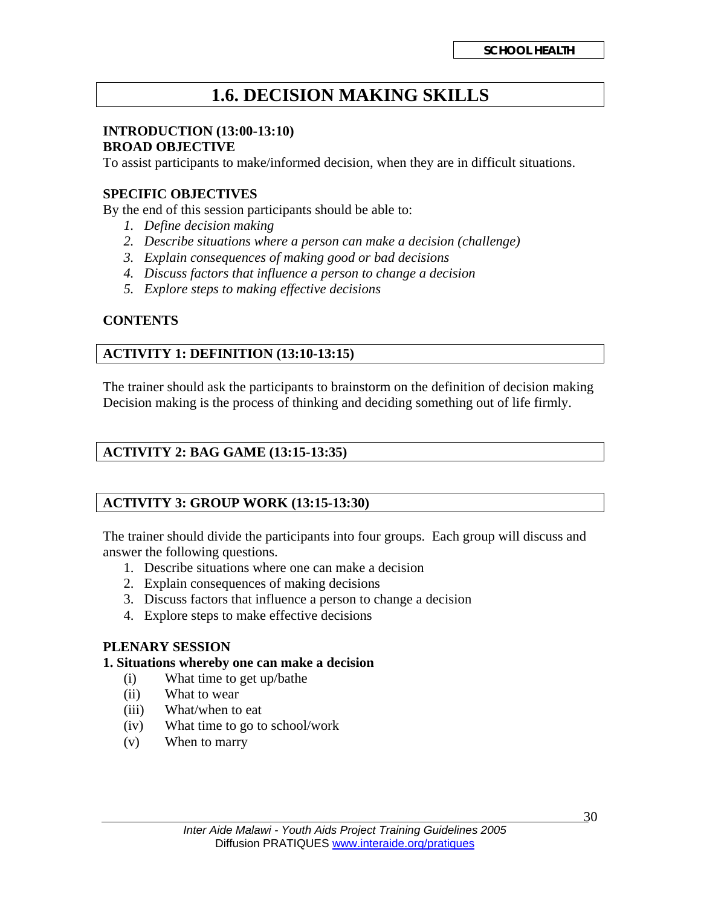# 1.6. DECISION MAKING SKILLS

**INTRODUCTION (13:00-13:10)**
**BROAD OBJECTIVE**

To assist participants to make/informed decision, when they are in difficult situations.

**SPECIFIC OBJECTIVES**

By the end of this session participants should be able to:

1. *Define decision making*
2. *Describe situations where a person can make a decision (challenge)*
3. *Explain consequences of making good or bad decisions*
4. *Discuss factors that influence a person to change a decision*
5. *Explore steps to making effective decisions*

**CONTENTS**

## ACTIVITY 1: DEFINITION (13:10-13:15)

The trainer should ask the participants to brainstorm on the definition of decision making
Decision making is the process of thinking and deciding something out of life firmly.

## ACTIVITY 2: BAG GAME (13:15-13:35)

## ACTIVITY 3: GROUP WORK (13:15-13:30)

The trainer should divide the participants into four groups. Each group will discuss and answer the following questions.

1. Describe situations where one can make a decision
2. Explain consequences of making decisions
3. Discuss factors that influence a person to change a decision
4. Explore steps to make effective decisions

**PLENARY SESSION**

**1. Situations whereby one can make a decision**

(i) What time to get up/bathe
(ii) What to wear
(iii) What/when to eat
(iv) What time to go to school/work
(v) When to marry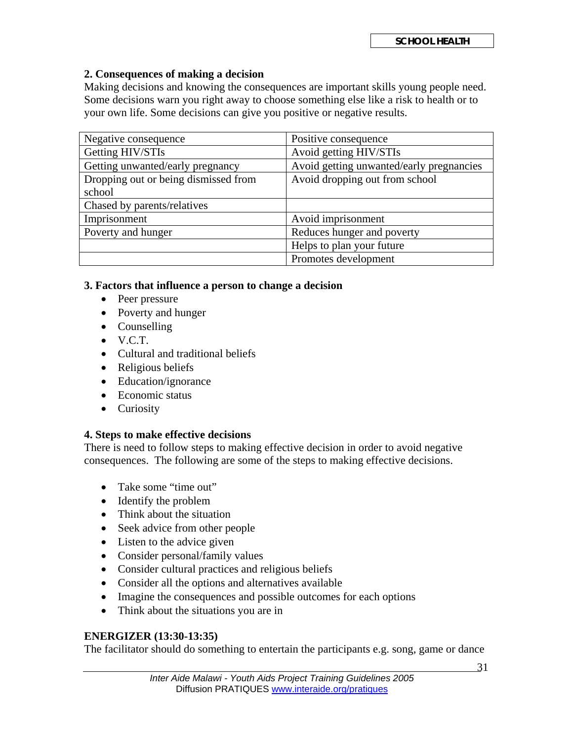### 2. Consequences of making a decision

Making decisions and knowing the consequences are important skills young people need. Some decisions warn you right away to choose something else like a risk to health or to your own life. Some decisions can give you positive or negative results.

| Negative consequence | Positive consequence |
|---|---|
| Getting HIV/STIs | Avoid getting HIV/STIs |
| Getting unwanted/early pregnancy | Avoid getting unwanted/early pregnancies |
| Dropping out or being dismissed from school | Avoid dropping out from school |
| Chased by parents/relatives | |
| Imprisonment | Avoid imprisonment |
| Poverty and hunger | Reduces hunger and poverty |
| | Helps to plan your future |
| | Promotes development |

### 3. Factors that influence a person to change a decision

- Peer pressure
- Poverty and hunger
- Counselling
- V.C.T.
- Cultural and traditional beliefs
- Religious beliefs
- Education/ignorance
- Economic status
- Curiosity

### 4. Steps to make effective decisions

There is need to follow steps to making effective decision in order to avoid negative consequences. The following are some of the steps to making effective decisions.

- Take some "time out"
- Identify the problem
- Think about the situation
- Seek advice from other people
- Listen to the advice given
- Consider personal/family values
- Consider cultural practices and religious beliefs
- Consider all the options and alternatives available
- Imagine the consequences and possible outcomes for each options
- Think about the situations you are in

### ENERGIZER (13:30-13:35)

The facilitator should do something to entertain the participants e.g. song, game or dance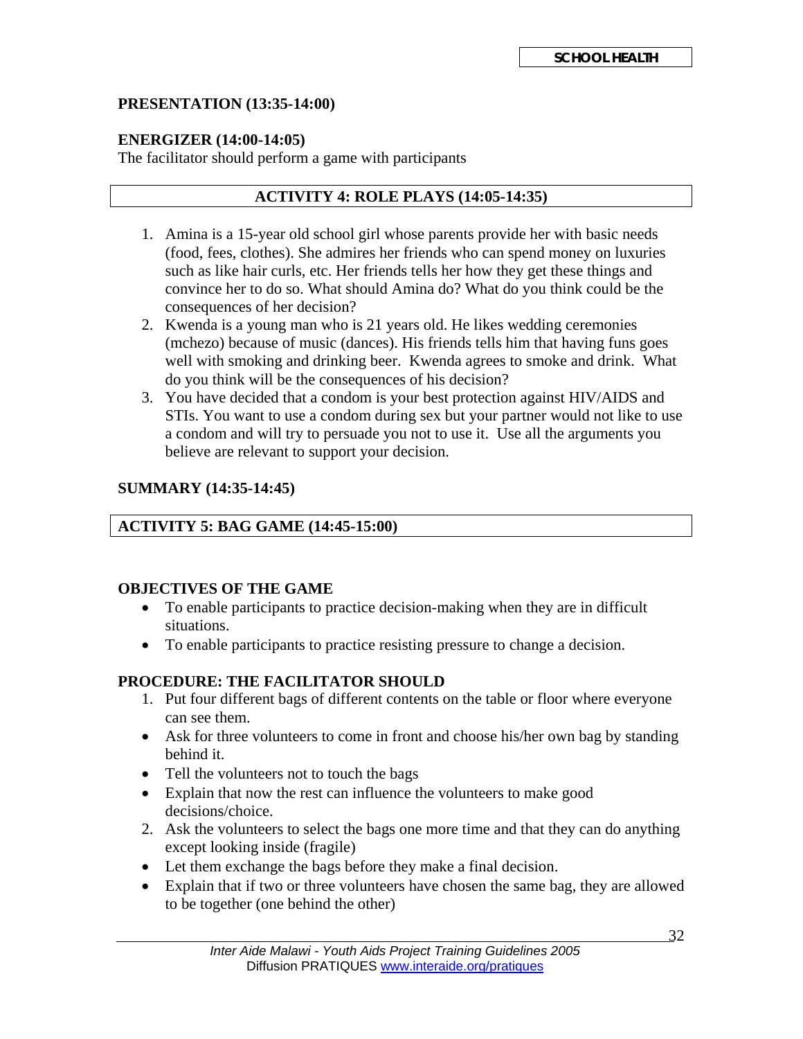**PRESENTATION (13:35-14:00)**

**ENERGIZER (14:00-14:05)**
The facilitator should perform a game with participants

## ACTIVITY 4: ROLE PLAYS (14:05-14:35)

1. Amina is a 15-year old school girl whose parents provide her with basic needs (food, fees, clothes). She admires her friends who can spend money on luxuries such as like hair curls, etc. Her friends tells her how they get these things and convince her to do so. What should Amina do? What do you think could be the consequences of her decision?
2. Kwenda is a young man who is 21 years old. He likes wedding ceremonies (mchezo) because of music (dances). His friends tells him that having funs goes well with smoking and drinking beer. Kwenda agrees to smoke and drink. What do you think will be the consequences of his decision?
3. You have decided that a condom is your best protection against HIV/AIDS and STIs. You want to use a condom during sex but your partner would not like to use a condom and will try to persuade you not to use it. Use all the arguments you believe are relevant to support your decision.

**SUMMARY (14:35-14:45)**

## ACTIVITY 5: BAG GAME (14:45-15:00)

**OBJECTIVES OF THE GAME**

- To enable participants to practice decision-making when they are in difficult situations.
- To enable participants to practice resisting pressure to change a decision.

**PROCEDURE: THE FACILITATOR SHOULD**

1. Put four different bags of different contents on the table or floor where everyone can see them.
   - Ask for three volunteers to come in front and choose his/her own bag by standing behind it.
   - Tell the volunteers not to touch the bags
   - Explain that now the rest can influence the volunteers to make good decisions/choice.
2. Ask the volunteers to select the bags one more time and that they can do anything except looking inside (fragile)
   - Let them exchange the bags before they make a final decision.
   - Explain that if two or three volunteers have chosen the same bag, they are allowed to be together (one behind the other)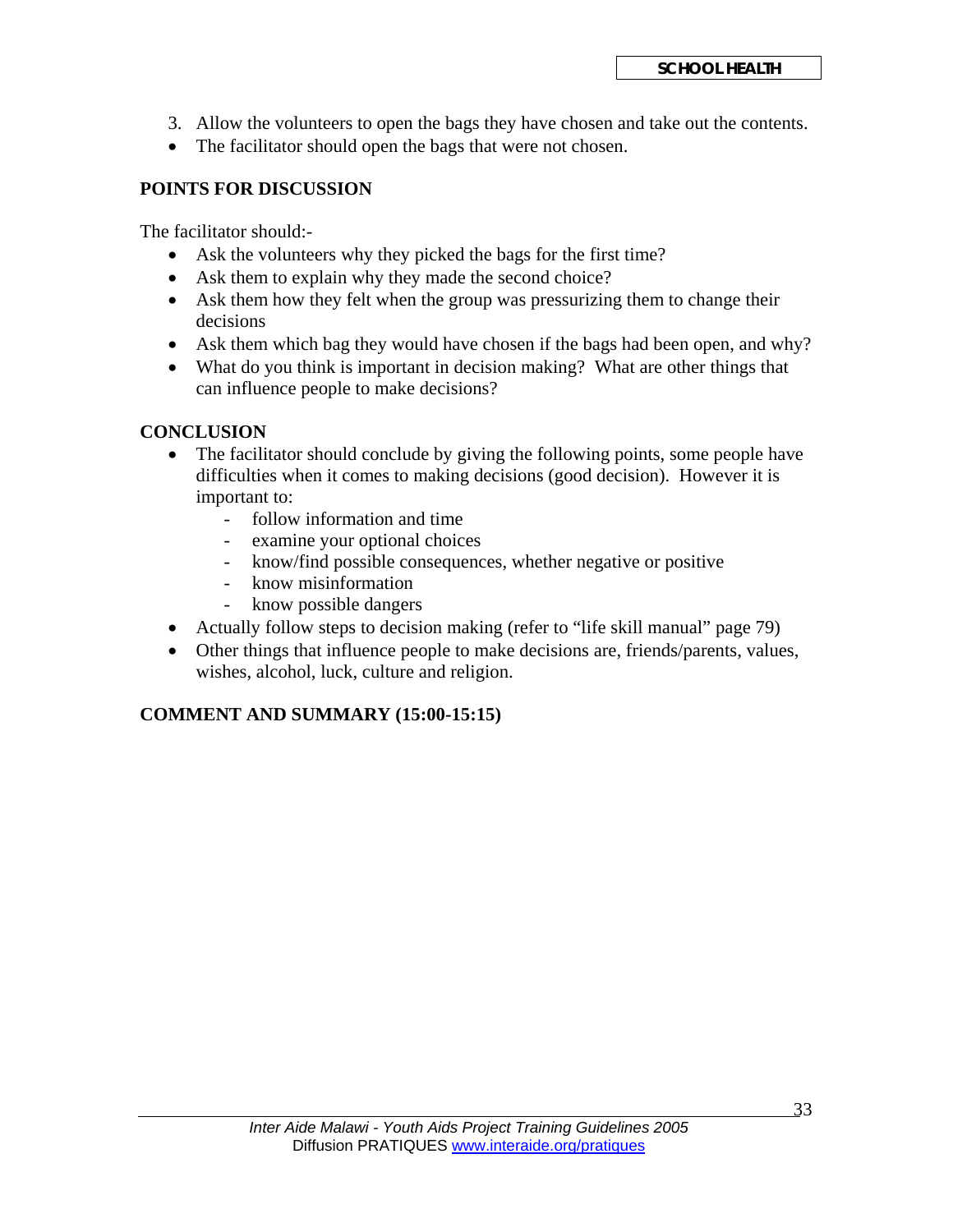3. Allow the volunteers to open the bags they have chosen and take out the contents.

- The facilitator should open the bags that were not chosen.

## POINTS FOR DISCUSSION

The facilitator should:-

- Ask the volunteers why they picked the bags for the first time?
- Ask them to explain why they made the second choice?
- Ask them how they felt when the group was pressurizing them to change their decisions
- Ask them which bag they would have chosen if the bags had been open, and why?
- What do you think is important in decision making? What are other things that can influence people to make decisions?

## CONCLUSION

- The facilitator should conclude by giving the following points, some people have difficulties when it comes to making decisions (good decision). However it is important to:
  - follow information and time
  - examine your optional choices
  - know/find possible consequences, whether negative or positive
  - know misinformation
  - know possible dangers
- Actually follow steps to decision making (refer to "life skill manual" page 79)
- Other things that influence people to make decisions are, friends/parents, values, wishes, alcohol, luck, culture and religion.

## COMMENT AND SUMMARY (15:00-15:15)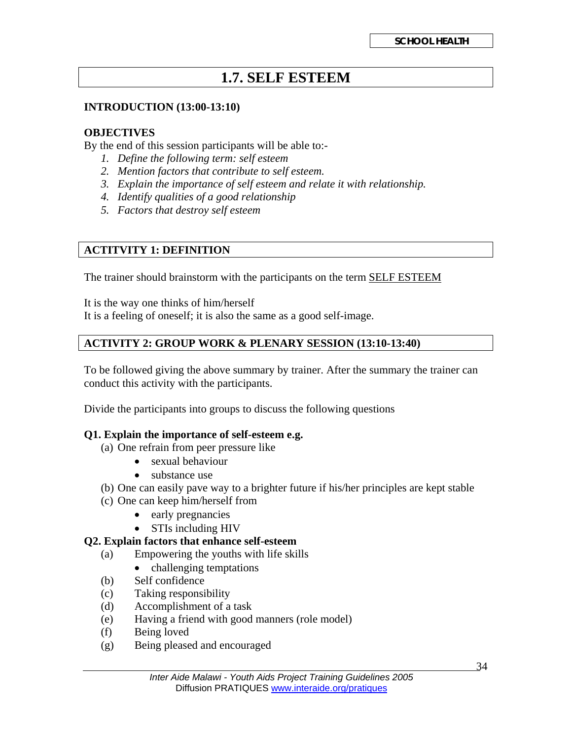# 1.7. SELF ESTEEM

**INTRODUCTION (13:00-13:10)**

**OBJECTIVES**

By the end of this session participants will be able to:-

1. *Define the following term: self esteem*
2. *Mention factors that contribute to self esteem.*
3. *Explain the importance of self esteem and relate it with relationship.*
4. *Identify qualities of a good relationship*
5. *Factors that destroy self esteem*

## ACTITVITY 1: DEFINITION

The trainer should brainstorm with the participants on the term <u>SELF ESTEEM</u>

It is the way one thinks of him/herself
It is a feeling of oneself; it is also the same as a good self-image.

## ACTIVITY 2: GROUP WORK & PLENARY SESSION (13:10-13:40)

To be followed giving the above summary by trainer. After the summary the trainer can conduct this activity with the participants.

Divide the participants into groups to discuss the following questions

**Q1. Explain the importance of self-esteem e.g.**

(a) One refrain from peer pressure like
  - sexual behaviour
  - substance use

(b) One can easily pave way to a brighter future if his/her principles are kept stable

(c) One can keep him/herself from
  - early pregnancies
  - STIs including HIV

**Q2. Explain factors that enhance self-esteem**

(a) Empowering the youths with life skills
  - challenging temptations

(b) Self confidence

(c) Taking responsibility

(d) Accomplishment of a task

(e) Having a friend with good manners (role model)

(f) Being loved

(g) Being pleased and encouraged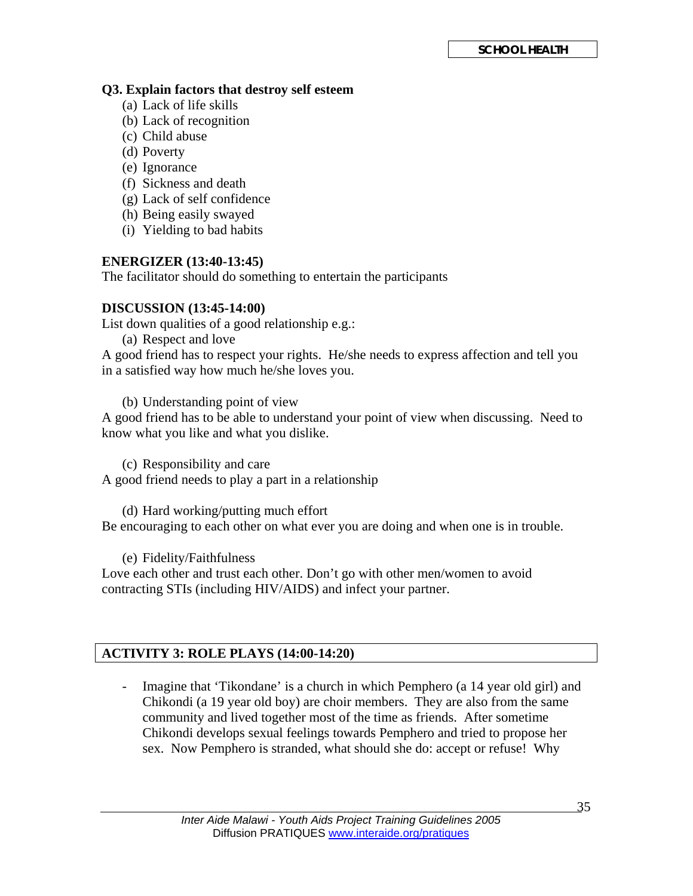**Q3. Explain factors that destroy self esteem**

(a) Lack of life skills
(b) Lack of recognition
(c) Child abuse
(d) Poverty
(e) Ignorance
(f) Sickness and death
(g) Lack of self confidence
(h) Being easily swayed
(i) Yielding to bad habits

**ENERGIZER (13:40-13:45)**

The facilitator should do something to entertain the participants

**DISCUSSION (13:45-14:00)**

List down qualities of a good relationship e.g.:

(a) Respect and love

A good friend has to respect your rights. He/she needs to express affection and tell you in a satisfied way how much he/she loves you.

(b) Understanding point of view

A good friend has to be able to understand your point of view when discussing. Need to know what you like and what you dislike.

(c) Responsibility and care

A good friend needs to play a part in a relationship

(d) Hard working/putting much effort

Be encouraging to each other on what ever you are doing and when one is in trouble.

(e) Fidelity/Faithfulness

Love each other and trust each other. Don't go with other men/women to avoid contracting STIs (including HIV/AIDS) and infect your partner.

## ACTIVITY 3: ROLE PLAYS (14:00-14:20)

- Imagine that 'Tikondane' is a church in which Pemphero (a 14 year old girl) and Chikondi (a 19 year old boy) are choir members. They are also from the same community and lived together most of the time as friends. After sometime Chikondi develops sexual feelings towards Pemphero and tried to propose her sex. Now Pemphero is stranded, what should she do: accept or refuse! Why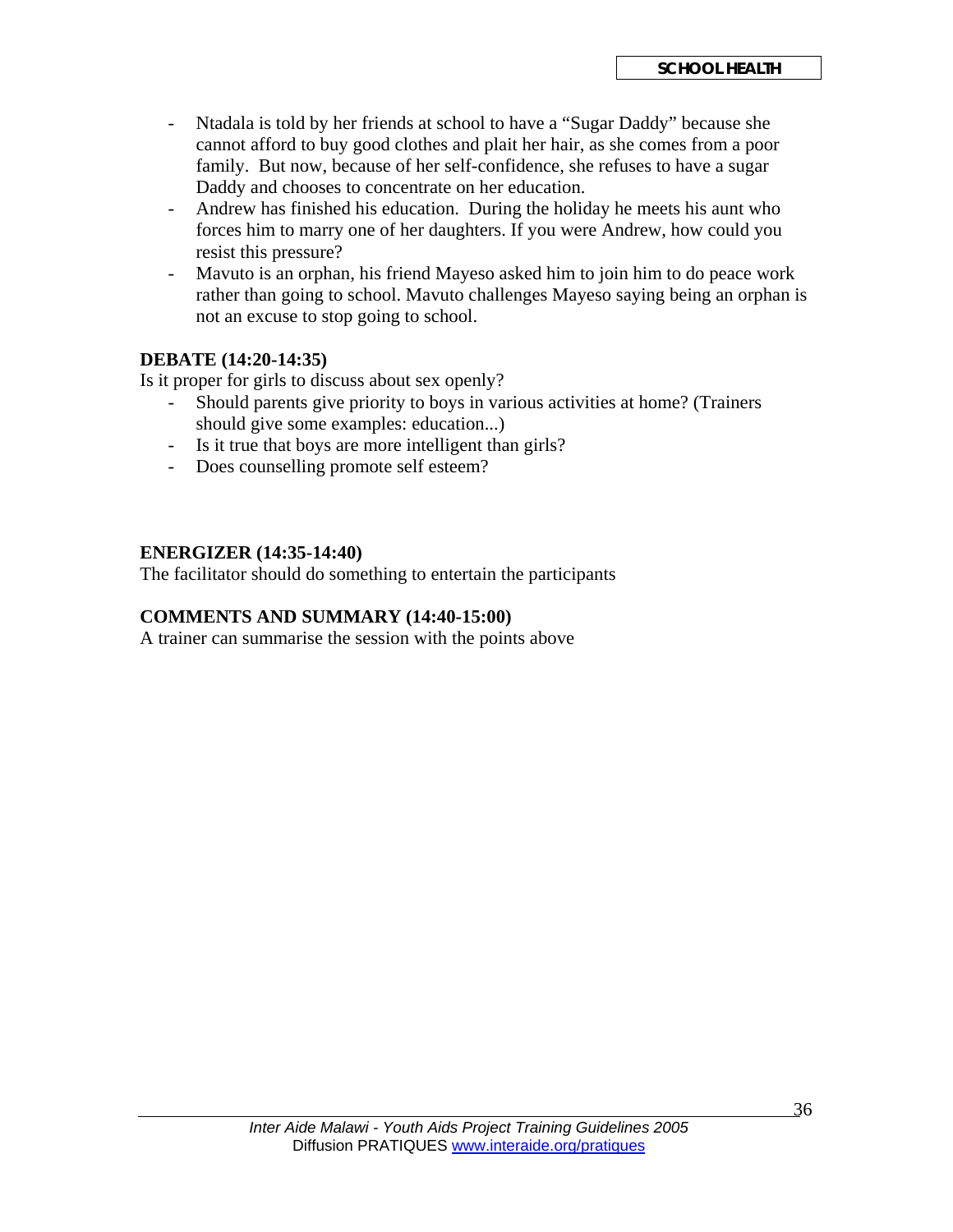- Ntadala is told by her friends at school to have a "Sugar Daddy" because she cannot afford to buy good clothes and plait her hair, as she comes from a poor family. But now, because of her self-confidence, she refuses to have a sugar Daddy and chooses to concentrate on her education.
- Andrew has finished his education. During the holiday he meets his aunt who forces him to marry one of her daughters. If you were Andrew, how could you resist this pressure?
- Mavuto is an orphan, his friend Mayeso asked him to join him to do peace work rather than going to school. Mavuto challenges Mayeso saying being an orphan is not an excuse to stop going to school.

**DEBATE (14:20-14:35)**

Is it proper for girls to discuss about sex openly?

- Should parents give priority to boys in various activities at home? (Trainers should give some examples: education...)
- Is it true that boys are more intelligent than girls?
- Does counselling promote self esteem?

**ENERGIZER (14:35-14:40)**

The facilitator should do something to entertain the participants

**COMMENTS AND SUMMARY (14:40-15:00)**

A trainer can summarise the session with the points above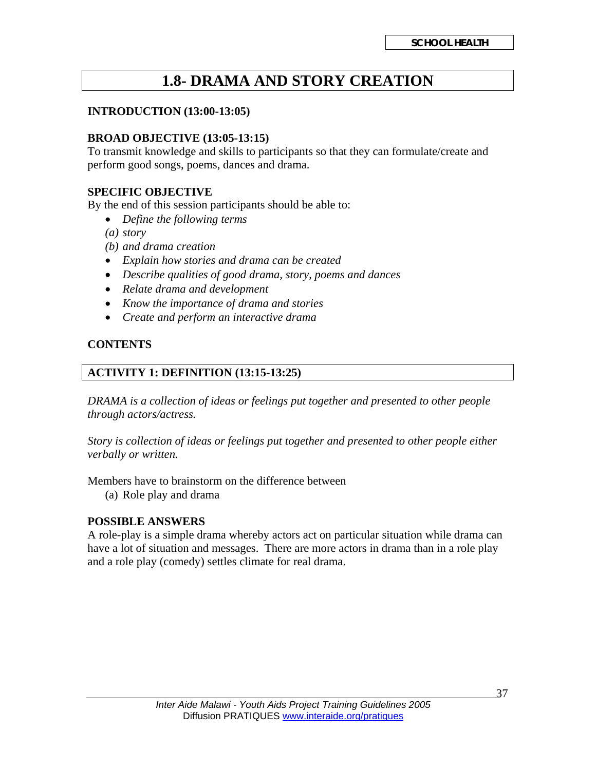# 1.8- DRAMA AND STORY CREATION

**INTRODUCTION (13:00-13:05)**

**BROAD OBJECTIVE (13:05-13:15)**
To transmit knowledge and skills to participants so that they can formulate/create and perform good songs, poems, dances and drama.

**SPECIFIC OBJECTIVE**
By the end of this session participants should be able to:

- *Define the following terms*

  *(a) story*

  *(b) and drama creation*
- *Explain how stories and drama can be created*
- *Describe qualities of good drama, story, poems and dances*
- *Relate drama and development*
- *Know the importance of drama and stories*
- *Create and perform an interactive drama*

**CONTENTS**

**ACTIVITY 1: DEFINITION (13:15-13:25)**

*DRAMA is a collection of ideas or feelings put together and presented to other people through actors/actress.*

*Story is collection of ideas or feelings put together and presented to other people either verbally or written.*

Members have to brainstorm on the difference between

(a) Role play and drama

**POSSIBLE ANSWERS**
A role-play is a simple drama whereby actors act on particular situation while drama can have a lot of situation and messages. There are more actors in drama than in a role play and a role play (comedy) settles climate for real drama.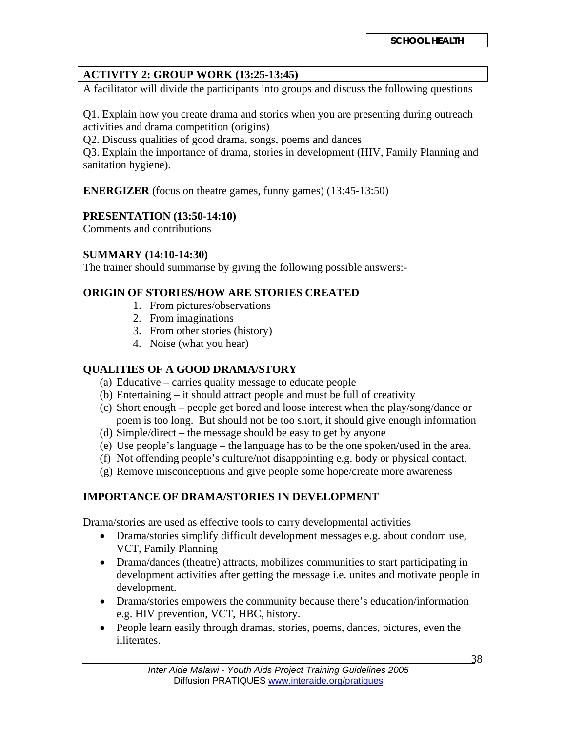## ACTIVITY 2: GROUP WORK (13:25-13:45)

A facilitator will divide the participants into groups and discuss the following questions

Q1. Explain how you create drama and stories when you are presenting during outreach activities and drama competition (origins)
Q2. Discuss qualities of good drama, songs, poems and dances
Q3. Explain the importance of drama, stories in development (HIV, Family Planning and sanitation hygiene).

**ENERGIZER** (focus on theatre games, funny games) (13:45-13:50)

**PRESENTATION (13:50-14:10)**
Comments and contributions

**SUMMARY (14:10-14:30)**
The trainer should summarise by giving the following possible answers:-

**ORIGIN OF STORIES/HOW ARE STORIES CREATED**

1. From pictures/observations
2. From imaginations
3. From other stories (history)
4. Noise (what you hear)

**QUALITIES OF A GOOD DRAMA/STORY**

(a) Educative – carries quality message to educate people
(b) Entertaining – it should attract people and must be full of creativity
(c) Short enough – people get bored and loose interest when the play/song/dance or poem is too long. But should not be too short, it should give enough information
(d) Simple/direct – the message should be easy to get by anyone
(e) Use people's language – the language has to be the one spoken/used in the area.
(f) Not offending people's culture/not disappointing e.g. body or physical contact.
(g) Remove misconceptions and give people some hope/create more awareness

**IMPORTANCE OF DRAMA/STORIES IN DEVELOPMENT**

Drama/stories are used as effective tools to carry developmental activities

- Drama/stories simplify difficult development messages e.g. about condom use, VCT, Family Planning
- Drama/dances (theatre) attracts, mobilizes communities to start participating in development activities after getting the message i.e. unites and motivate people in development.
- Drama/stories empowers the community because there's education/information e.g. HIV prevention, VCT, HBC, history.
- People learn easily through dramas, stories, poems, dances, pictures, even the illiterates.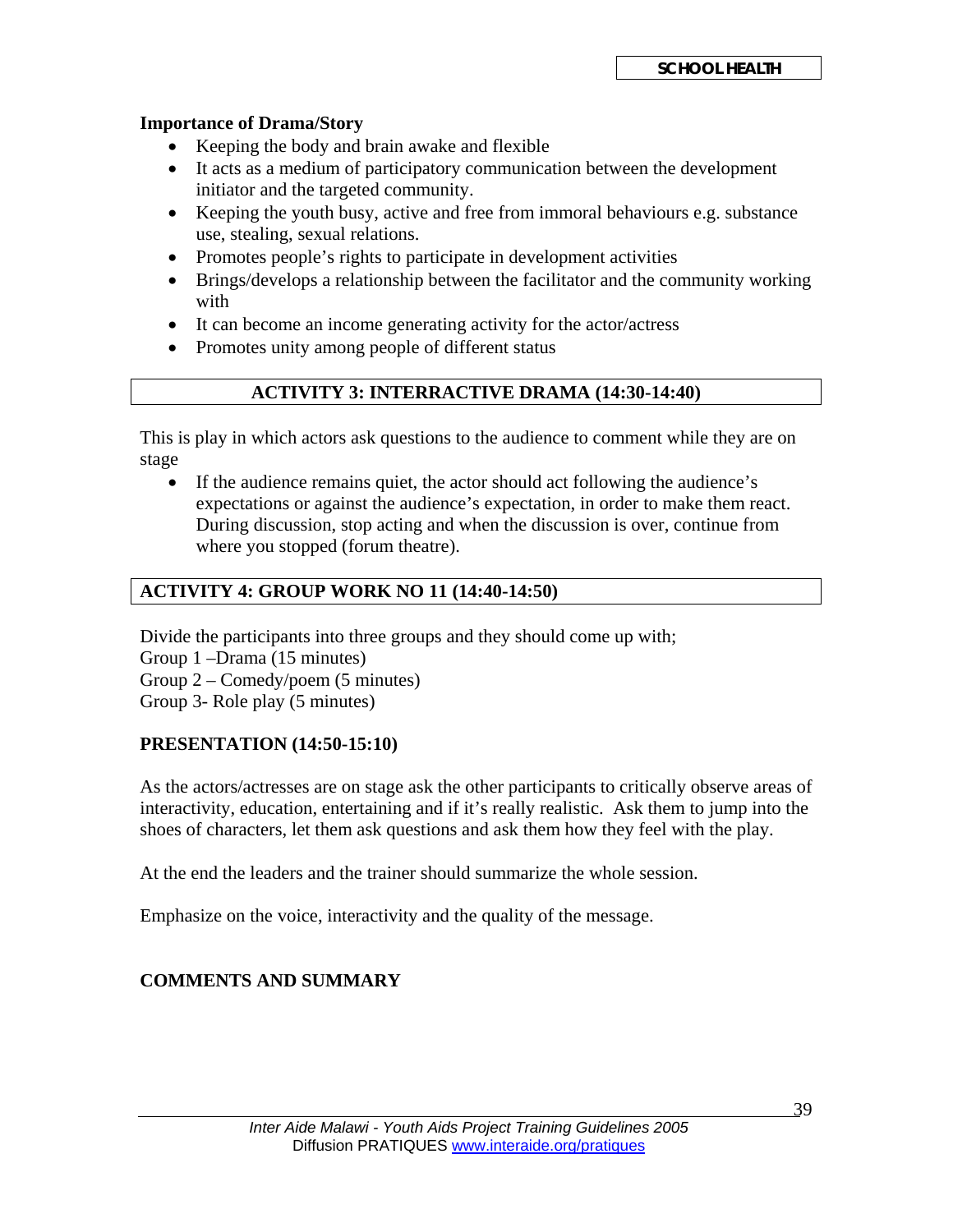**Importance of Drama/Story**

- Keeping the body and brain awake and flexible
- It acts as a medium of participatory communication between the development initiator and the targeted community.
- Keeping the youth busy, active and free from immoral behaviours e.g. substance use, stealing, sexual relations.
- Promotes people's rights to participate in development activities
- Brings/develops a relationship between the facilitator and the community working with
- It can become an income generating activity for the actor/actress
- Promotes unity among people of different status

## ACTIVITY 3: INTERRACTIVE DRAMA (14:30-14:40)

This is play in which actors ask questions to the audience to comment while they are on stage

- If the audience remains quiet, the actor should act following the audience's expectations or against the audience's expectation, in order to make them react. During discussion, stop acting and when the discussion is over, continue from where you stopped (forum theatre).

## ACTIVITY 4: GROUP WORK NO 11 (14:40-14:50)

Divide the participants into three groups and they should come up with;
Group 1 –Drama (15 minutes)
Group 2 – Comedy/poem (5 minutes)
Group 3- Role play (5 minutes)

**PRESENTATION (14:50-15:10)**

As the actors/actresses are on stage ask the other participants to critically observe areas of interactivity, education, entertaining and if it's really realistic. Ask them to jump into the shoes of characters, let them ask questions and ask them how they feel with the play.

At the end the leaders and the trainer should summarize the whole session.

Emphasize on the voice, interactivity and the quality of the message.

**COMMENTS AND SUMMARY**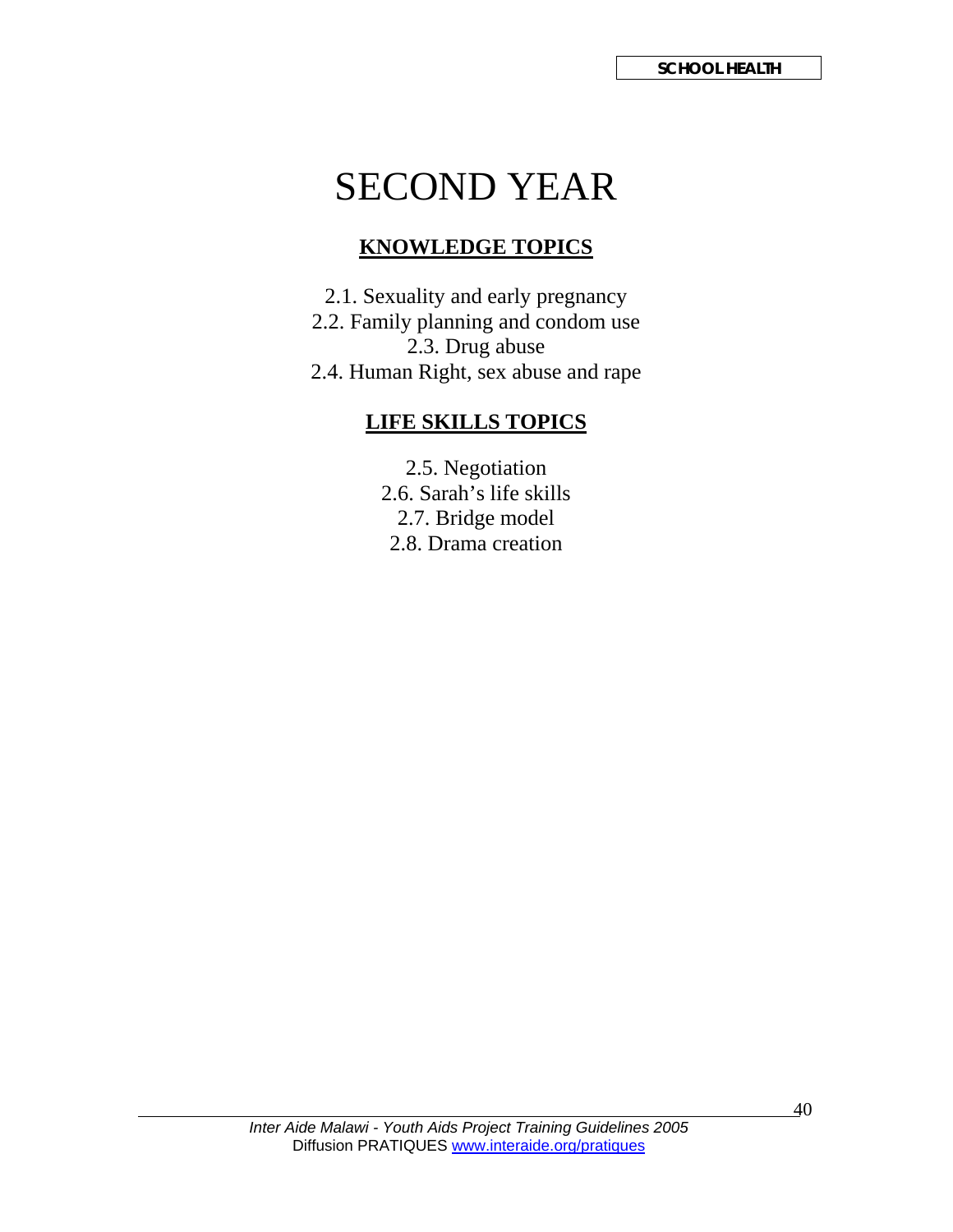# SECOND YEAR

## KNOWLEDGE TOPICS

2.1. Sexuality and early pregnancy
2.2. Family planning and condom use
2.3. Drug abuse
2.4. Human Right, sex abuse and rape

## LIFE SKILLS TOPICS

2.5. Negotiation
2.6. Sarah's life skills
2.7. Bridge model
2.8. Drama creation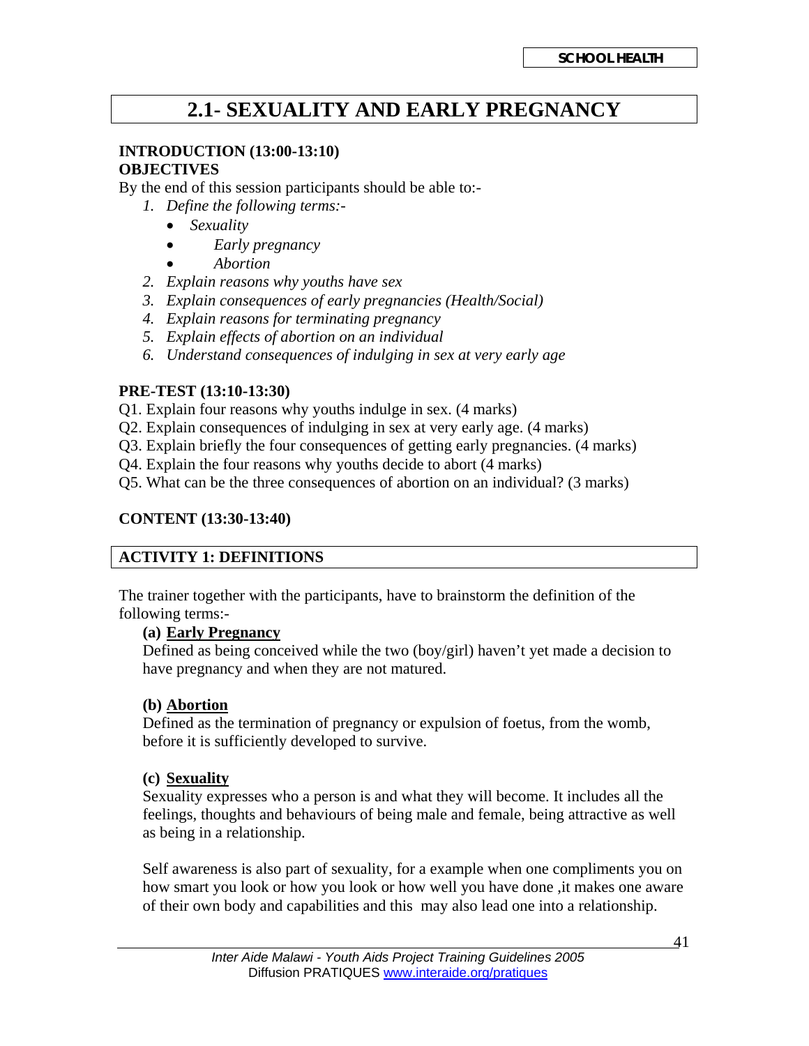## 2.1- SEXUALITY AND EARLY PREGNANCY

**INTRODUCTION (13:00-13:10)**

**OBJECTIVES**

By the end of this session participants should be able to:-

1. *Define the following terms:-*
   - *Sexuality*
   - *Early pregnancy*
   - *Abortion*
2. *Explain reasons why youths have sex*
3. *Explain consequences of early pregnancies (Health/Social)*
4. *Explain reasons for terminating pregnancy*
5. *Explain effects of abortion on an individual*
6. *Understand consequences of indulging in sex at very early age*

**PRE-TEST (13:10-13:30)**

Q1. Explain four reasons why youths indulge in sex. (4 marks)

Q2. Explain consequences of indulging in sex at very early age. (4 marks)

Q3. Explain briefly the four consequences of getting early pregnancies. (4 marks)

Q4. Explain the four reasons why youths decide to abort (4 marks)

Q5. What can be the three consequences of abortion on an individual? (3 marks)

**CONTENT (13:30-13:40)**

### ACTIVITY 1: DEFINITIONS

The trainer together with the participants, have to brainstorm the definition of the following terms:-

**(a) Early Pregnancy**

Defined as being conceived while the two (boy/girl) haven't yet made a decision to have pregnancy and when they are not matured.

**(b) Abortion**

Defined as the termination of pregnancy or expulsion of foetus, from the womb, before it is sufficiently developed to survive.

**(c) Sexuality**

Sexuality expresses who a person is and what they will become. It includes all the feelings, thoughts and behaviours of being male and female, being attractive as well as being in a relationship.

Self awareness is also part of sexuality, for a example when one compliments you on how smart you look or how you look or how well you have done ,it makes one aware of their own body and capabilities and this may also lead one into a relationship.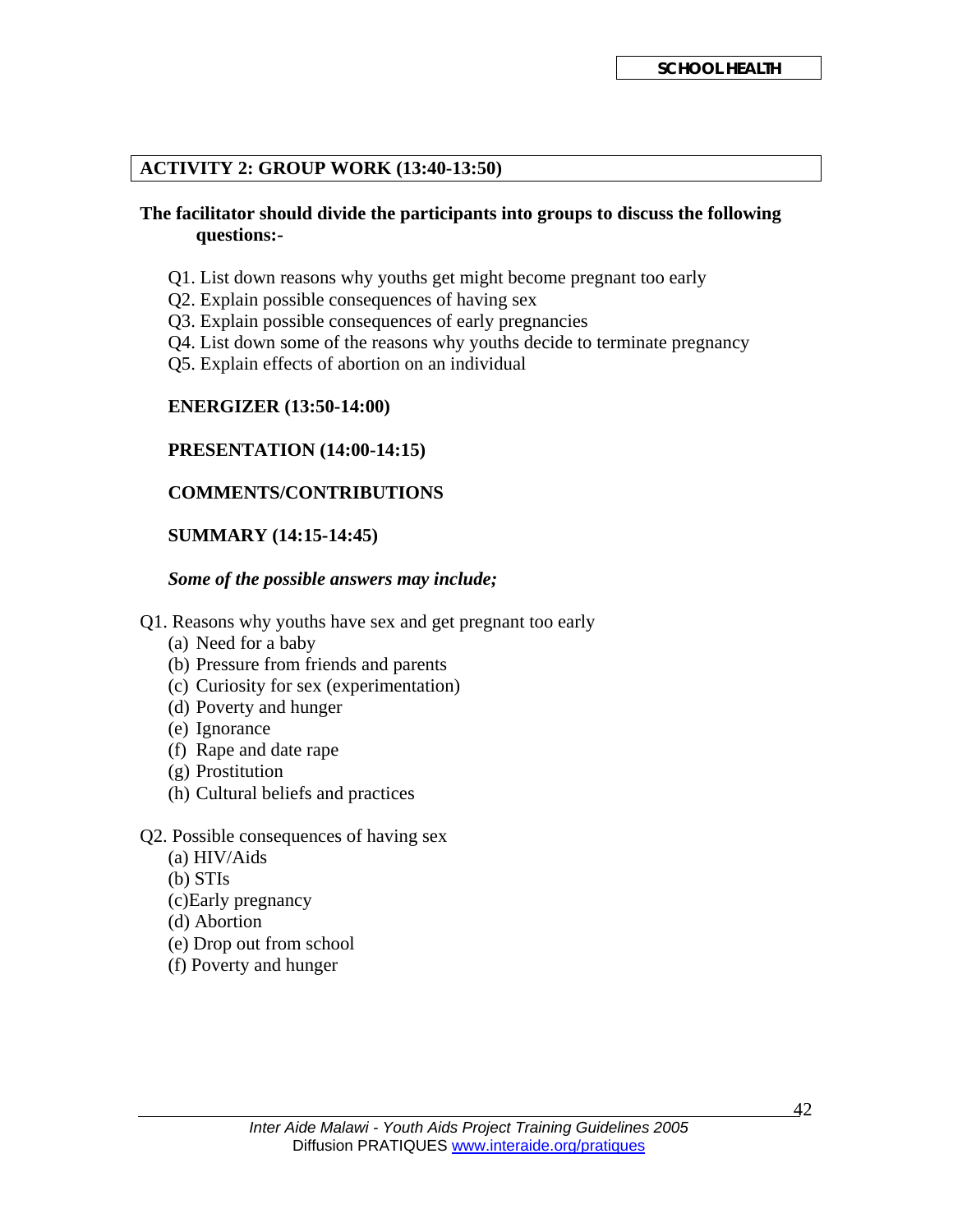## ACTIVITY 2: GROUP WORK (13:40-13:50)

**The facilitator should divide the participants into groups to discuss the following questions:-**

Q1. List down reasons why youths get might become pregnant too early
Q2. Explain possible consequences of having sex
Q3. Explain possible consequences of early pregnancies
Q4. List down some of the reasons why youths decide to terminate pregnancy
Q5. Explain effects of abortion on an individual

**ENERGIZER (13:50-14:00)**

**PRESENTATION (14:00-14:15)**

**COMMENTS/CONTRIBUTIONS**

**SUMMARY (14:15-14:45)**

***Some of the possible answers may include;***

Q1. Reasons why youths have sex and get pregnant too early

(a) Need for a baby
(b) Pressure from friends and parents
(c) Curiosity for sex (experimentation)
(d) Poverty and hunger
(e) Ignorance
(f) Rape and date rape
(g) Prostitution
(h) Cultural beliefs and practices

Q2. Possible consequences of having sex

(a) HIV/Aids
(b) STIs
(c)Early pregnancy
(d) Abortion
(e) Drop out from school
(f) Poverty and hunger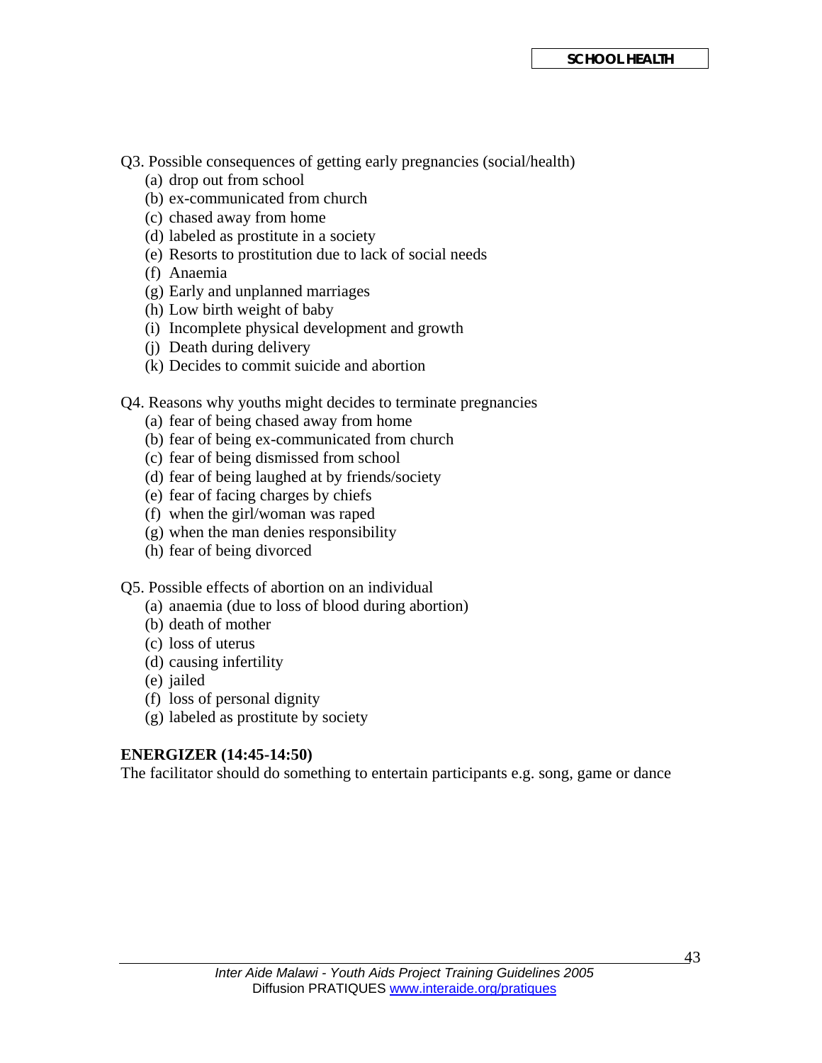Q3. Possible consequences of getting early pregnancies (social/health)

(a) drop out from school
(b) ex-communicated from church
(c) chased away from home
(d) labeled as prostitute in a society
(e) Resorts to prostitution due to lack of social needs
(f) Anaemia
(g) Early and unplanned marriages
(h) Low birth weight of baby
(i) Incomplete physical development and growth
(j) Death during delivery
(k) Decides to commit suicide and abortion

Q4. Reasons why youths might decides to terminate pregnancies

(a) fear of being chased away from home
(b) fear of being ex-communicated from church
(c) fear of being dismissed from school
(d) fear of being laughed at by friends/society
(e) fear of facing charges by chiefs
(f) when the girl/woman was raped
(g) when the man denies responsibility
(h) fear of being divorced

Q5. Possible effects of abortion on an individual

(a) anaemia (due to loss of blood during abortion)
(b) death of mother
(c) loss of uterus
(d) causing infertility
(e) jailed
(f) loss of personal dignity
(g) labeled as prostitute by society

**ENERGIZER (14:45-14:50)**

The facilitator should do something to entertain participants e.g. song, game or dance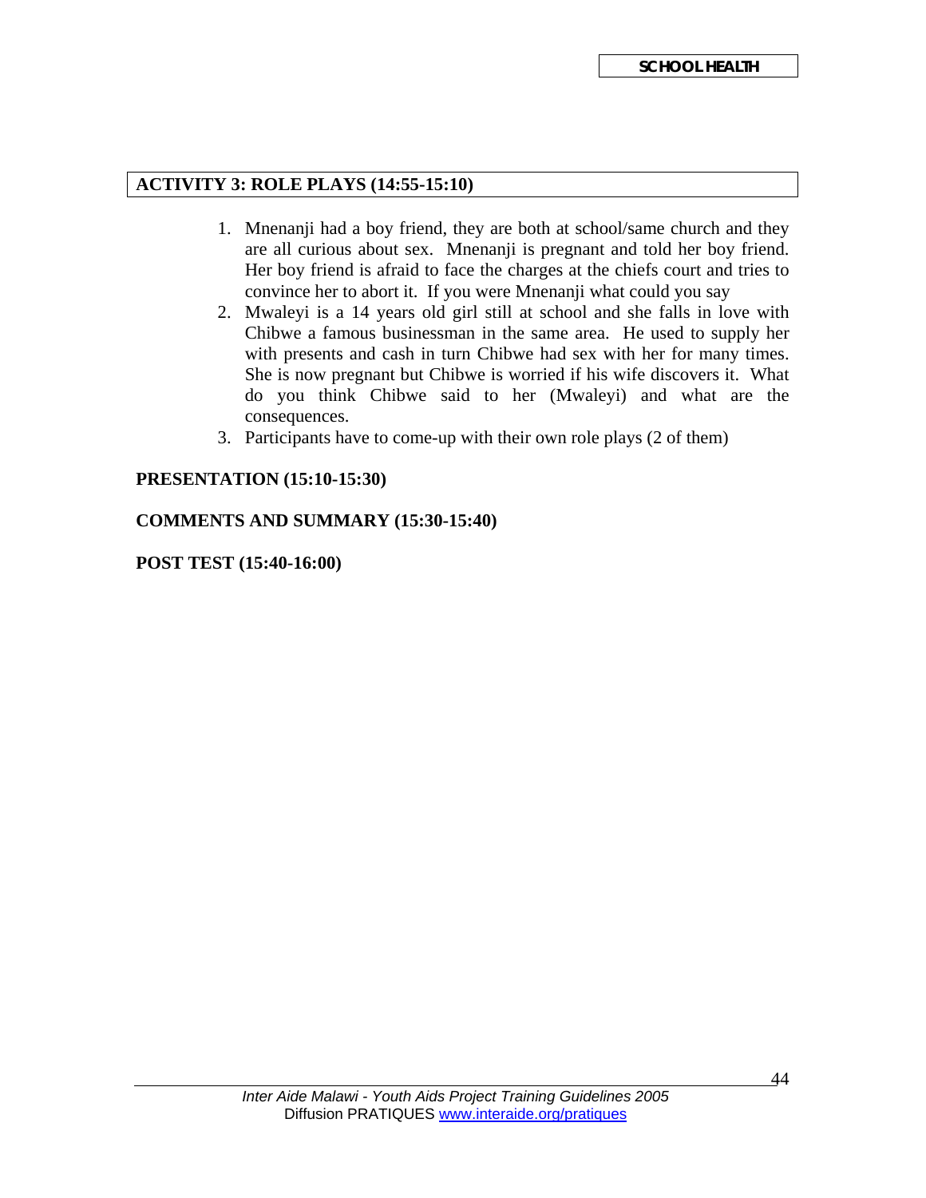## ACTIVITY 3: ROLE PLAYS (14:55-15:10)

1. Mnenanji had a boy friend, they are both at school/same church and they are all curious about sex. Mnenanji is pregnant and told her boy friend. Her boy friend is afraid to face the charges at the chiefs court and tries to convince her to abort it. If you were Mnenanji what could you say
2. Mwaleyi is a 14 years old girl still at school and she falls in love with Chibwe a famous businessman in the same area. He used to supply her with presents and cash in turn Chibwe had sex with her for many times. She is now pregnant but Chibwe is worried if his wife discovers it. What do you think Chibwe said to her (Mwaleyi) and what are the consequences.
3. Participants have to come-up with their own role plays (2 of them)

**PRESENTATION (15:10-15:30)**

**COMMENTS AND SUMMARY (15:30-15:40)**

**POST TEST (15:40-16:00)**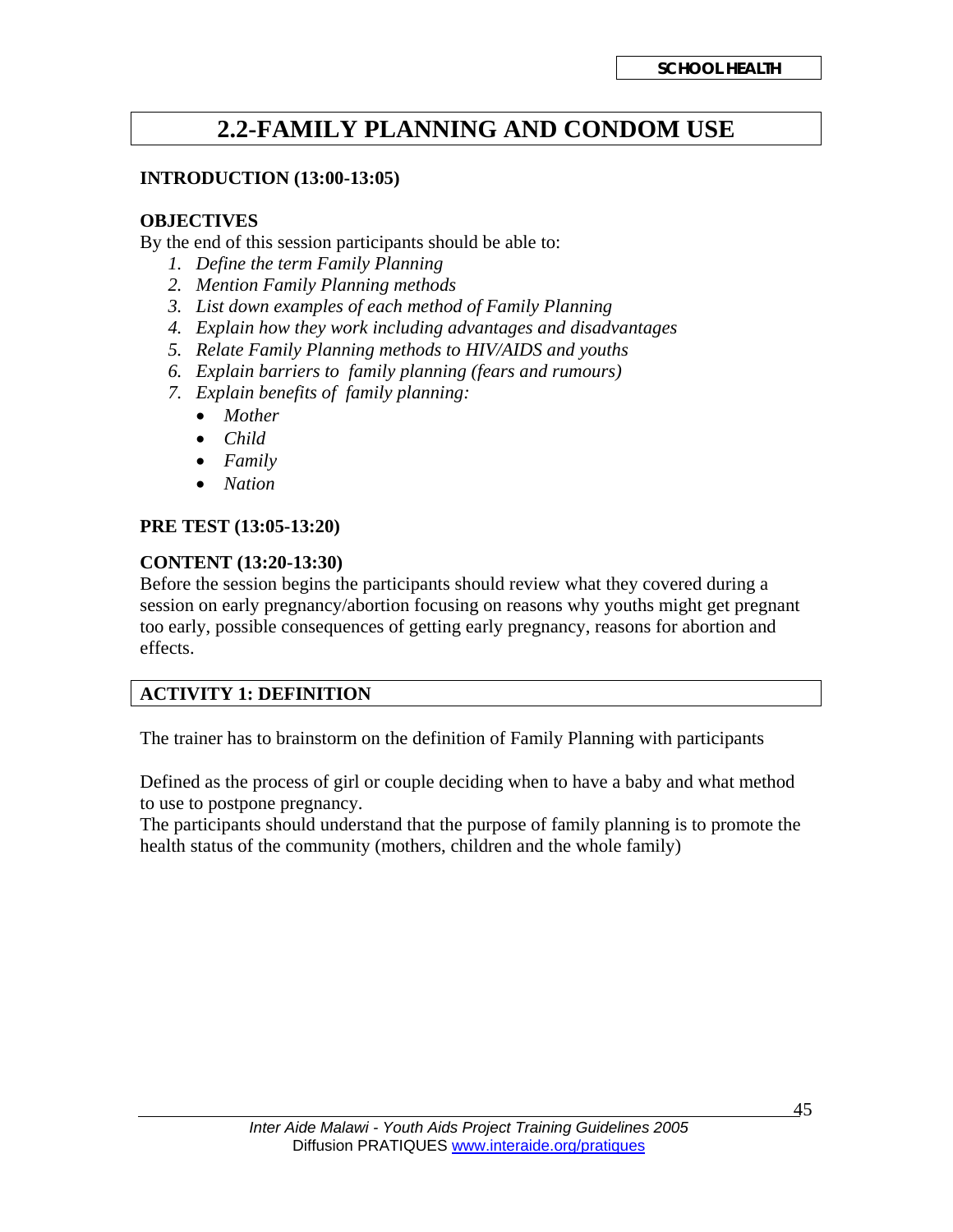## 2.2-FAMILY PLANNING AND CONDOM USE

**INTRODUCTION (13:00-13:05)**

**OBJECTIVES**

By the end of this session participants should be able to:

1. *Define the term Family Planning*
2. *Mention Family Planning methods*
3. *List down examples of each method of Family Planning*
4. *Explain how they work including advantages and disadvantages*
5. *Relate Family Planning methods to HIV/AIDS and youths*
6. *Explain barriers to family planning (fears and rumours)*
7. *Explain benefits of family planning:*
   - *Mother*
   - *Child*
   - *Family*
   - *Nation*

**PRE TEST (13:05-13:20)**

**CONTENT (13:20-13:30)**

Before the session begins the participants should review what they covered during a session on early pregnancy/abortion focusing on reasons why youths might get pregnant too early, possible consequences of getting early pregnancy, reasons for abortion and effects.

**ACTIVITY 1: DEFINITION**

The trainer has to brainstorm on the definition of Family Planning with participants

Defined as the process of girl or couple deciding when to have a baby and what method to use to postpone pregnancy.

The participants should understand that the purpose of family planning is to promote the health status of the community (mothers, children and the whole family)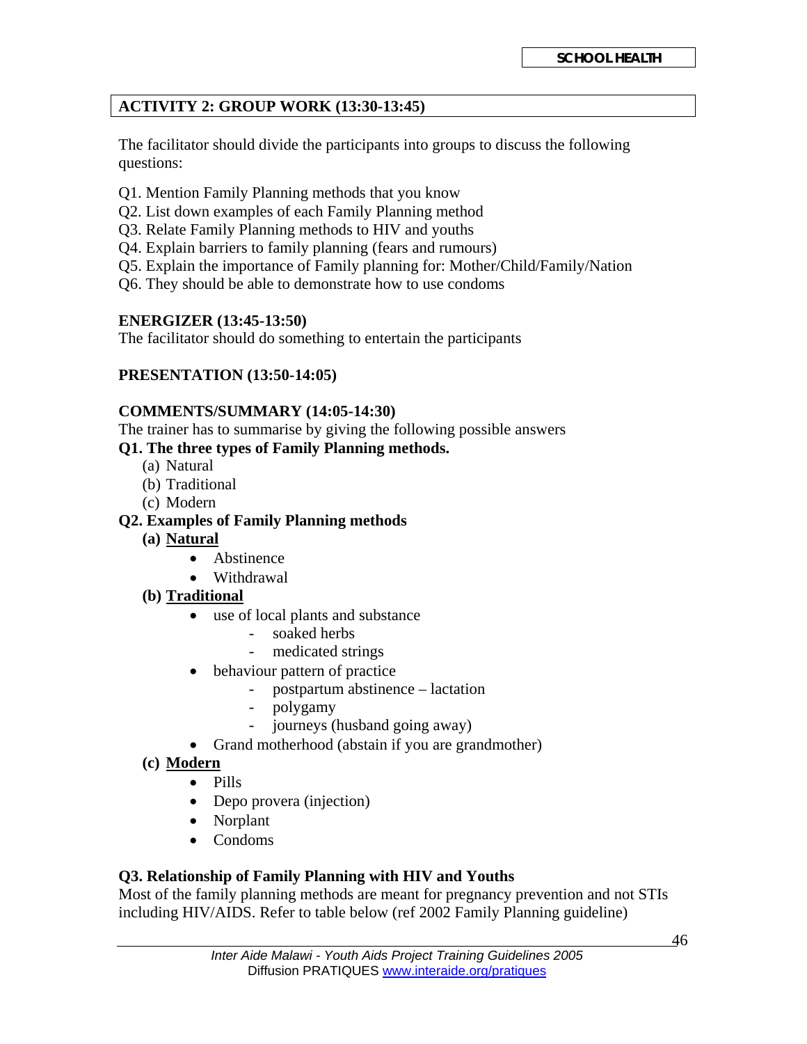## ACTIVITY 2: GROUP WORK (13:30-13:45)

The facilitator should divide the participants into groups to discuss the following questions:

Q1. Mention Family Planning methods that you know
Q2. List down examples of each Family Planning method
Q3. Relate Family Planning methods to HIV and youths
Q4. Explain barriers to family planning (fears and rumours)
Q5. Explain the importance of Family planning for: Mother/Child/Family/Nation
Q6. They should be able to demonstrate how to use condoms

**ENERGIZER (13:45-13:50)**
The facilitator should do something to entertain the participants

**PRESENTATION (13:50-14:05)**

**COMMENTS/SUMMARY (14:05-14:30)**
The trainer has to summarise by giving the following possible answers

**Q1. The three types of Family Planning methods.**

(a) Natural
(b) Traditional
(c) Modern

**Q2. Examples of Family Planning methods**

**(a) <u>Natural</u>**

- Abstinence
- Withdrawal

**(b) <u>Traditional</u>**

- use of local plants and substance
  - soaked herbs
  - medicated strings
- behaviour pattern of practice
  - postpartum abstinence – lactation
  - polygamy
  - journeys (husband going away)
- Grand motherhood (abstain if you are grandmother)

**(c) <u>Modern</u>**

- Pills
- Depo provera (injection)
- Norplant
- Condoms

**Q3. Relationship of Family Planning with HIV and Youths**
Most of the family planning methods are meant for pregnancy prevention and not STIs including HIV/AIDS. Refer to table below (ref 2002 Family Planning guideline)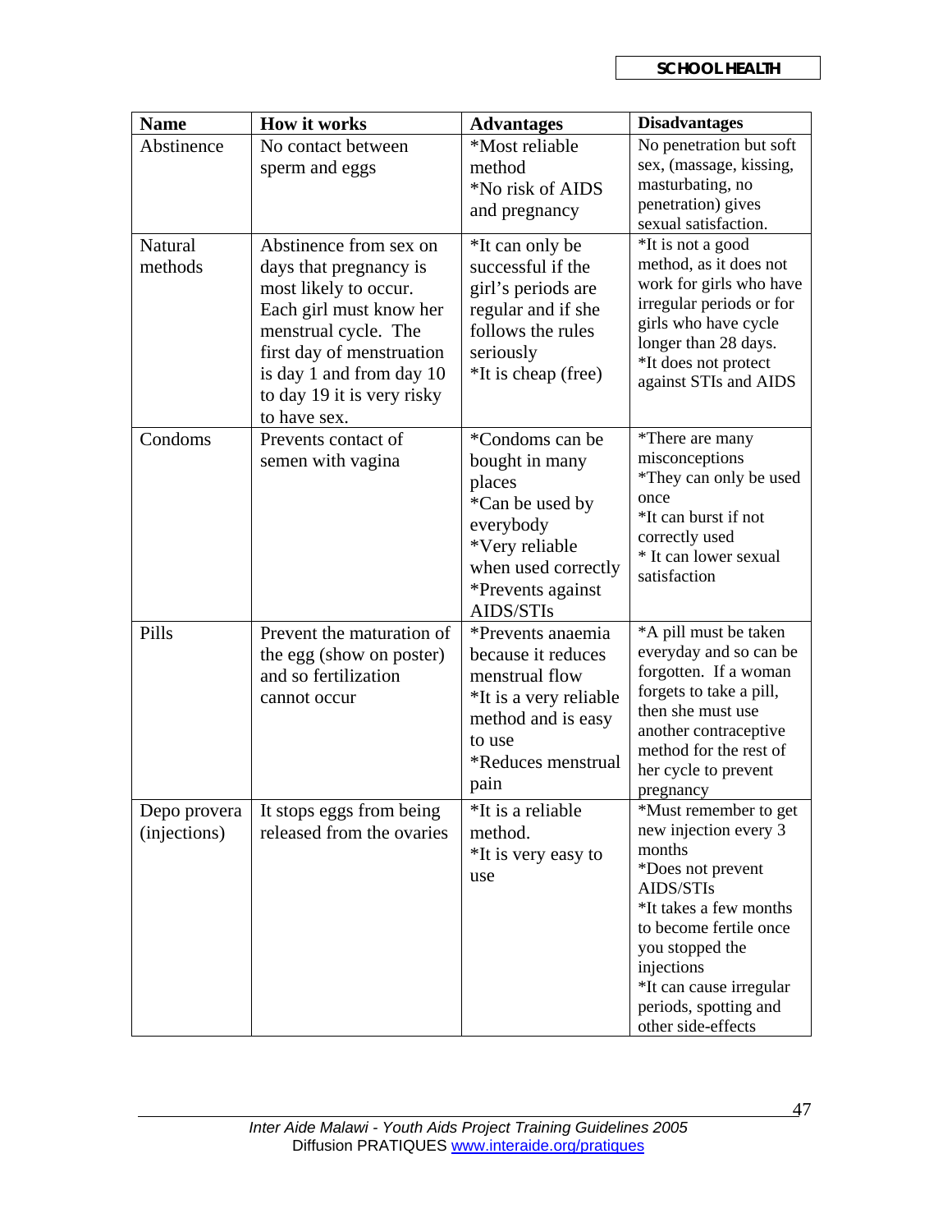| Name | How it works | Advantages | Disadvantages |
|---|---|---|---|
| Abstinence | No contact between sperm and eggs | *Most reliable method *No risk of AIDS and pregnancy | No penetration but soft sex, (massage, kissing, masturbating, no penetration) gives sexual satisfaction. |
| Natural methods | Abstinence from sex on days that pregnancy is most likely to occur. Each girl must know her menstrual cycle. The first day of menstruation is day 1 and from day 10 to day 19 it is very risky to have sex. | *It can only be successful if the girl's periods are regular and if she follows the rules seriously *It is cheap (free) | *It is not a good method, as it does not work for girls who have irregular periods or for girls who have cycle longer than 28 days. *It does not protect against STIs and AIDS |
| Condoms | Prevents contact of semen with vagina | *Condoms can be bought in many places *Can be used by everybody *Very reliable when used correctly *Prevents against AIDS/STIs | *There are many misconceptions *They can only be used once *It can burst if not correctly used * It can lower sexual satisfaction |
| Pills | Prevent the maturation of the egg (show on poster) and so fertilization cannot occur | *Prevents anaemia because it reduces menstrual flow *It is a very reliable method and is easy to use *Reduces menstrual pain | *A pill must be taken everyday and so can be forgotten. If a woman forgets to take a pill, then she must use another contraceptive method for the rest of her cycle to prevent pregnancy |
| Depo provera (injections) | It stops eggs from being released from the ovaries | *It is a reliable method. *It is very easy to use | *Must remember to get new injection every 3 months *Does not prevent AIDS/STIs *It takes a few months to become fertile once you stopped the injections *It can cause irregular periods, spotting and other side-effects |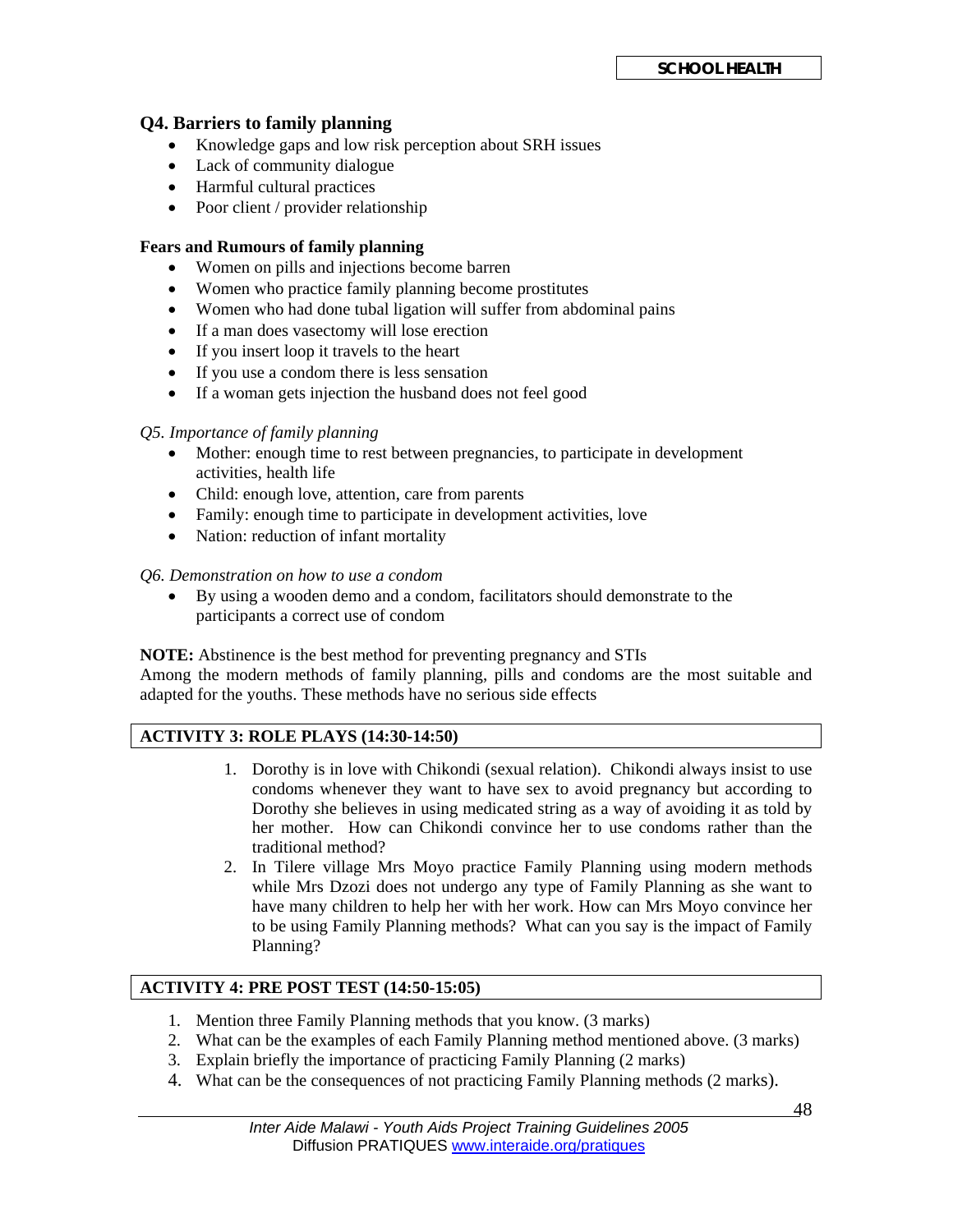### Q4. Barriers to family planning

- Knowledge gaps and low risk perception about SRH issues
- Lack of community dialogue
- Harmful cultural practices
- Poor client / provider relationship

**Fears and Rumours of family planning**

- Women on pills and injections become barren
- Women who practice family planning become prostitutes
- Women who had done tubal ligation will suffer from abdominal pains
- If a man does vasectomy will lose erection
- If you insert loop it travels to the heart
- If you use a condom there is less sensation
- If a woman gets injection the husband does not feel good

*Q5. Importance of family planning*

- Mother: enough time to rest between pregnancies, to participate in development activities, health life
- Child: enough love, attention, care from parents
- Family: enough time to participate in development activities, love
- Nation: reduction of infant mortality

*Q6. Demonstration on how to use a condom*

- By using a wooden demo and a condom, facilitators should demonstrate to the participants a correct use of condom

**NOTE:** Abstinence is the best method for preventing pregnancy and STIs
Among the modern methods of family planning, pills and condoms are the most suitable and adapted for the youths. These methods have no serious side effects

**ACTIVITY 3: ROLE PLAYS (14:30-14:50)**

1. Dorothy is in love with Chikondi (sexual relation). Chikondi always insist to use condoms whenever they want to have sex to avoid pregnancy but according to Dorothy she believes in using medicated string as a way of avoiding it as told by her mother. How can Chikondi convince her to use condoms rather than the traditional method?
2. In Tilere village Mrs Moyo practice Family Planning using modern methods while Mrs Dzozi does not undergo any type of Family Planning as she want to have many children to help her with her work. How can Mrs Moyo convince her to be using Family Planning methods? What can you say is the impact of Family Planning?

**ACTIVITY 4: PRE POST TEST (14:50-15:05)**

1. Mention three Family Planning methods that you know. (3 marks)
2. What can be the examples of each Family Planning method mentioned above. (3 marks)
3. Explain briefly the importance of practicing Family Planning (2 marks)
4. What can be the consequences of not practicing Family Planning methods (2 marks).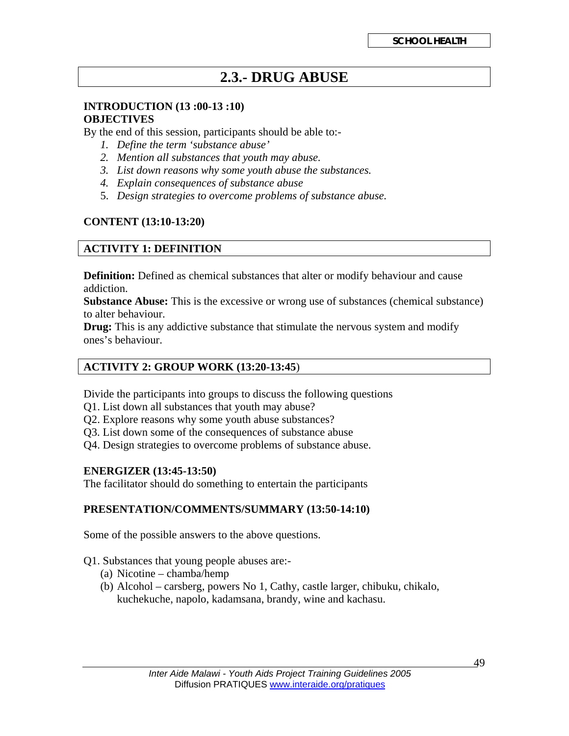SCHOOL HEALTH

# 2.3.- DRUG ABUSE

**INTRODUCTION (13 :00-13 :10)**
**OBJECTIVES**

By the end of this session, participants should be able to:-

1. *Define the term 'substance abuse'*
2. *Mention all substances that youth may abuse.*
3. *List down reasons why some youth abuse the substances.*
4. *Explain consequences of substance abuse*
5. *Design strategies to overcome problems of substance abuse.*

**CONTENT (13:10-13:20)**

## ACTIVITY 1: DEFINITION

**Definition:** Defined as chemical substances that alter or modify behaviour and cause addiction.
**Substance Abuse:** This is the excessive or wrong use of substances (chemical substance) to alter behaviour.
**Drug:** This is any addictive substance that stimulate the nervous system and modify ones's behaviour.

## ACTIVITY 2: GROUP WORK (13:20-13:45)

Divide the participants into groups to discuss the following questions

Q1. List down all substances that youth may abuse?
Q2. Explore reasons why some youth abuse substances?
Q3. List down some of the consequences of substance abuse
Q4. Design strategies to overcome problems of substance abuse.

**ENERGIZER (13:45-13:50)**

The facilitator should do something to entertain the participants

**PRESENTATION/COMMENTS/SUMMARY (13:50-14:10)**

Some of the possible answers to the above questions.

Q1. Substances that young people abuses are:-

(a) Nicotine – chamba/hemp
(b) Alcohol – carsberg, powers No 1, Cathy, castle larger, chibuku, chikalo, kuchekuche, napolo, kadamsana, brandy, wine and kachasu.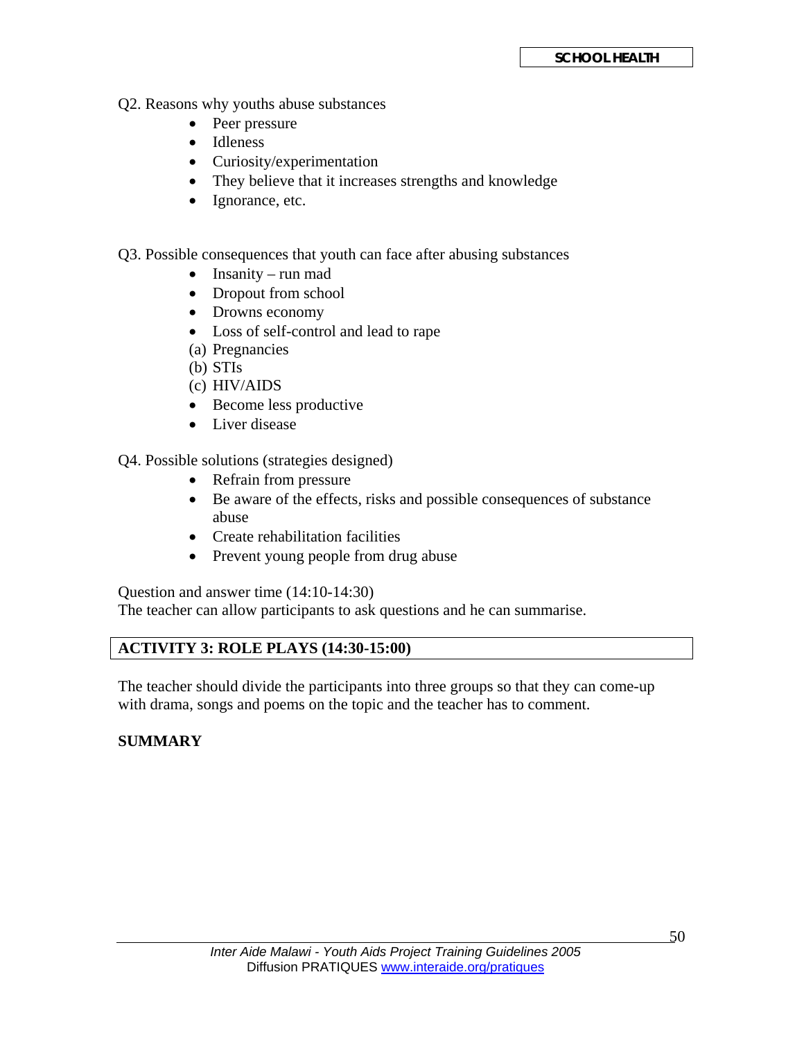Q2. Reasons why youths abuse substances

- Peer pressure
- Idleness
- Curiosity/experimentation
- They believe that it increases strengths and knowledge
- Ignorance, etc.

Q3. Possible consequences that youth can face after abusing substances

- Insanity – run mad
- Dropout from school
- Drowns economy
- Loss of self-control and lead to rape

(a) Pregnancies
(b) STIs
(c) HIV/AIDS

- Become less productive
- Liver disease

Q4. Possible solutions (strategies designed)

- Refrain from pressure
- Be aware of the effects, risks and possible consequences of substance abuse
- Create rehabilitation facilities
- Prevent young people from drug abuse

Question and answer time (14:10-14:30)
The teacher can allow participants to ask questions and he can summarise.

## ACTIVITY 3: ROLE PLAYS (14:30-15:00)

The teacher should divide the participants into three groups so that they can come-up with drama, songs and poems on the topic and the teacher has to comment.

**SUMMARY**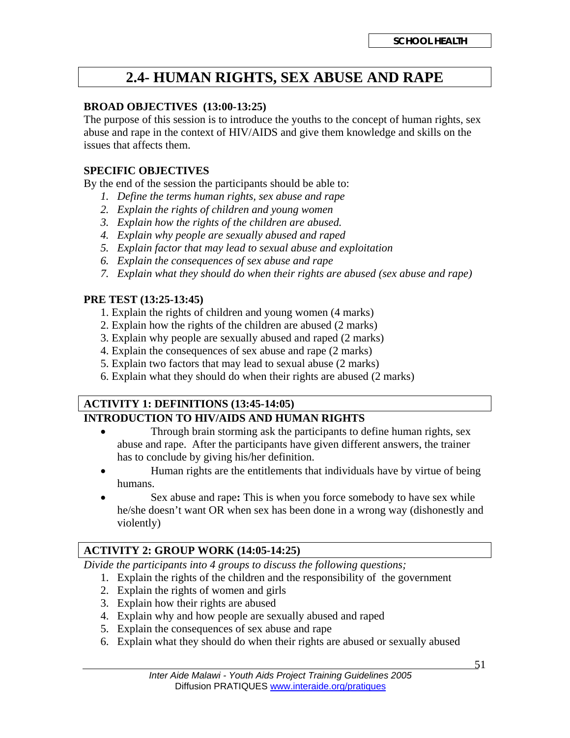# 2.4- HUMAN RIGHTS, SEX ABUSE AND RAPE

**BROAD OBJECTIVES (13:00-13:25)**

The purpose of this session is to introduce the youths to the concept of human rights, sex abuse and rape in the context of HIV/AIDS and give them knowledge and skills on the issues that affects them.

**SPECIFIC OBJECTIVES**

By the end of the session the participants should be able to:

1. *Define the terms human rights, sex abuse and rape*
2. *Explain the rights of children and young women*
3. *Explain how the rights of the children are abused.*
4. *Explain why people are sexually abused and raped*
5. *Explain factor that may lead to sexual abuse and exploitation*
6. *Explain the consequences of sex abuse and rape*
7. *Explain what they should do when their rights are abused (sex abuse and rape)*

**PRE TEST (13:25-13:45)**

1. Explain the rights of children and young women (4 marks)
2. Explain how the rights of the children are abused (2 marks)
3. Explain why people are sexually abused and raped (2 marks)
4. Explain the consequences of sex abuse and rape (2 marks)
5. Explain two factors that may lead to sexual abuse (2 marks)
6. Explain what they should do when their rights are abused (2 marks)

**ACTIVITY 1: DEFINITIONS (13:45-14:05)**

**INTRODUCTION TO HIV/AIDS AND HUMAN RIGHTS**

- Through brain storming ask the participants to define human rights, sex abuse and rape. After the participants have given different answers, the trainer has to conclude by giving his/her definition.
- Human rights are the entitlements that individuals have by virtue of being humans.
- Sex abuse and rape**:** This is when you force somebody to have sex while he/she doesn't want OR when sex has been done in a wrong way (dishonestly and violently)

**ACTIVITY 2: GROUP WORK (14:05-14:25)**

*Divide the participants into 4 groups to discuss the following questions;*

1. Explain the rights of the children and the responsibility of the government
2. Explain the rights of women and girls
3. Explain how their rights are abused
4. Explain why and how people are sexually abused and raped
5. Explain the consequences of sex abuse and rape
6. Explain what they should do when their rights are abused or sexually abused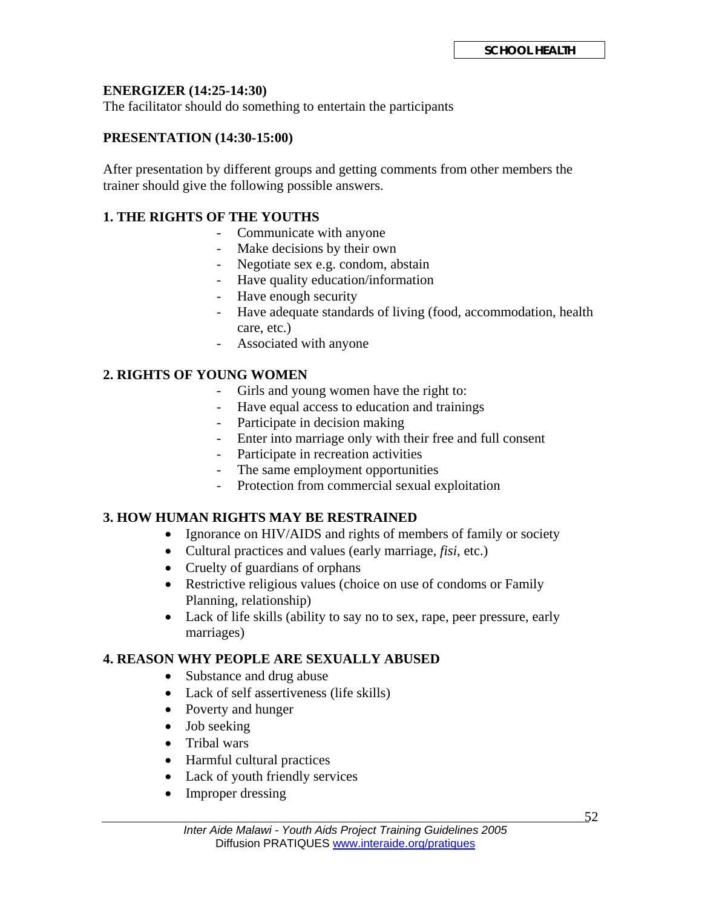**ENERGIZER (14:25-14:30)**
The facilitator should do something to entertain the participants

**PRESENTATION (14:30-15:00)**

After presentation by different groups and getting comments from other members the trainer should give the following possible answers.

**1. THE RIGHTS OF THE YOUTHS**

- Communicate with anyone
- Make decisions by their own
- Negotiate sex e.g. condom, abstain
- Have quality education/information
- Have enough security
- Have adequate standards of living (food, accommodation, health care, etc.)
- Associated with anyone

**2. RIGHTS OF YOUNG WOMEN**

- Girls and young women have the right to:
- Have equal access to education and trainings
- Participate in decision making
- Enter into marriage only with their free and full consent
- Participate in recreation activities
- The same employment opportunities
- Protection from commercial sexual exploitation

**3. HOW HUMAN RIGHTS MAY BE RESTRAINED**

- Ignorance on HIV/AIDS and rights of members of family or society
- Cultural practices and values (early marriage, *fisi*, etc.)
- Cruelty of guardians of orphans
- Restrictive religious values (choice on use of condoms or Family Planning, relationship)
- Lack of life skills (ability to say no to sex, rape, peer pressure, early marriages)

**4. REASON WHY PEOPLE ARE SEXUALLY ABUSED**

- Substance and drug abuse
- Lack of self assertiveness (life skills)
- Poverty and hunger
- Job seeking
- Tribal wars
- Harmful cultural practices
- Lack of youth friendly services
- Improper dressing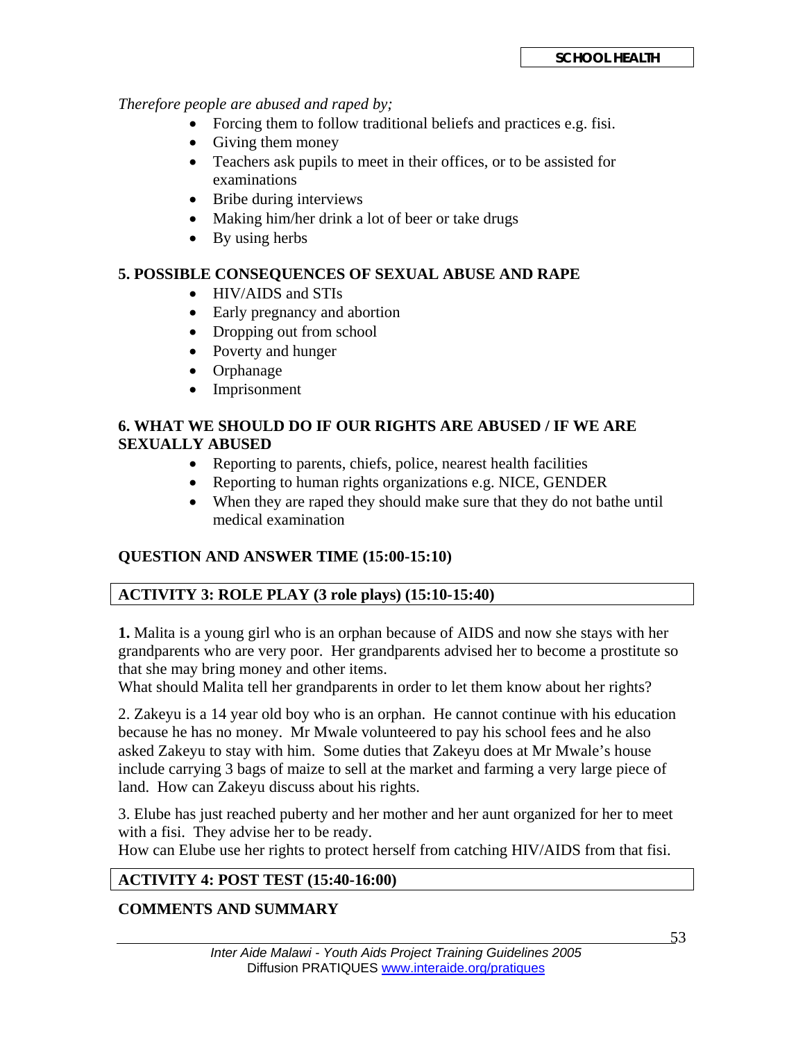*Therefore people are abused and raped by;*

- Forcing them to follow traditional beliefs and practices e.g. fisi.
- Giving them money
- Teachers ask pupils to meet in their offices, or to be assisted for examinations
- Bribe during interviews
- Making him/her drink a lot of beer or take drugs
- By using herbs

**5. POSSIBLE CONSEQUENCES OF SEXUAL ABUSE AND RAPE**

- HIV/AIDS and STIs
- Early pregnancy and abortion
- Dropping out from school
- Poverty and hunger
- Orphanage
- Imprisonment

**6. WHAT WE SHOULD DO IF OUR RIGHTS ARE ABUSED / IF WE ARE SEXUALLY ABUSED**

- Reporting to parents, chiefs, police, nearest health facilities
- Reporting to human rights organizations e.g. NICE, GENDER
- When they are raped they should make sure that they do not bathe until medical examination

**QUESTION AND ANSWER TIME (15:00-15:10)**

**ACTIVITY 3: ROLE PLAY (3 role plays) (15:10-15:40)**

**1.** Malita is a young girl who is an orphan because of AIDS and now she stays with her grandparents who are very poor. Her grandparents advised her to become a prostitute so that she may bring money and other items.
What should Malita tell her grandparents in order to let them know about her rights?

2. Zakeyu is a 14 year old boy who is an orphan. He cannot continue with his education because he has no money. Mr Mwale volunteered to pay his school fees and he also asked Zakeyu to stay with him. Some duties that Zakeyu does at Mr Mwale's house include carrying 3 bags of maize to sell at the market and farming a very large piece of land. How can Zakeyu discuss about his rights.

3. Elube has just reached puberty and her mother and her aunt organized for her to meet with a fisi. They advise her to be ready.
How can Elube use her rights to protect herself from catching HIV/AIDS from that fisi.

**ACTIVITY 4: POST TEST (15:40-16:00)**

**COMMENTS AND SUMMARY**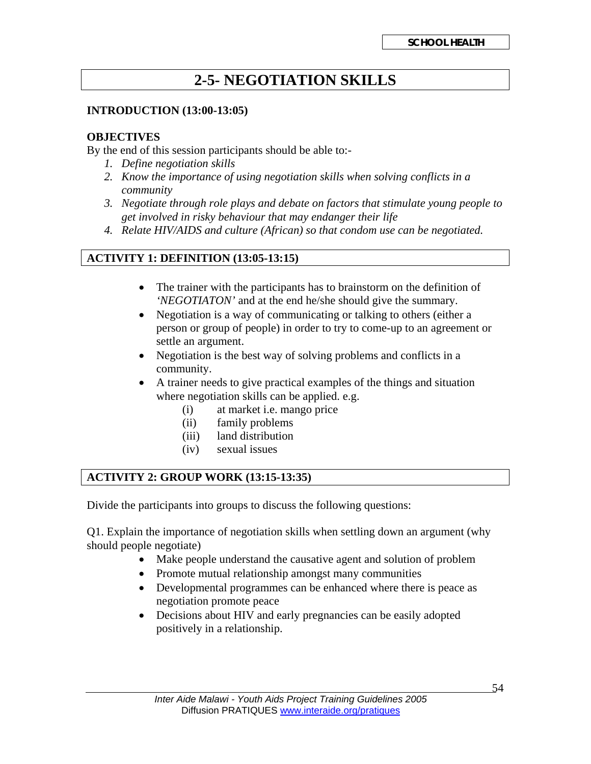# 2-5- NEGOTIATION SKILLS

**INTRODUCTION (13:00-13:05)**

**OBJECTIVES**

By the end of this session participants should be able to:-

1. *Define negotiation skills*
2. *Know the importance of using negotiation skills when solving conflicts in a community*
3. *Negotiate through role plays and debate on factors that stimulate young people to get involved in risky behaviour that may endanger their life*
4. *Relate HIV/AIDS and culture (African) so that condom use can be negotiated.*

## ACTIVITY 1: DEFINITION (13:05-13:15)

- The trainer with the participants has to brainstorm on the definition of *'NEGOTIATON'* and at the end he/she should give the summary.
- Negotiation is a way of communicating or talking to others (either a person or group of people) in order to try to come-up to an agreement or settle an argument.
- Negotiation is the best way of solving problems and conflicts in a community.
- A trainer needs to give practical examples of the things and situation where negotiation skills can be applied. e.g.
  - (i) at market i.e. mango price
  - (ii) family problems
  - (iii) land distribution
  - (iv) sexual issues

## ACTIVITY 2: GROUP WORK (13:15-13:35)

Divide the participants into groups to discuss the following questions:

Q1. Explain the importance of negotiation skills when settling down an argument (why should people negotiate)

- Make people understand the causative agent and solution of problem
- Promote mutual relationship amongst many communities
- Developmental programmes can be enhanced where there is peace as negotiation promote peace
- Decisions about HIV and early pregnancies can be easily adopted positively in a relationship.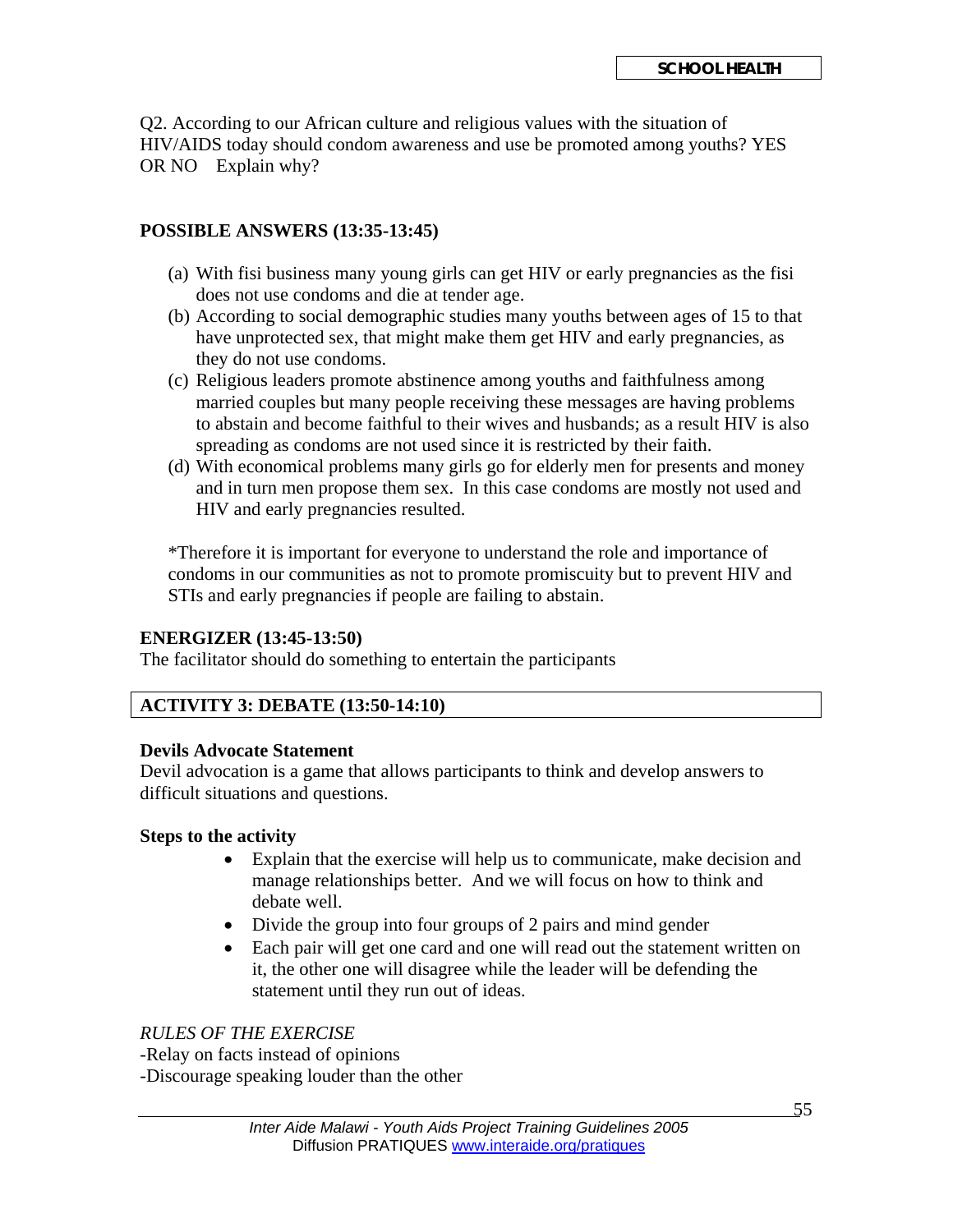Q2. According to our African culture and religious values with the situation of HIV/AIDS today should condom awareness and use be promoted among youths? YES OR NO Explain why?

**POSSIBLE ANSWERS (13:35-13:45)**

(a) With fisi business many young girls can get HIV or early pregnancies as the fisi does not use condoms and die at tender age.
(b) According to social demographic studies many youths between ages of 15 to that have unprotected sex, that might make them get HIV and early pregnancies, as they do not use condoms.
(c) Religious leaders promote abstinence among youths and faithfulness among married couples but many people receiving these messages are having problems to abstain and become faithful to their wives and husbands; as a result HIV is also spreading as condoms are not used since it is restricted by their faith.
(d) With economical problems many girls go for elderly men for presents and money and in turn men propose them sex. In this case condoms are mostly not used and HIV and early pregnancies resulted.

*Therefore it is important for everyone to understand the role and importance of condoms in our communities as not to promote promiscuity but to prevent HIV and STIs and early pregnancies if people are failing to abstain.

**ENERGIZER (13:45-13:50)**
The facilitator should do something to entertain the participants

## ACTIVITY 3: DEBATE (13:50-14:10)

**Devils Advocate Statement**
Devil advocation is a game that allows participants to think and develop answers to difficult situations and questions.

**Steps to the activity**

- Explain that the exercise will help us to communicate, make decision and manage relationships better. And we will focus on how to think and debate well.
- Divide the group into four groups of 2 pairs and mind gender
- Each pair will get one card and one will read out the statement written on it, the other one will disagree while the leader will be defending the statement until they run out of ideas.

*RULES OF THE EXERCISE*
-Relay on facts instead of opinions
-Discourage speaking louder than the other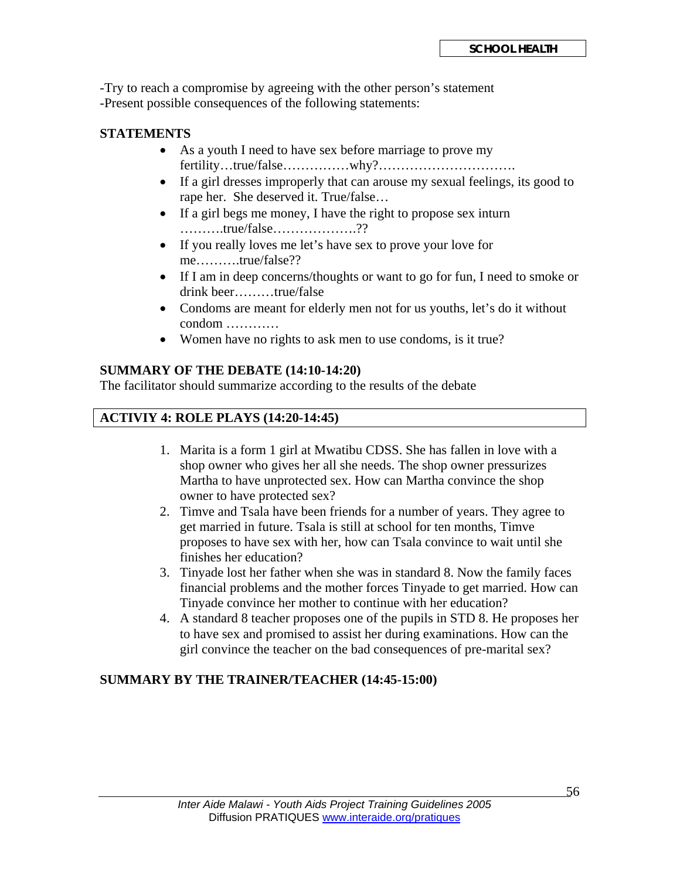-Try to reach a compromise by agreeing with the other person's statement
-Present possible consequences of the following statements:

**STATEMENTS**

- As a youth I need to have sex before marriage to prove my fertility…true/false……………why?………………………….
- If a girl dresses improperly that can arouse my sexual feelings, its good to rape her. She deserved it. True/false…
- If a girl begs me money, I have the right to propose sex inturn ……….true/false……………….??
- If you really loves me let's have sex to prove your love for me……….true/false??
- If I am in deep concerns/thoughts or want to go for fun, I need to smoke or drink beer………true/false
- Condoms are meant for elderly men not for us youths, let's do it without condom …………
- Women have no rights to ask men to use condoms, is it true?

**SUMMARY OF THE DEBATE (14:10-14:20)**
The facilitator should summarize according to the results of the debate

**ACTIVIY 4: ROLE PLAYS (14:20-14:45)**

1. Marita is a form 1 girl at Mwatibu CDSS. She has fallen in love with a shop owner who gives her all she needs. The shop owner pressurizes Martha to have unprotected sex. How can Martha convince the shop owner to have protected sex?
2. Timve and Tsala have been friends for a number of years. They agree to get married in future. Tsala is still at school for ten months, Timve proposes to have sex with her, how can Tsala convince to wait until she finishes her education?
3. Tinyade lost her father when she was in standard 8. Now the family faces financial problems and the mother forces Tinyade to get married. How can Tinyade convince her mother to continue with her education?
4. A standard 8 teacher proposes one of the pupils in STD 8. He proposes her to have sex and promised to assist her during examinations. How can the girl convince the teacher on the bad consequences of pre-marital sex?

**SUMMARY BY THE TRAINER/TEACHER (14:45-15:00)**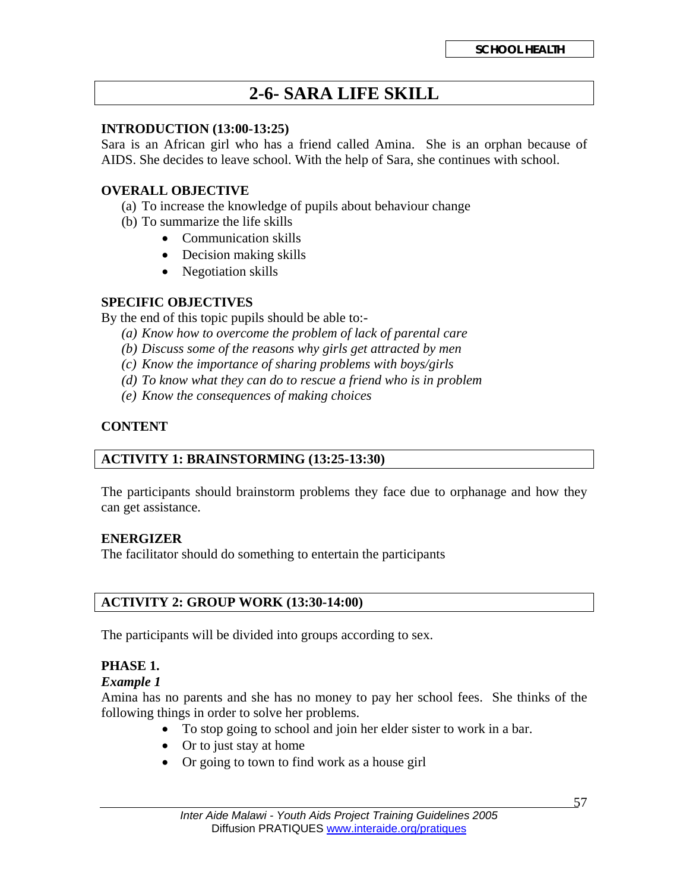# 2-6- SARA LIFE SKILL

**INTRODUCTION (13:00-13:25)**
Sara is an African girl who has a friend called Amina. She is an orphan because of AIDS. She decides to leave school. With the help of Sara, she continues with school.

**OVERALL OBJECTIVE**

(a) To increase the knowledge of pupils about behaviour change
(b) To summarize the life skills
- Communication skills
- Decision making skills
- Negotiation skills

**SPECIFIC OBJECTIVES**
By the end of this topic pupils should be able to:-

*(a) Know how to overcome the problem of lack of parental care*
*(b) Discuss some of the reasons why girls get attracted by men*
*(c) Know the importance of sharing problems with boys/girls*
*(d) To know what they can do to rescue a friend who is in problem*
*(e) Know the consequences of making choices*

**CONTENT**

## ACTIVITY 1: BRAINSTORMING (13:25-13:30)

The participants should brainstorm problems they face due to orphanage and how they can get assistance.

**ENERGIZER**
The facilitator should do something to entertain the participants

## ACTIVITY 2: GROUP WORK (13:30-14:00)

The participants will be divided into groups according to sex.

**PHASE 1.**
***Example 1***
Amina has no parents and she has no money to pay her school fees. She thinks of the following things in order to solve her problems.

- To stop going to school and join her elder sister to work in a bar.
- Or to just stay at home
- Or going to town to find work as a house girl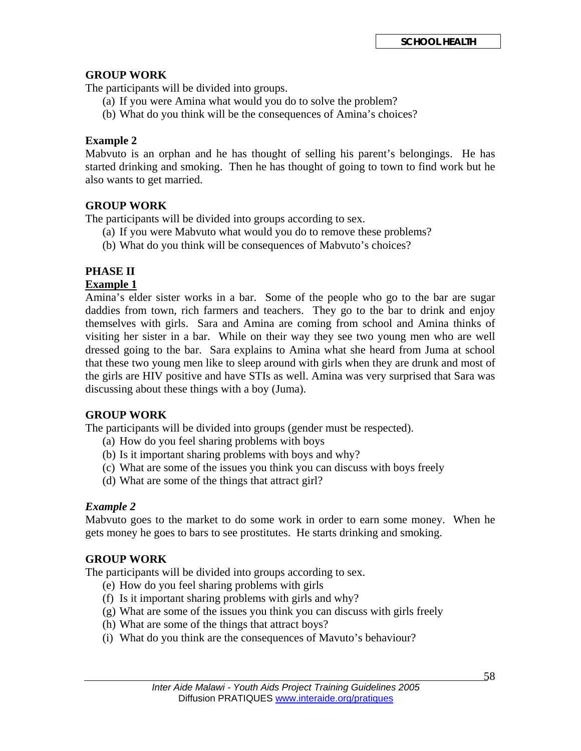**GROUP WORK**

The participants will be divided into groups.

(a) If you were Amina what would you do to solve the problem?
(b) What do you think will be the consequences of Amina's choices?

**Example 2**

Mabvuto is an orphan and he has thought of selling his parent's belongings. He has started drinking and smoking. Then he has thought of going to town to find work but he also wants to get married.

**GROUP WORK**

The participants will be divided into groups according to sex.

(a) If you were Mabvuto what would you do to remove these problems?
(b) What do you think will be consequences of Mabvuto's choices?

**PHASE II**

**<u>Example 1</u>**

Amina's elder sister works in a bar. Some of the people who go to the bar are sugar daddies from town, rich farmers and teachers. They go to the bar to drink and enjoy themselves with girls. Sara and Amina are coming from school and Amina thinks of visiting her sister in a bar. While on their way they see two young men who are well dressed going to the bar. Sara explains to Amina what she heard from Juma at school that these two young men like to sleep around with girls when they are drunk and most of the girls are HIV positive and have STIs as well. Amina was very surprised that Sara was discussing about these things with a boy (Juma).

**GROUP WORK**

The participants will be divided into groups (gender must be respected).

(a) How do you feel sharing problems with boys
(b) Is it important sharing problems with boys and why?
(c) What are some of the issues you think you can discuss with boys freely
(d) What are some of the things that attract girl?

***Example 2***

Mabvuto goes to the market to do some work in order to earn some money. When he gets money he goes to bars to see prostitutes. He starts drinking and smoking.

**GROUP WORK**

The participants will be divided into groups according to sex.

(e) How do you feel sharing problems with girls
(f) Is it important sharing problems with girls and why?
(g) What are some of the issues you think you can discuss with girls freely
(h) What are some of the things that attract boys?
(i) What do you think are the consequences of Mavuto's behaviour?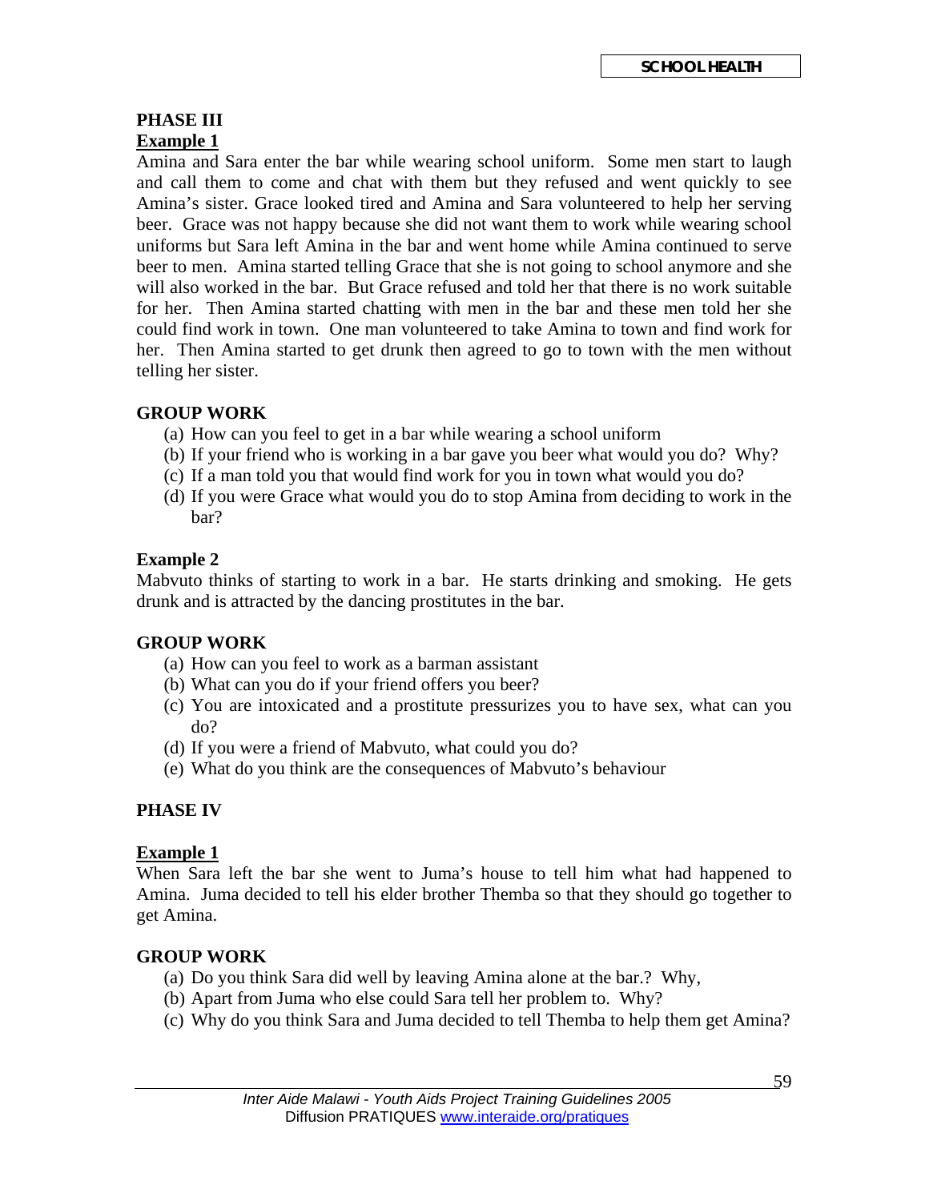## PHASE III

### Example 1

Amina and Sara enter the bar while wearing school uniform. Some men start to laugh and call them to come and chat with them but they refused and went quickly to see Amina's sister. Grace looked tired and Amina and Sara volunteered to help her serving beer. Grace was not happy because she did not want them to work while wearing school uniforms but Sara left Amina in the bar and went home while Amina continued to serve beer to men. Amina started telling Grace that she is not going to school anymore and she will also worked in the bar. But Grace refused and told her that there is no work suitable for her. Then Amina started chatting with men in the bar and these men told her she could find work in town. One man volunteered to take Amina to town and find work for her. Then Amina started to get drunk then agreed to go to town with the men without telling her sister.

**GROUP WORK**

(a) How can you feel to get in a bar while wearing a school uniform
(b) If your friend who is working in a bar gave you beer what would you do? Why?
(c) If a man told you that would find work for you in town what would you do?
(d) If you were Grace what would you do to stop Amina from deciding to work in the bar?

### Example 2

Mabvuto thinks of starting to work in a bar. He starts drinking and smoking. He gets drunk and is attracted by the dancing prostitutes in the bar.

**GROUP WORK**

(a) How can you feel to work as a barman assistant
(b) What can you do if your friend offers you beer?
(c) You are intoxicated and a prostitute pressurizes you to have sex, what can you do?
(d) If you were a friend of Mabvuto, what could you do?
(e) What do you think are the consequences of Mabvuto's behaviour

## PHASE IV

### Example 1

When Sara left the bar she went to Juma's house to tell him what had happened to Amina. Juma decided to tell his elder brother Themba so that they should go together to get Amina.

**GROUP WORK**

(a) Do you think Sara did well by leaving Amina alone at the bar.? Why,
(b) Apart from Juma who else could Sara tell her problem to. Why?
(c) Why do you think Sara and Juma decided to tell Themba to help them get Amina?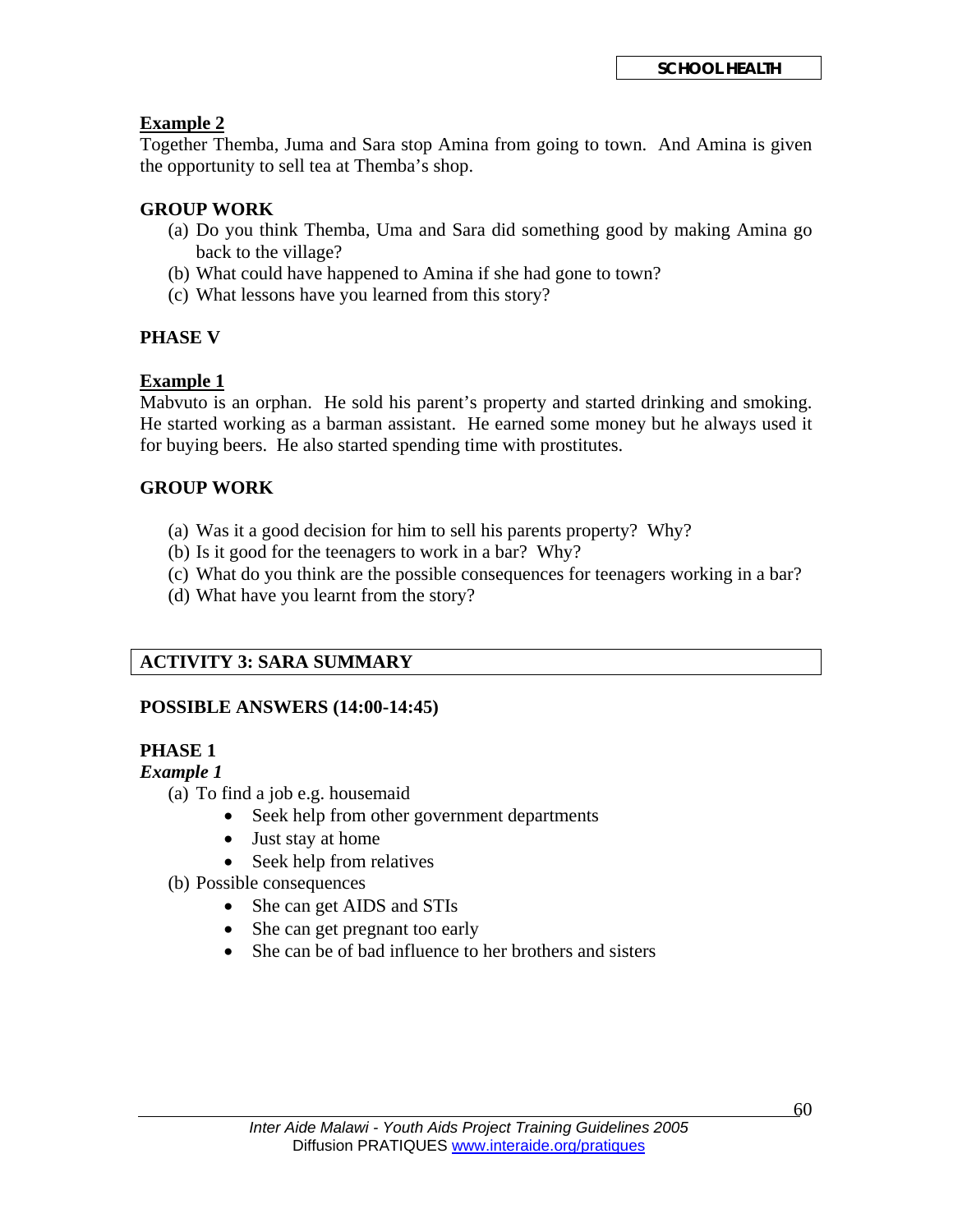**Example 2**

Together Themba, Juma and Sara stop Amina from going to town. And Amina is given the opportunity to sell tea at Themba's shop.

**GROUP WORK**

(a) Do you think Themba, Uma and Sara did something good by making Amina go back to the village?
(b) What could have happened to Amina if she had gone to town?
(c) What lessons have you learned from this story?

**PHASE V**

**Example 1**

Mabvuto is an orphan. He sold his parent's property and started drinking and smoking. He started working as a barman assistant. He earned some money but he always used it for buying beers. He also started spending time with prostitutes.

**GROUP WORK**

(a) Was it a good decision for him to sell his parents property? Why?
(b) Is it good for the teenagers to work in a bar? Why?
(c) What do you think are the possible consequences for teenagers working in a bar?
(d) What have you learnt from the story?

## ACTIVITY 3: SARA SUMMARY

**POSSIBLE ANSWERS (14:00-14:45)**

**PHASE 1**

***Example 1***

(a) To find a job e.g. housemaid
- Seek help from other government departments
- Just stay at home
- Seek help from relatives

(b) Possible consequences
- She can get AIDS and STIs
- She can get pregnant too early
- She can be of bad influence to her brothers and sisters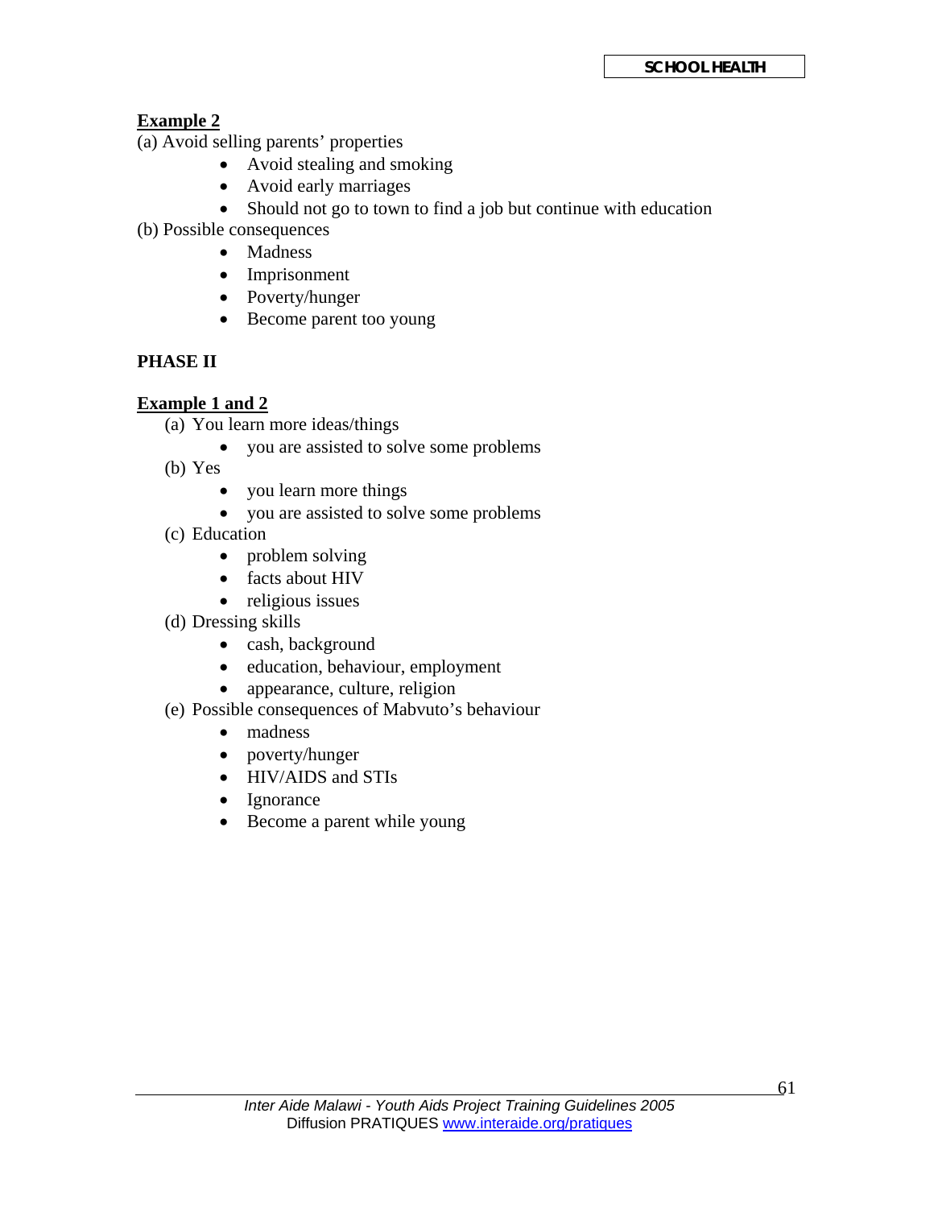**Example 2**

(a) Avoid selling parents' properties

- Avoid stealing and smoking
- Avoid early marriages
- Should not go to town to find a job but continue with education

(b) Possible consequences

- Madness
- Imprisonment
- Poverty/hunger
- Become parent too young

**PHASE II**

**Example 1 and 2**

(a) You learn more ideas/things
- you are assisted to solve some problems

(b) Yes
- you learn more things
- you are assisted to solve some problems

(c) Education
- problem solving
- facts about HIV
- religious issues

(d) Dressing skills
- cash, background
- education, behaviour, employment
- appearance, culture, religion

(e) Possible consequences of Mabvuto's behaviour
- madness
- poverty/hunger
- HIV/AIDS and STIs
- Ignorance
- Become a parent while young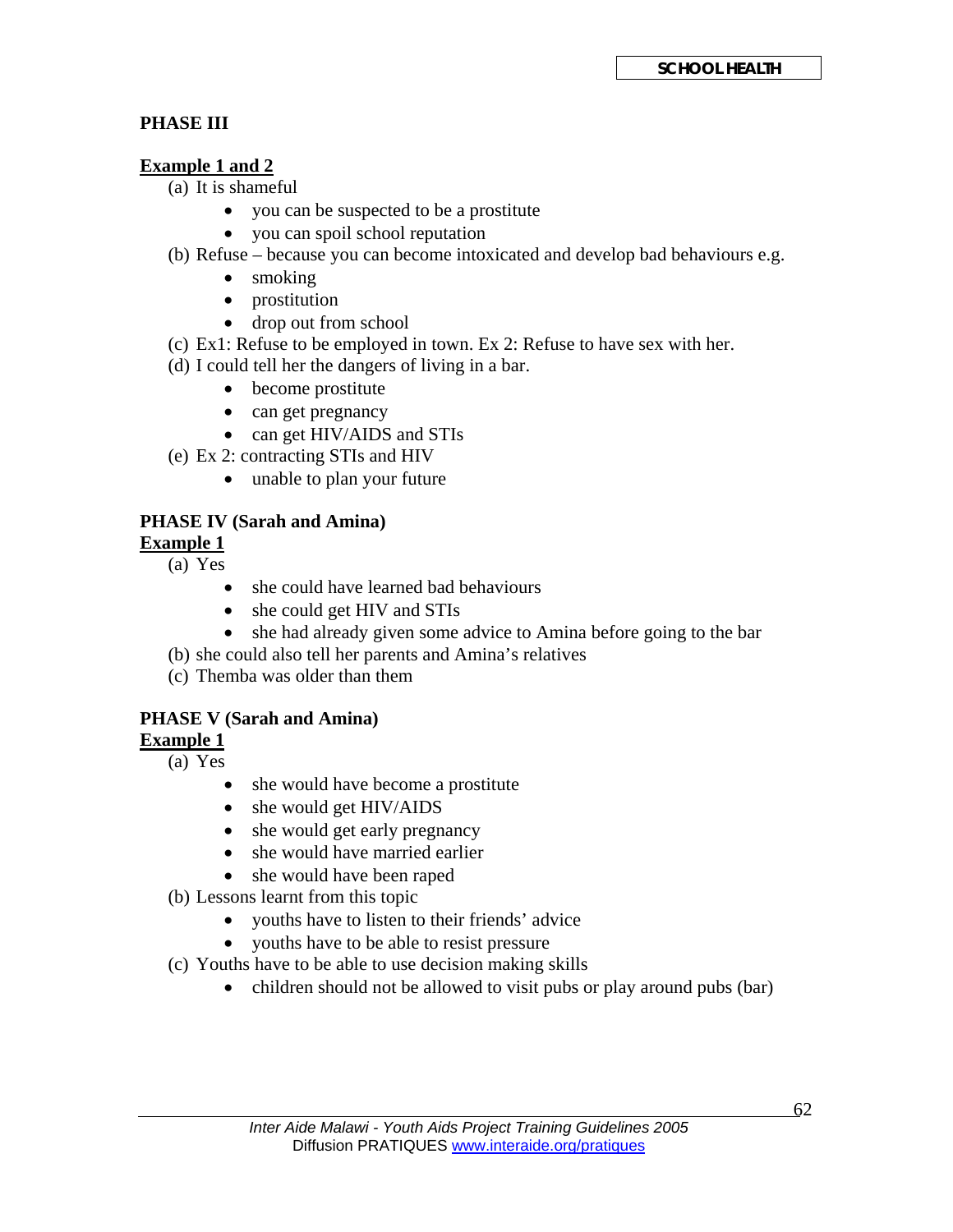## PHASE III

**Example 1 and 2**

(a) It is shameful
- you can be suspected to be a prostitute
- you can spoil school reputation

(b) Refuse – because you can become intoxicated and develop bad behaviours e.g.
- smoking
- prostitution
- drop out from school

(c) Ex1: Refuse to be employed in town. Ex 2: Refuse to have sex with her.

(d) I could tell her the dangers of living in a bar.
- become prostitute
- can get pregnancy
- can get HIV/AIDS and STIs

(e) Ex 2: contracting STIs and HIV
- unable to plan your future

## PHASE IV (Sarah and Amina)

**Example 1**

(a) Yes
- she could have learned bad behaviours
- she could get HIV and STIs
- she had already given some advice to Amina before going to the bar

(b) she could also tell her parents and Amina's relatives

(c) Themba was older than them

## PHASE V (Sarah and Amina)

**Example 1**

(a) Yes
- she would have become a prostitute
- she would get HIV/AIDS
- she would get early pregnancy
- she would have married earlier
- she would have been raped

(b) Lessons learnt from this topic
- youths have to listen to their friends' advice
- youths have to be able to resist pressure

(c) Youths have to be able to use decision making skills
- children should not be allowed to visit pubs or play around pubs (bar)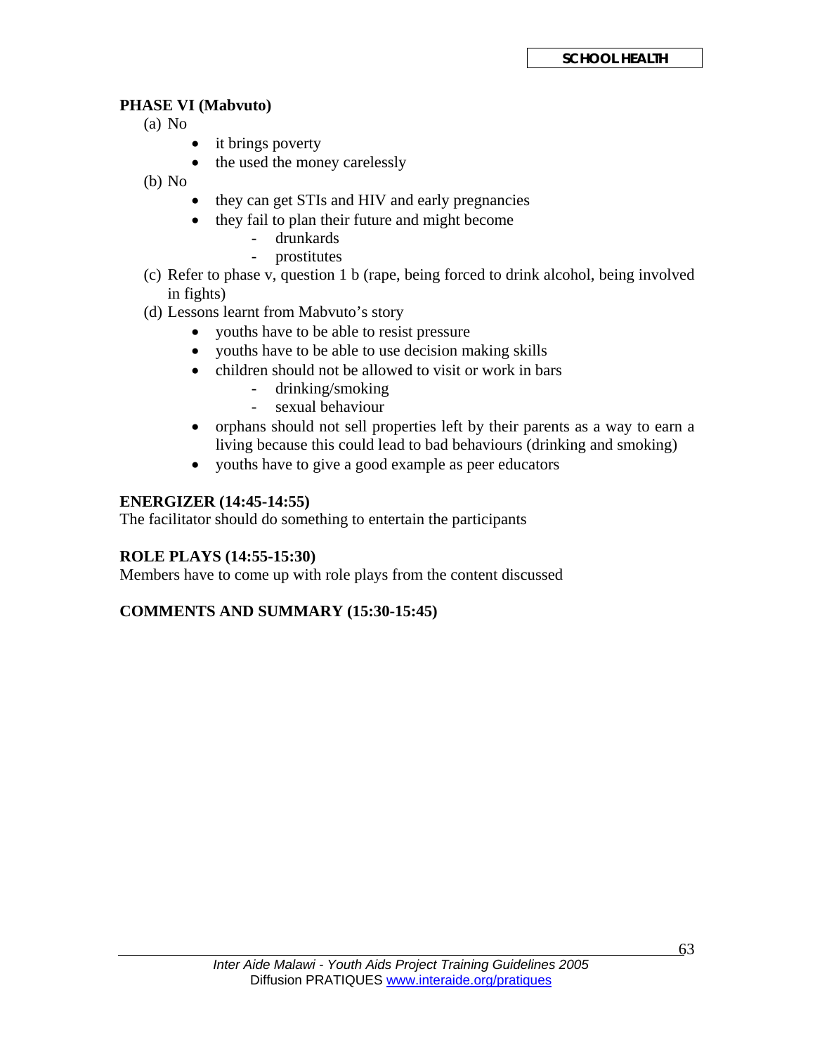**PHASE VI (Mabvuto)**

(a) No
- it brings poverty
- the used the money carelessly

(b) No
- they can get STIs and HIV and early pregnancies
- they fail to plan their future and might become
  - drunkards
  - prostitutes

(c) Refer to phase v, question 1 b (rape, being forced to drink alcohol, being involved in fights)

(d) Lessons learnt from Mabvuto's story
- youths have to be able to resist pressure
- youths have to be able to use decision making skills
- children should not be allowed to visit or work in bars
  - drinking/smoking
  - sexual behaviour
- orphans should not sell properties left by their parents as a way to earn a living because this could lead to bad behaviours (drinking and smoking)
- youths have to give a good example as peer educators

**ENERGIZER (14:45-14:55)**
The facilitator should do something to entertain the participants

**ROLE PLAYS (14:55-15:30)**
Members have to come up with role plays from the content discussed

**COMMENTS AND SUMMARY (15:30-15:45)**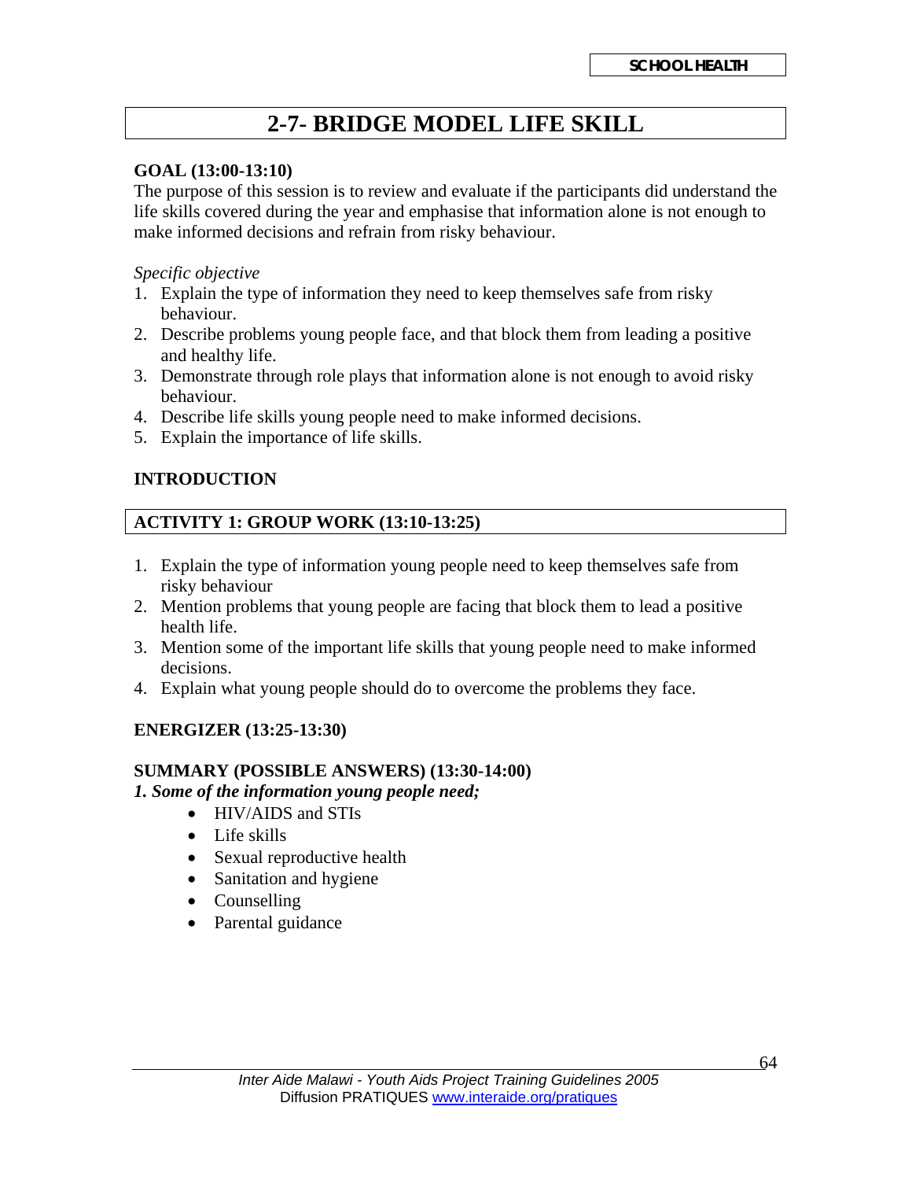# 2-7- BRIDGE MODEL LIFE SKILL

**GOAL (13:00-13:10)**

The purpose of this session is to review and evaluate if the participants did understand the life skills covered during the year and emphasise that information alone is not enough to make informed decisions and refrain from risky behaviour.

*Specific objective*

1. Explain the type of information they need to keep themselves safe from risky behaviour.
2. Describe problems young people face, and that block them from leading a positive and healthy life.
3. Demonstrate through role plays that information alone is not enough to avoid risky behaviour.
4. Describe life skills young people need to make informed decisions.
5. Explain the importance of life skills.

**INTRODUCTION**

**ACTIVITY 1: GROUP WORK (13:10-13:25)**

1. Explain the type of information young people need to keep themselves safe from risky behaviour
2. Mention problems that young people are facing that block them to lead a positive health life.
3. Mention some of the important life skills that young people need to make informed decisions.
4. Explain what young people should do to overcome the problems they face.

**ENERGIZER (13:25-13:30)**

**SUMMARY (POSSIBLE ANSWERS) (13:30-14:00)**

***1. Some of the information young people need;***

- HIV/AIDS and STIs
- Life skills
- Sexual reproductive health
- Sanitation and hygiene
- Counselling
- Parental guidance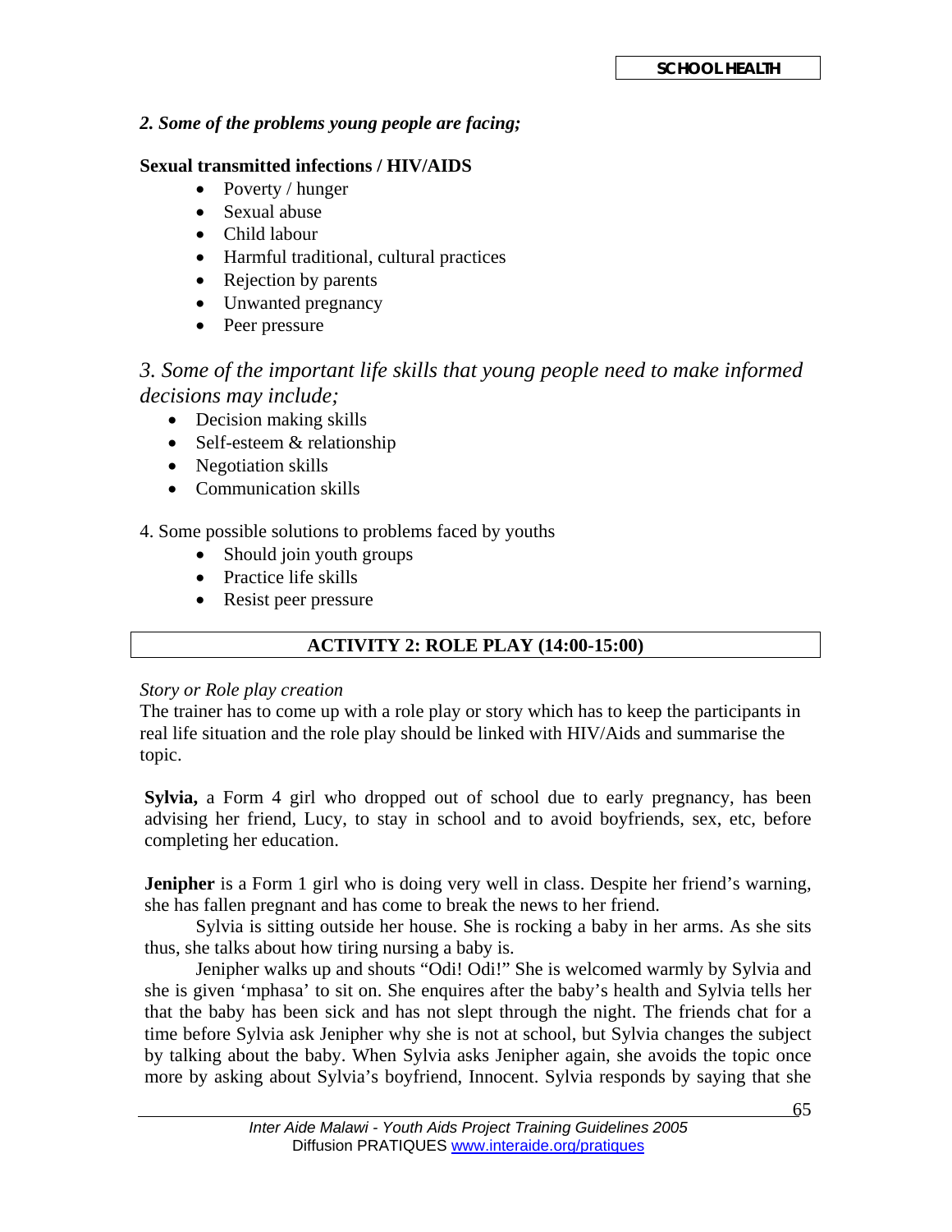*2. Some of the problems young people are facing;*

**Sexual transmitted infections / HIV/AIDS**

- Poverty / hunger
- Sexual abuse
- Child labour
- Harmful traditional, cultural practices
- Rejection by parents
- Unwanted pregnancy
- Peer pressure

*3. Some of the important life skills that young people need to make informed decisions may include;*

- Decision making skills
- Self-esteem & relationship
- Negotiation skills
- Communication skills

4. Some possible solutions to problems faced by youths

- Should join youth groups
- Practice life skills
- Resist peer pressure

**ACTIVITY 2: ROLE PLAY (14:00-15:00)**

*Story or Role play creation*

The trainer has to come up with a role play or story which has to keep the participants in real life situation and the role play should be linked with HIV/Aids and summarise the topic.

**Sylvia,** a Form 4 girl who dropped out of school due to early pregnancy, has been advising her friend, Lucy, to stay in school and to avoid boyfriends, sex, etc, before completing her education.

**Jenipher** is a Form 1 girl who is doing very well in class. Despite her friend's warning, she has fallen pregnant and has come to break the news to her friend.

Sylvia is sitting outside her house. She is rocking a baby in her arms. As she sits thus, she talks about how tiring nursing a baby is.

Jenipher walks up and shouts "Odi! Odi!" She is welcomed warmly by Sylvia and she is given 'mphasa' to sit on. She enquires after the baby's health and Sylvia tells her that the baby has been sick and has not slept through the night. The friends chat for a time before Sylvia ask Jenipher why she is not at school, but Sylvia changes the subject by talking about the baby. When Sylvia asks Jenipher again, she avoids the topic once more by asking about Sylvia's boyfriend, Innocent. Sylvia responds by saying that she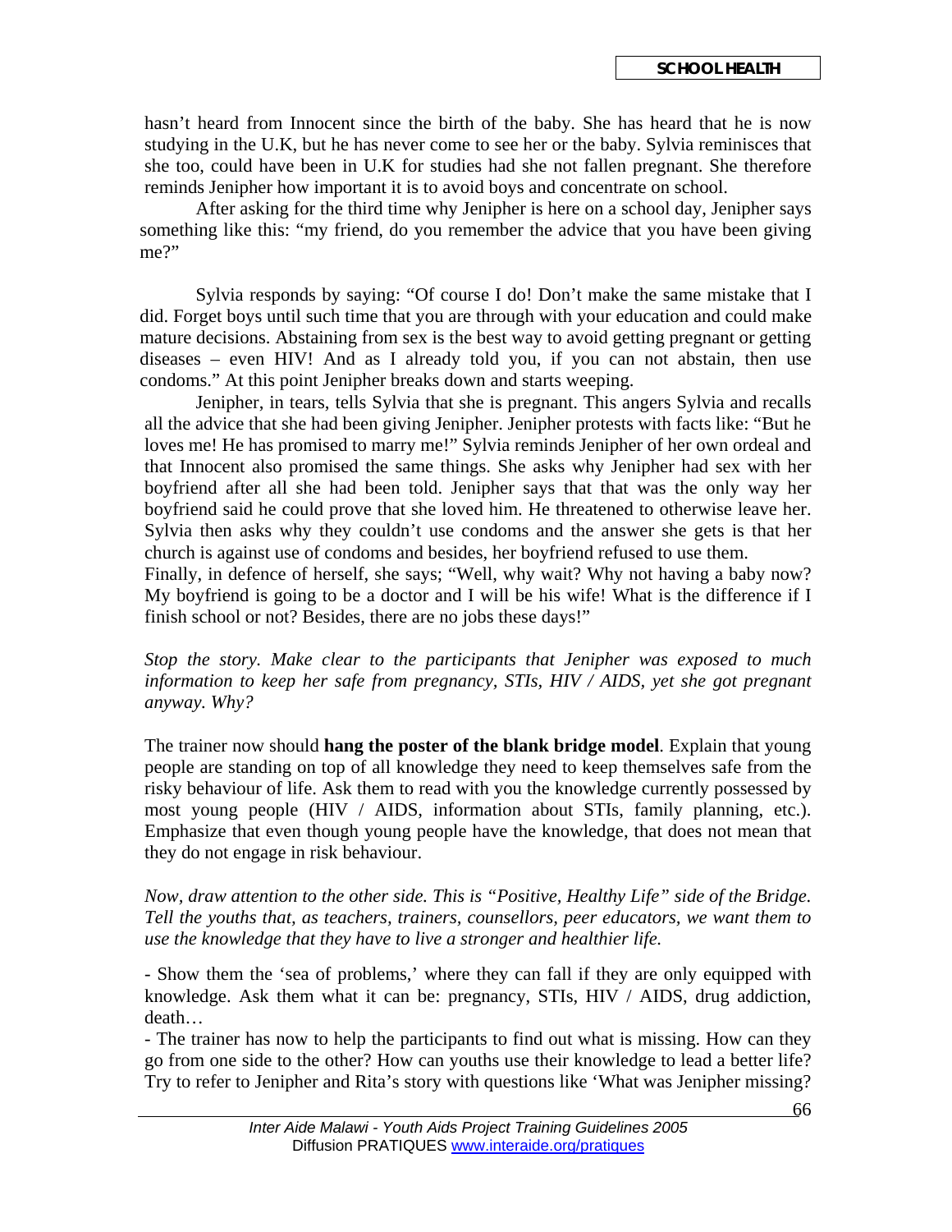hasn't heard from Innocent since the birth of the baby. She has heard that he is now studying in the U.K, but he has never come to see her or the baby. Sylvia reminisces that she too, could have been in U.K for studies had she not fallen pregnant. She therefore reminds Jenipher how important it is to avoid boys and concentrate on school.

After asking for the third time why Jenipher is here on a school day, Jenipher says something like this: "my friend, do you remember the advice that you have been giving me?"

Sylvia responds by saying: "Of course I do! Don't make the same mistake that I did. Forget boys until such time that you are through with your education and could make mature decisions. Abstaining from sex is the best way to avoid getting pregnant or getting diseases – even HIV! And as I already told you, if you can not abstain, then use condoms." At this point Jenipher breaks down and starts weeping.

Jenipher, in tears, tells Sylvia that she is pregnant. This angers Sylvia and recalls all the advice that she had been giving Jenipher. Jenipher protests with facts like: "But he loves me! He has promised to marry me!" Sylvia reminds Jenipher of her own ordeal and that Innocent also promised the same things. She asks why Jenipher had sex with her boyfriend after all she had been told. Jenipher says that that was the only way her boyfriend said he could prove that she loved him. He threatened to otherwise leave her. Sylvia then asks why they couldn't use condoms and the answer she gets is that her church is against use of condoms and besides, her boyfriend refused to use them.
Finally, in defence of herself, she says; "Well, why wait? Why not having a baby now? My boyfriend is going to be a doctor and I will be his wife! What is the difference if I finish school or not? Besides, there are no jobs these days!"

*Stop the story. Make clear to the participants that Jenipher was exposed to much information to keep her safe from pregnancy, STIs, HIV / AIDS, yet she got pregnant anyway. Why?*

The trainer now should **hang the poster of the blank bridge model**. Explain that young people are standing on top of all knowledge they need to keep themselves safe from the risky behaviour of life. Ask them to read with you the knowledge currently possessed by most young people (HIV / AIDS, information about STIs, family planning, etc.). Emphasize that even though young people have the knowledge, that does not mean that they do not engage in risk behaviour.

*Now, draw attention to the other side. This is "Positive, Healthy Life" side of the Bridge. Tell the youths that, as teachers, trainers, counsellors, peer educators, we want them to use the knowledge that they have to live a stronger and healthier life.*

- Show them the 'sea of problems,' where they can fall if they are only equipped with knowledge. Ask them what it can be: pregnancy, STIs, HIV / AIDS, drug addiction, death…
- The trainer has now to help the participants to find out what is missing. How can they go from one side to the other? How can youths use their knowledge to lead a better life? Try to refer to Jenipher and Rita's story with questions like 'What was Jenipher missing?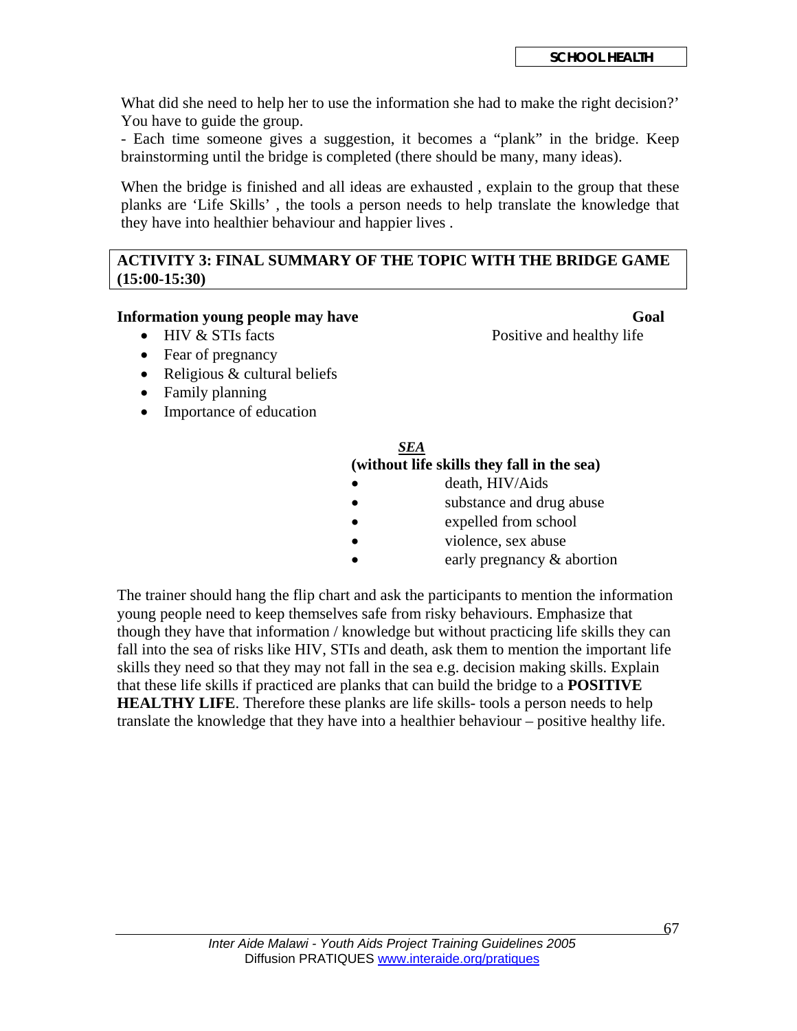What did she need to help her to use the information she had to make the right decision?' You have to guide the group.

- Each time someone gives a suggestion, it becomes a "plank" in the bridge. Keep brainstorming until the bridge is completed (there should be many, many ideas).

When the bridge is finished and all ideas are exhausted , explain to the group that these planks are 'Life Skills' , the tools a person needs to help translate the knowledge that they have into healthier behaviour and happier lives .

## ACTIVITY 3: FINAL SUMMARY OF THE TOPIC WITH THE BRIDGE GAME (15:00-15:30)

**Information young people may have**

- HIV & STIs facts
- Fear of pregnancy
- Religious & cultural beliefs
- Family planning
- Importance of education

**Goal**

Positive and healthy life

***SEA***

**(without life skills they fall in the sea)**

- death, HIV/Aids
- substance and drug abuse
- expelled from school
- violence, sex abuse
- early pregnancy & abortion

The trainer should hang the flip chart and ask the participants to mention the information young people need to keep themselves safe from risky behaviours. Emphasize that though they have that information / knowledge but without practicing life skills they can fall into the sea of risks like HIV, STIs and death, ask them to mention the important life skills they need so that they may not fall in the sea e.g. decision making skills. Explain that these life skills if practiced are planks that can build the bridge to a **POSITIVE HEALTHY LIFE**. Therefore these planks are life skills- tools a person needs to help translate the knowledge that they have into a healthier behaviour – positive healthy life.